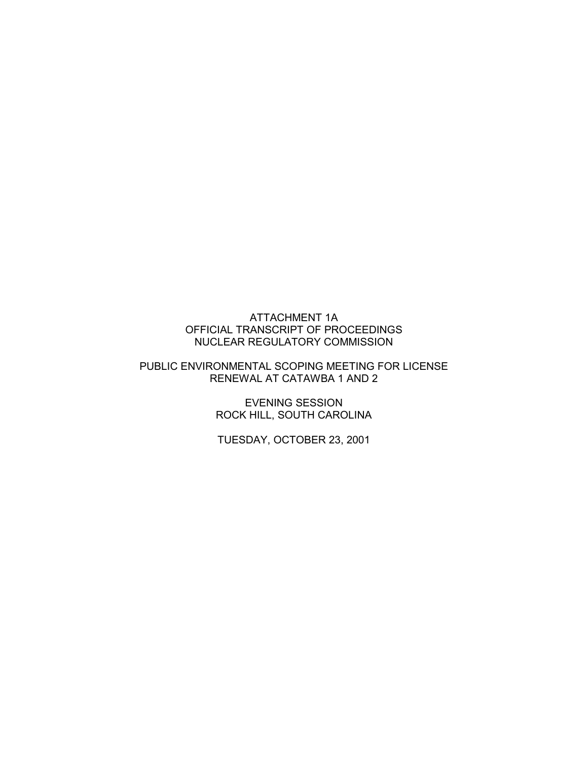# ATTACHMENT 1A
## OFFICIAL TRANSCRIPT OF PROCEEDINGS
## NUCLEAR REGULATORY COMMISSION

PUBLIC ENVIRONMENTAL SCOPING MEETING FOR LICENSE RENEWAL AT CATAWBA 1 AND 2

EVENING SESSION
ROCK HILL, SOUTH CAROLINA

TUESDAY, OCTOBER 23, 2001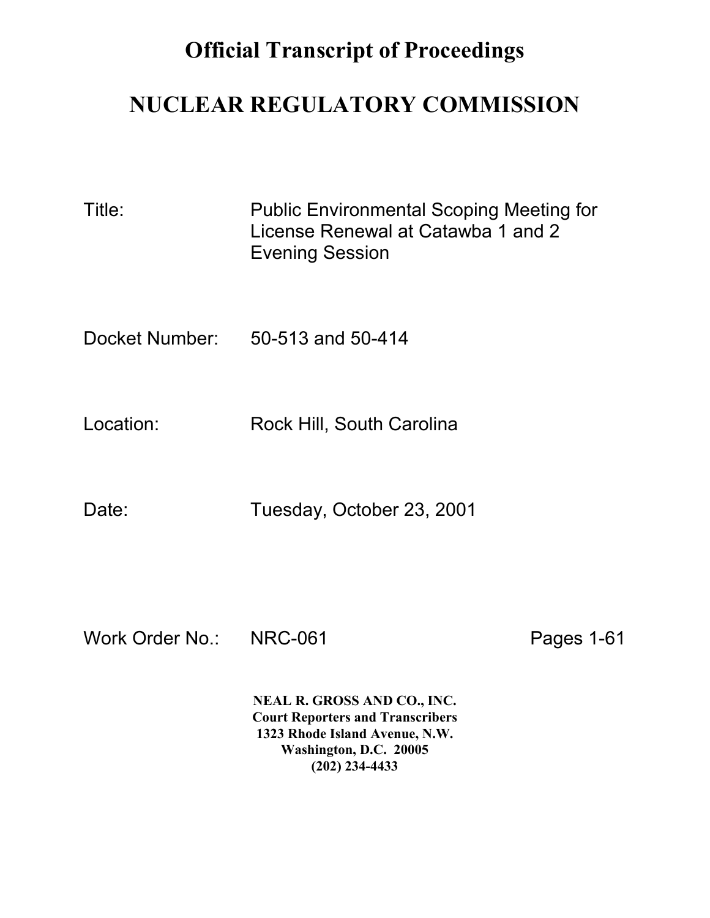# Official Transcript of Proceedings

# NUCLEAR REGULATORY COMMISSION

Title: Public Environmental Scoping Meeting for License Renewal at Catawba 1 and 2 Evening Session

Docket Number: 50-513 and 50-414

Location: Rock Hill, South Carolina

Date: Tuesday, October 23, 2001

Work Order No.: NRC-061 Pages 1-61

**NEAL R. GROSS AND CO., INC.**
**Court Reporters and Transcribers**
**1323 Rhode Island Avenue, N.W.**
**Washington, D.C. 20005**
**(202) 234-4433**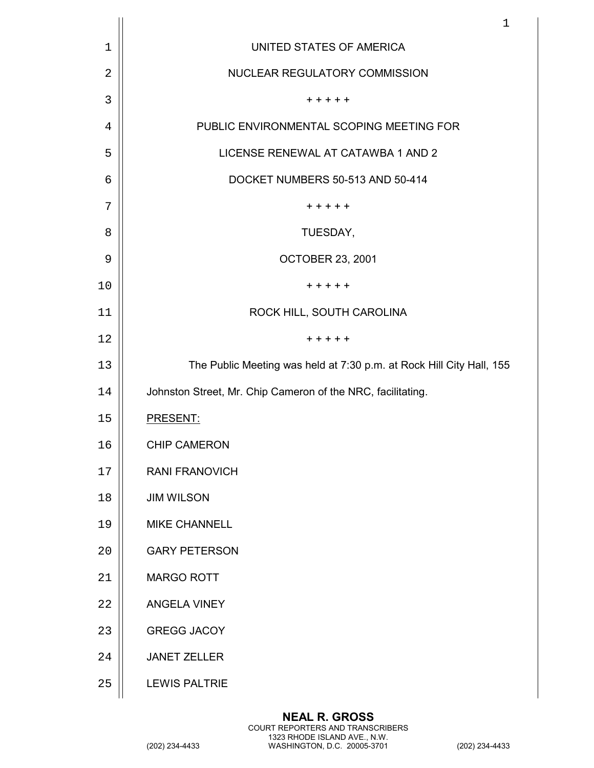UNITED STATES OF AMERICA

NUCLEAR REGULATORY COMMISSION

+ + + + +

PUBLIC ENVIRONMENTAL SCOPING MEETING FOR

LICENSE RENEWAL AT CATAWBA 1 AND 2

DOCKET NUMBERS 50-513 AND 50-414

+ + + + +

TUESDAY,

OCTOBER 23, 2001

+ + + + +

ROCK HILL, SOUTH CAROLINA

+ + + + +

The Public Meeting was held at 7:30 p.m. at Rock Hill City Hall, 155 Johnston Street, Mr. Chip Cameron of the NRC, facilitating.

PRESENT:

CHIP CAMERON

RANI FRANOVICH

JIM WILSON

MIKE CHANNELL

GARY PETERSON

MARGO ROTT

ANGELA VINEY

GREGG JACOY

JANET ZELLER

LEWIS PALTRIE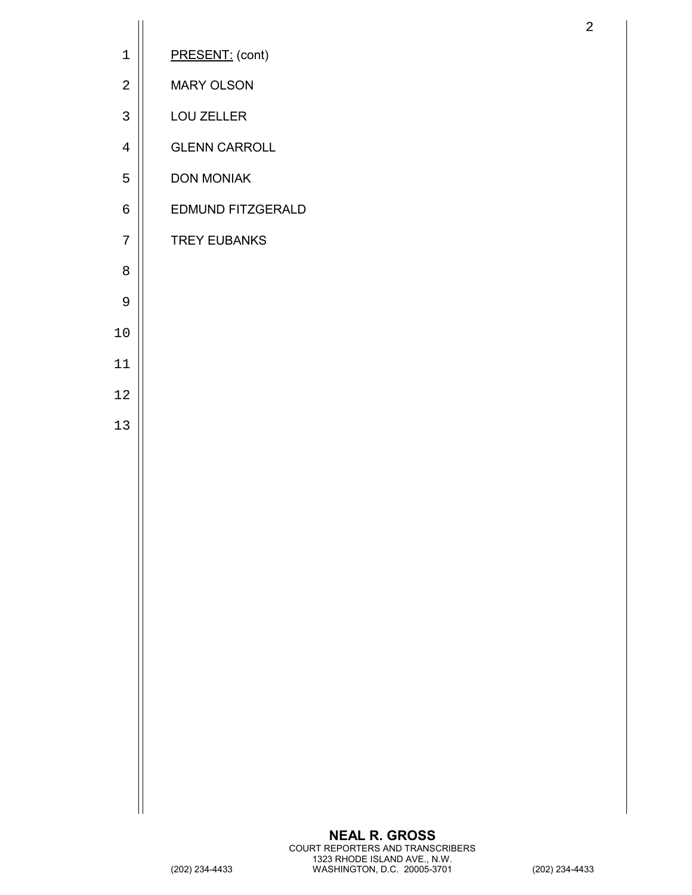<u>PRESENT:</u> (cont)

MARY OLSON

LOU ZELLER

GLENN CARROLL

DON MONIAK

EDMUND FITZGERALD

TREY EUBANKS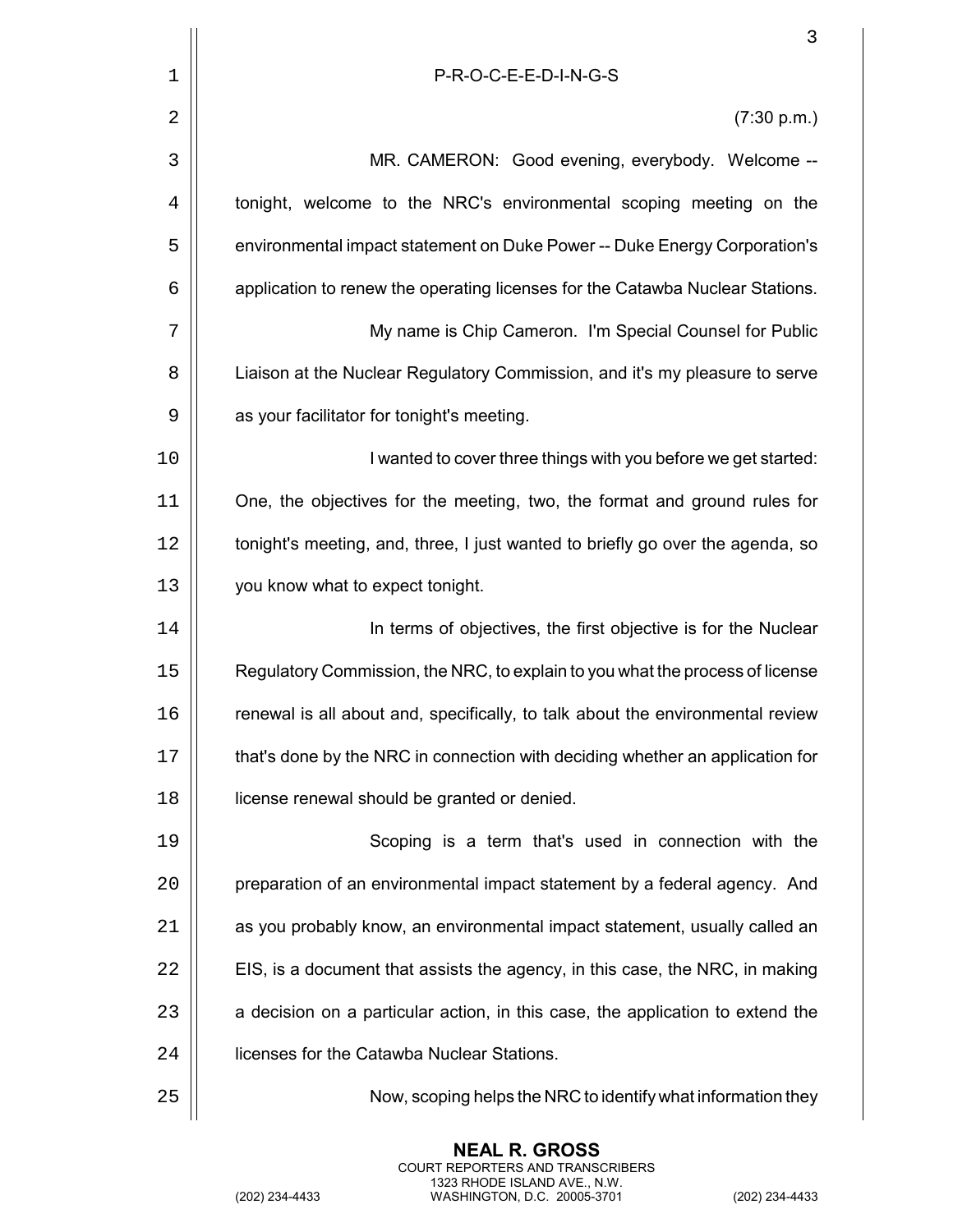P-R-O-C-E-E-D-I-N-G-S

(7:30 p.m.)

MR. CAMERON: Good evening, everybody. Welcome -- tonight, welcome to the NRC's environmental scoping meeting on the environmental impact statement on Duke Power -- Duke Energy Corporation's application to renew the operating licenses for the Catawba Nuclear Stations.

My name is Chip Cameron. I'm Special Counsel for Public Liaison at the Nuclear Regulatory Commission, and it's my pleasure to serve as your facilitator for tonight's meeting.

I wanted to cover three things with you before we get started: One, the objectives for the meeting, two, the format and ground rules for tonight's meeting, and, three, I just wanted to briefly go over the agenda, so you know what to expect tonight.

In terms of objectives, the first objective is for the Nuclear Regulatory Commission, the NRC, to explain to you what the process of license renewal is all about and, specifically, to talk about the environmental review that's done by the NRC in connection with deciding whether an application for license renewal should be granted or denied.

Scoping is a term that's used in connection with the preparation of an environmental impact statement by a federal agency. And as you probably know, an environmental impact statement, usually called an EIS, is a document that assists the agency, in this case, the NRC, in making a decision on a particular action, in this case, the application to extend the licenses for the Catawba Nuclear Stations.

Now, scoping helps the NRC to identify what information they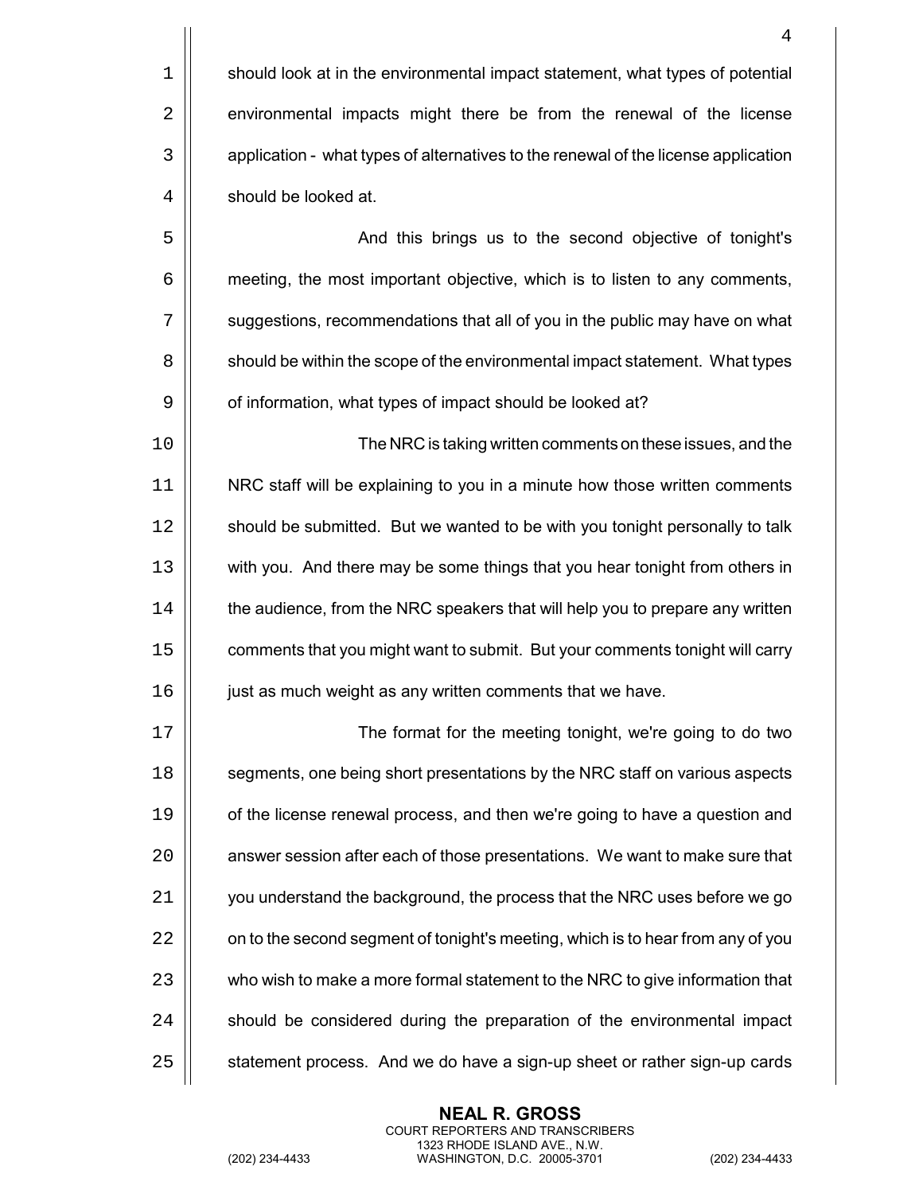should look at in the environmental impact statement, what types of potential environmental impacts might there be from the renewal of the license application - what types of alternatives to the renewal of the license application should be looked at.

And this brings us to the second objective of tonight's meeting, the most important objective, which is to listen to any comments, suggestions, recommendations that all of you in the public may have on what should be within the scope of the environmental impact statement. What types of information, what types of impact should be looked at?

The NRC is taking written comments on these issues, and the NRC staff will be explaining to you in a minute how those written comments should be submitted. But we wanted to be with you tonight personally to talk with you. And there may be some things that you hear tonight from others in the audience, from the NRC speakers that will help you to prepare any written comments that you might want to submit. But your comments tonight will carry just as much weight as any written comments that we have.

The format for the meeting tonight, we're going to do two segments, one being short presentations by the NRC staff on various aspects of the license renewal process, and then we're going to have a question and answer session after each of those presentations. We want to make sure that you understand the background, the process that the NRC uses before we go on to the second segment of tonight's meeting, which is to hear from any of you who wish to make a more formal statement to the NRC to give information that should be considered during the preparation of the environmental impact statement process. And we do have a sign-up sheet or rather sign-up cards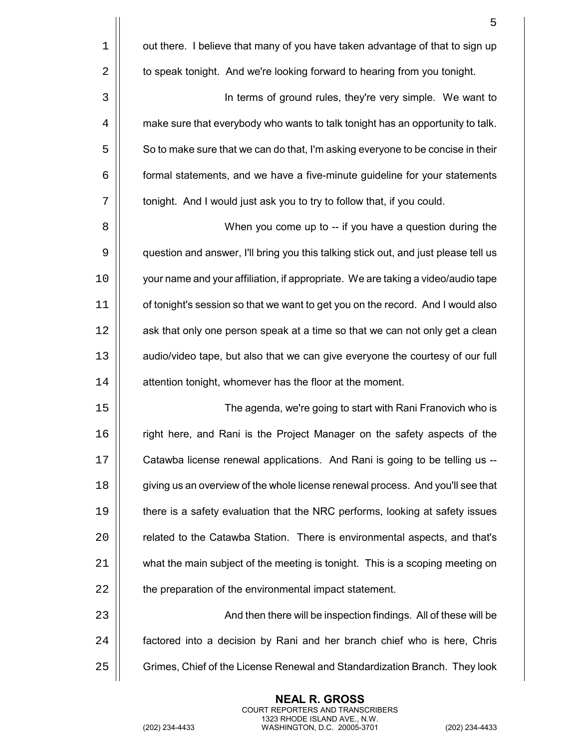out there. I believe that many of you have taken advantage of that to sign up to speak tonight. And we're looking forward to hearing from you tonight.

In terms of ground rules, they're very simple. We want to make sure that everybody who wants to talk tonight has an opportunity to talk. So to make sure that we can do that, I'm asking everyone to be concise in their formal statements, and we have a five-minute guideline for your statements tonight. And I would just ask you to try to follow that, if you could.

When you come up to -- if you have a question during the question and answer, I'll bring you this talking stick out, and just please tell us your name and your affiliation, if appropriate. We are taking a video/audio tape of tonight's session so that we want to get you on the record. And I would also ask that only one person speak at a time so that we can not only get a clean audio/video tape, but also that we can give everyone the courtesy of our full attention tonight, whomever has the floor at the moment.

The agenda, we're going to start with Rani Franovich who is right here, and Rani is the Project Manager on the safety aspects of the Catawba license renewal applications. And Rani is going to be telling us -- giving us an overview of the whole license renewal process. And you'll see that there is a safety evaluation that the NRC performs, looking at safety issues related to the Catawba Station. There is environmental aspects, and that's what the main subject of the meeting is tonight. This is a scoping meeting on the preparation of the environmental impact statement.

And then there will be inspection findings. All of these will be factored into a decision by Rani and her branch chief who is here, Chris Grimes, Chief of the License Renewal and Standardization Branch. They look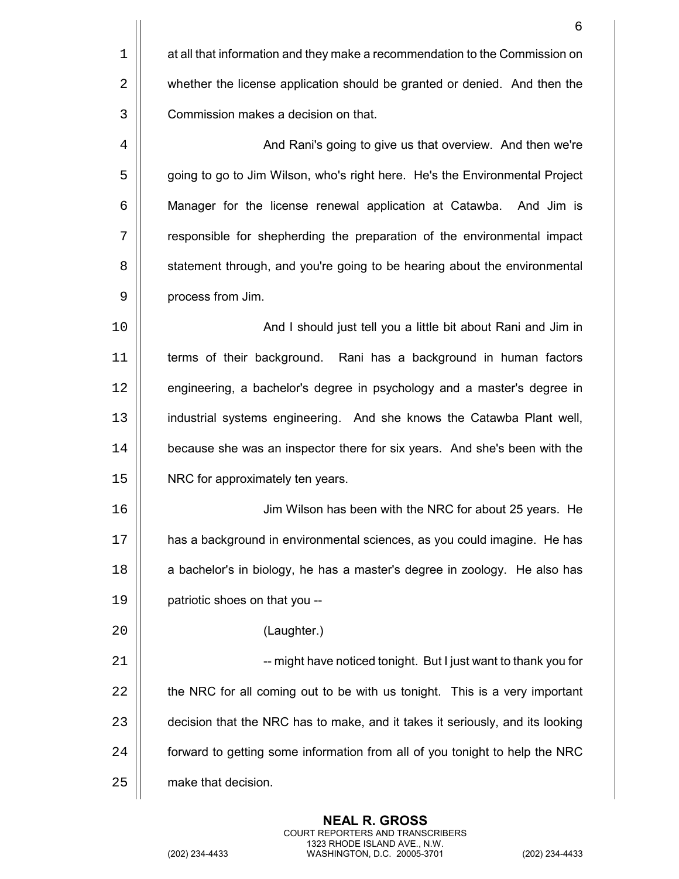at all that information and they make a recommendation to the Commission on whether the license application should be granted or denied. And then the Commission makes a decision on that.

And Rani's going to give us that overview. And then we're going to go to Jim Wilson, who's right here. He's the Environmental Project Manager for the license renewal application at Catawba. And Jim is responsible for shepherding the preparation of the environmental impact statement through, and you're going to be hearing about the environmental process from Jim.

And I should just tell you a little bit about Rani and Jim in terms of their background. Rani has a background in human factors engineering, a bachelor's degree in psychology and a master's degree in industrial systems engineering. And she knows the Catawba Plant well, because she was an inspector there for six years. And she's been with the NRC for approximately ten years.

Jim Wilson has been with the NRC for about 25 years. He has a background in environmental sciences, as you could imagine. He has a bachelor's in biology, he has a master's degree in zoology. He also has patriotic shoes on that you --

(Laughter.)

-- might have noticed tonight. But I just want to thank you for the NRC for all coming out to be with us tonight. This is a very important decision that the NRC has to make, and it takes it seriously, and its looking forward to getting some information from all of you tonight to help the NRC make that decision.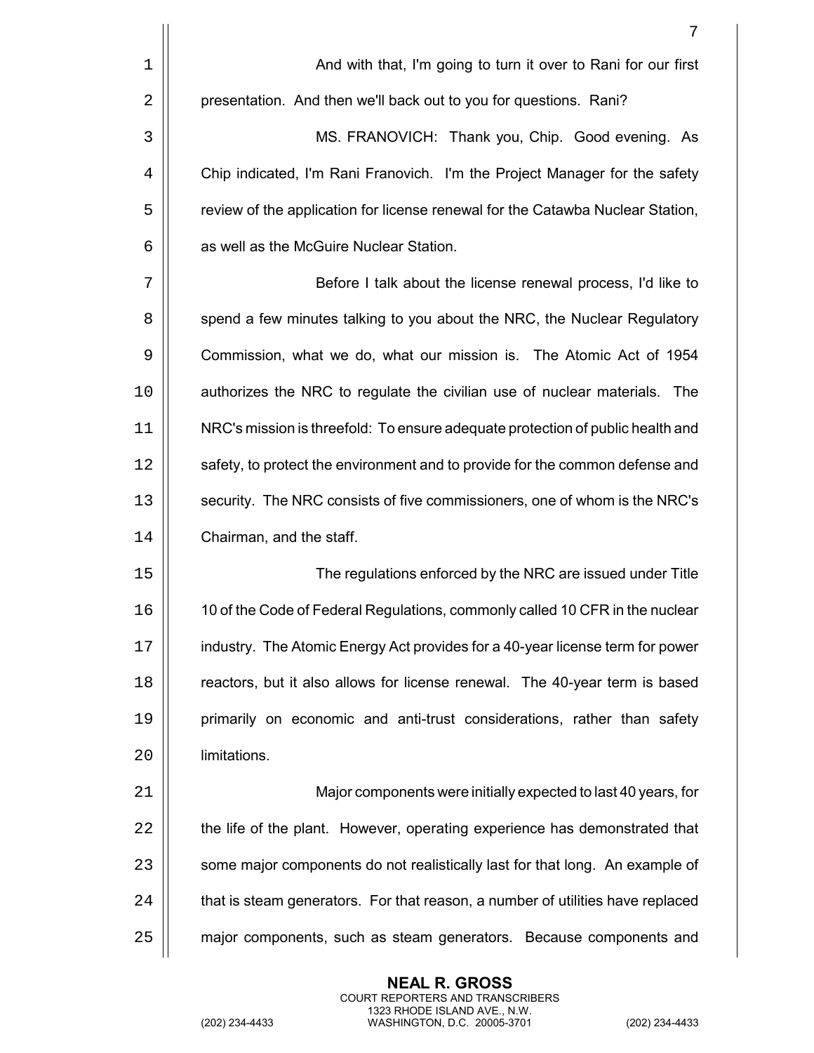And with that, I'm going to turn it over to Rani for our first presentation. And then we'll back out to you for questions. Rani?

MS. FRANOVICH: Thank you, Chip. Good evening. As Chip indicated, I'm Rani Franovich. I'm the Project Manager for the safety review of the application for license renewal for the Catawba Nuclear Station, as well as the McGuire Nuclear Station.

Before I talk about the license renewal process, I'd like to spend a few minutes talking to you about the NRC, the Nuclear Regulatory Commission, what we do, what our mission is. The Atomic Act of 1954 authorizes the NRC to regulate the civilian use of nuclear materials. The NRC's mission is threefold: To ensure adequate protection of public health and safety, to protect the environment and to provide for the common defense and security. The NRC consists of five commissioners, one of whom is the NRC's Chairman, and the staff.

The regulations enforced by the NRC are issued under Title 10 of the Code of Federal Regulations, commonly called 10 CFR in the nuclear industry. The Atomic Energy Act provides for a 40-year license term for power reactors, but it also allows for license renewal. The 40-year term is based primarily on economic and anti-trust considerations, rather than safety limitations.

Major components were initially expected to last 40 years, for the life of the plant. However, operating experience has demonstrated that some major components do not realistically last for that long. An example of that is steam generators. For that reason, a number of utilities have replaced major components, such as steam generators. Because components and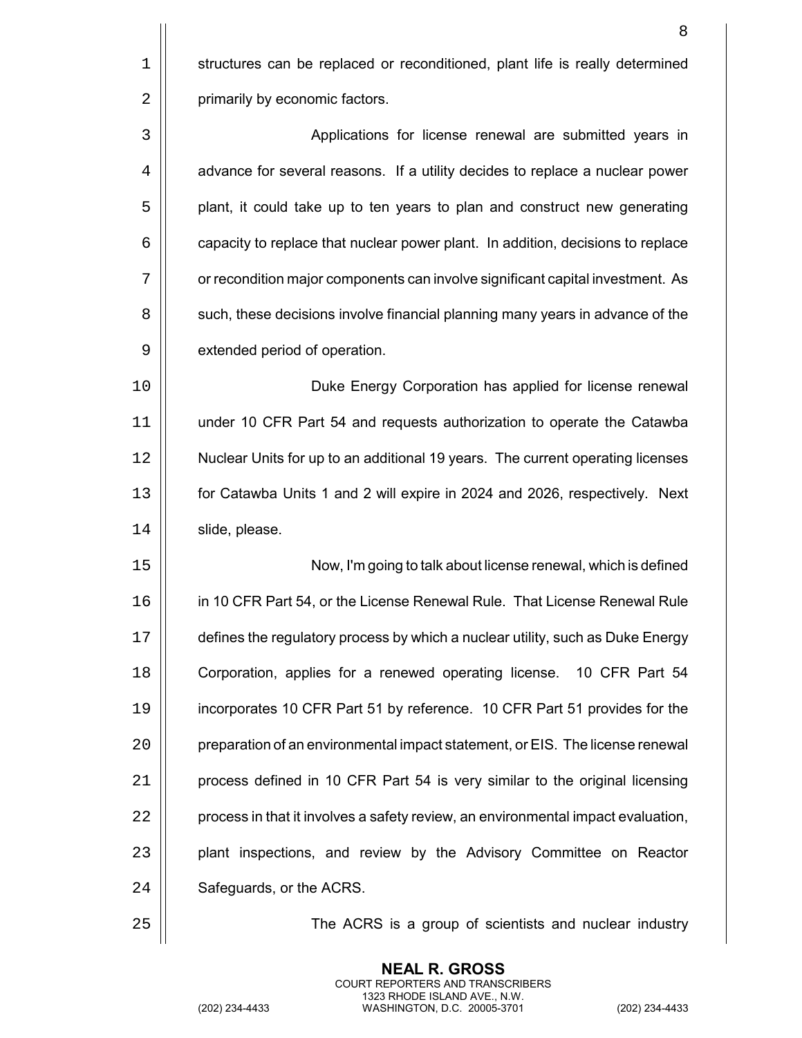structures can be replaced or reconditioned, plant life is really determined primarily by economic factors.

Applications for license renewal are submitted years in advance for several reasons. If a utility decides to replace a nuclear power plant, it could take up to ten years to plan and construct new generating capacity to replace that nuclear power plant. In addition, decisions to replace or recondition major components can involve significant capital investment. As such, these decisions involve financial planning many years in advance of the extended period of operation.

Duke Energy Corporation has applied for license renewal under 10 CFR Part 54 and requests authorization to operate the Catawba Nuclear Units for up to an additional 19 years. The current operating licenses for Catawba Units 1 and 2 will expire in 2024 and 2026, respectively. Next slide, please.

Now, I'm going to talk about license renewal, which is defined in 10 CFR Part 54, or the License Renewal Rule. That License Renewal Rule defines the regulatory process by which a nuclear utility, such as Duke Energy Corporation, applies for a renewed operating license. 10 CFR Part 54 incorporates 10 CFR Part 51 by reference. 10 CFR Part 51 provides for the preparation of an environmental impact statement, or EIS. The license renewal process defined in 10 CFR Part 54 is very similar to the original licensing process in that it involves a safety review, an environmental impact evaluation, plant inspections, and review by the Advisory Committee on Reactor Safeguards, or the ACRS.

The ACRS is a group of scientists and nuclear industry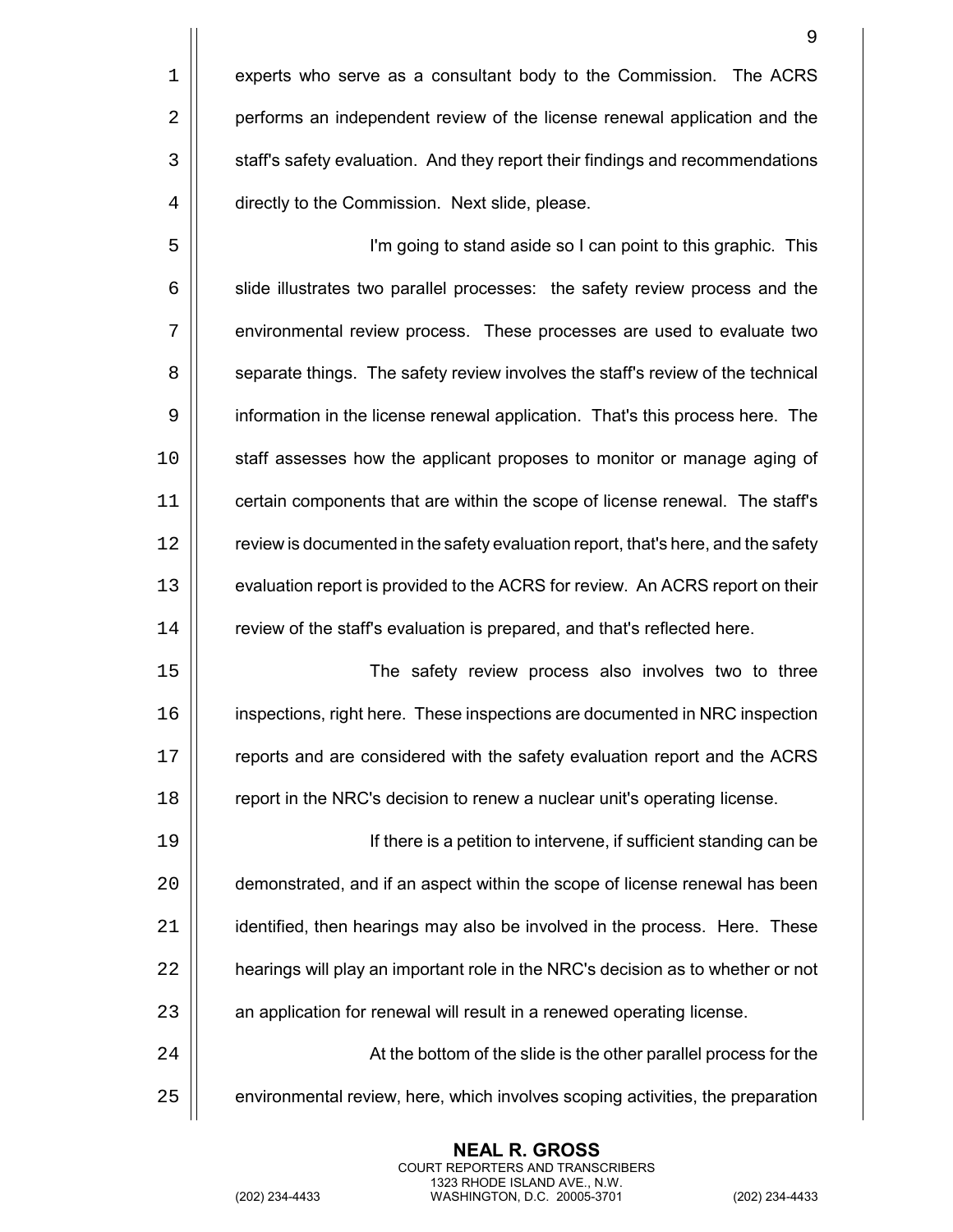experts who serve as a consultant body to the Commission. The ACRS performs an independent review of the license renewal application and the staff's safety evaluation. And they report their findings and recommendations directly to the Commission. Next slide, please.

I'm going to stand aside so I can point to this graphic. This slide illustrates two parallel processes: the safety review process and the environmental review process. These processes are used to evaluate two separate things. The safety review involves the staff's review of the technical information in the license renewal application. That's this process here. The staff assesses how the applicant proposes to monitor or manage aging of certain components that are within the scope of license renewal. The staff's review is documented in the safety evaluation report, that's here, and the safety evaluation report is provided to the ACRS for review. An ACRS report on their review of the staff's evaluation is prepared, and that's reflected here.

The safety review process also involves two to three inspections, right here. These inspections are documented in NRC inspection reports and are considered with the safety evaluation report and the ACRS report in the NRC's decision to renew a nuclear unit's operating license.

If there is a petition to intervene, if sufficient standing can be demonstrated, and if an aspect within the scope of license renewal has been identified, then hearings may also be involved in the process. Here. These hearings will play an important role in the NRC's decision as to whether or not an application for renewal will result in a renewed operating license.

At the bottom of the slide is the other parallel process for the environmental review, here, which involves scoping activities, the preparation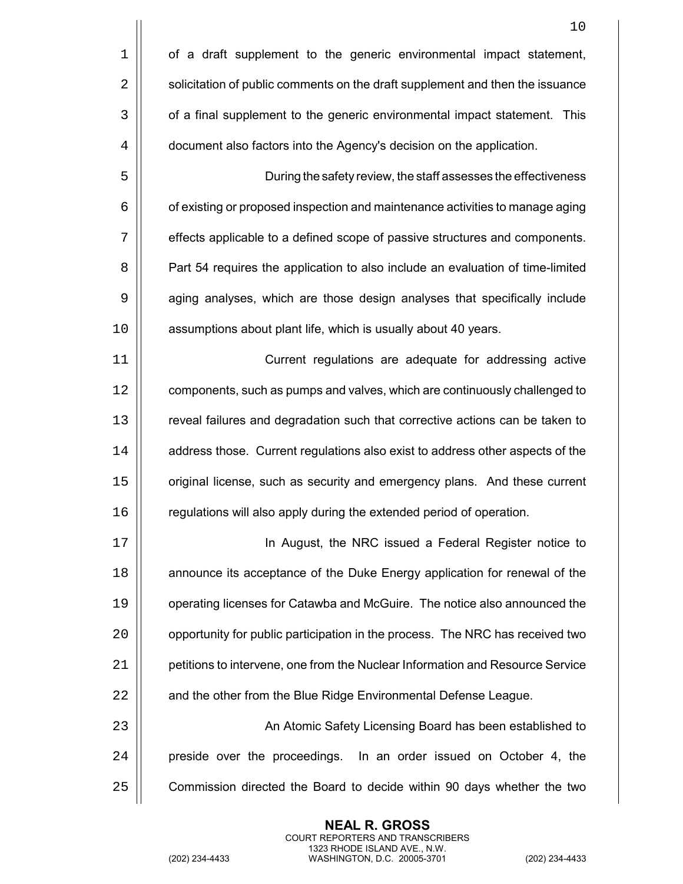of a draft supplement to the generic environmental impact statement, solicitation of public comments on the draft supplement and then the issuance of a final supplement to the generic environmental impact statement. This document also factors into the Agency's decision on the application.

During the safety review, the staff assesses the effectiveness of existing or proposed inspection and maintenance activities to manage aging effects applicable to a defined scope of passive structures and components. Part 54 requires the application to also include an evaluation of time-limited aging analyses, which are those design analyses that specifically include assumptions about plant life, which is usually about 40 years.

Current regulations are adequate for addressing active components, such as pumps and valves, which are continuously challenged to reveal failures and degradation such that corrective actions can be taken to address those. Current regulations also exist to address other aspects of the original license, such as security and emergency plans. And these current regulations will also apply during the extended period of operation.

In August, the NRC issued a Federal Register notice to announce its acceptance of the Duke Energy application for renewal of the operating licenses for Catawba and McGuire. The notice also announced the opportunity for public participation in the process. The NRC has received two petitions to intervene, one from the Nuclear Information and Resource Service and the other from the Blue Ridge Environmental Defense League.

An Atomic Safety Licensing Board has been established to preside over the proceedings. In an order issued on October 4, the Commission directed the Board to decide within 90 days whether the two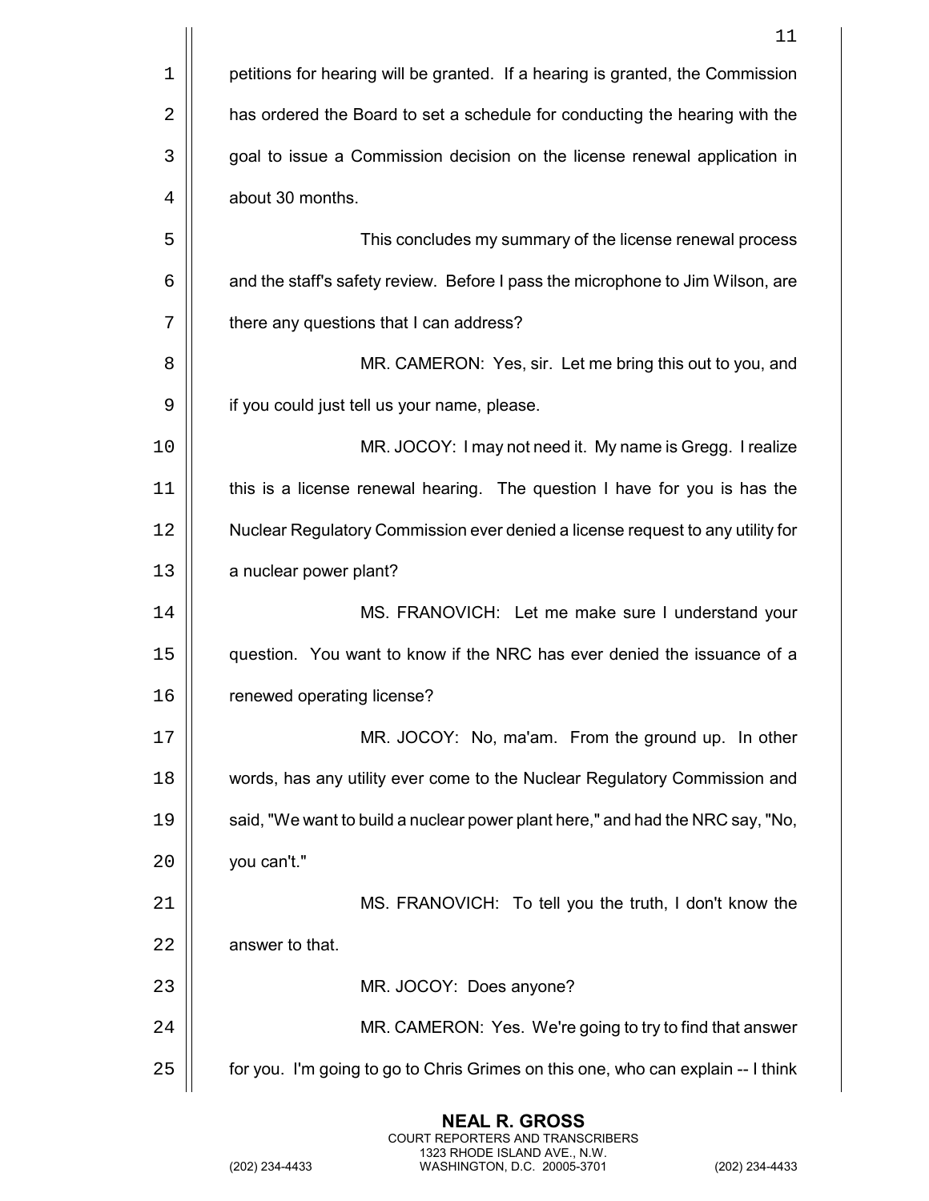petitions for hearing will be granted. If a hearing is granted, the Commission has ordered the Board to set a schedule for conducting the hearing with the goal to issue a Commission decision on the license renewal application in about 30 months.

This concludes my summary of the license renewal process and the staff's safety review. Before I pass the microphone to Jim Wilson, are there any questions that I can address?

MR. CAMERON: Yes, sir. Let me bring this out to you, and if you could just tell us your name, please.

MR. JOCOY: I may not need it. My name is Gregg. I realize this is a license renewal hearing. The question I have for you is has the Nuclear Regulatory Commission ever denied a license request to any utility for a nuclear power plant?

MS. FRANOVICH: Let me make sure I understand your question. You want to know if the NRC has ever denied the issuance of a renewed operating license?

MR. JOCOY: No, ma'am. From the ground up. In other words, has any utility ever come to the Nuclear Regulatory Commission and said, "We want to build a nuclear power plant here," and had the NRC say, "No, you can't."

MS. FRANOVICH: To tell you the truth, I don't know the answer to that.

MR. JOCOY: Does anyone?

MR. CAMERON: Yes. We're going to try to find that answer for you. I'm going to go to Chris Grimes on this one, who can explain -- I think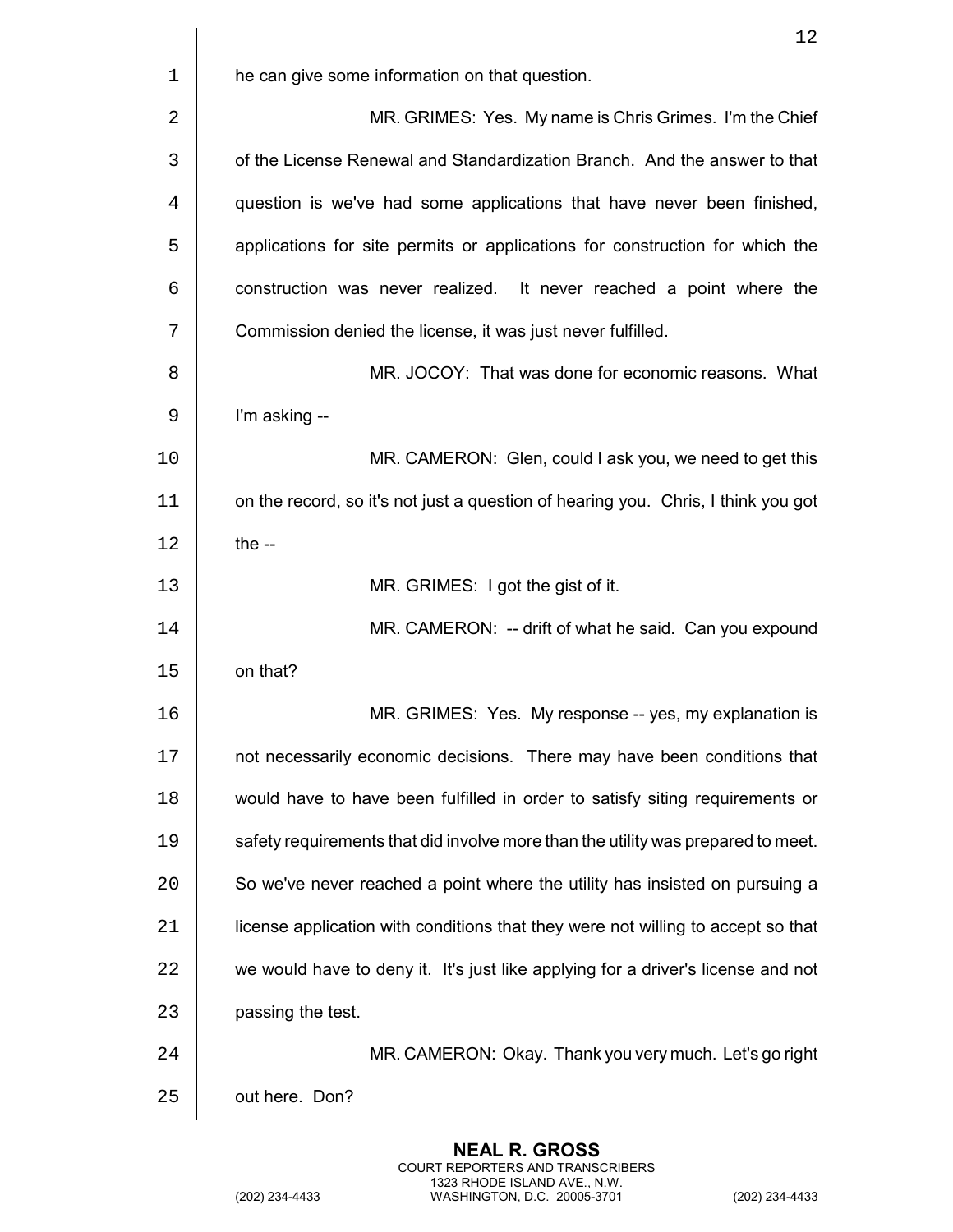he can give some information on that question.

MR. GRIMES: Yes. My name is Chris Grimes. I'm the Chief of the License Renewal and Standardization Branch. And the answer to that question is we've had some applications that have never been finished, applications for site permits or applications for construction for which the construction was never realized. It never reached a point where the Commission denied the license, it was just never fulfilled.

MR. JOCOY: That was done for economic reasons. What I'm asking --

MR. CAMERON: Glen, could I ask you, we need to get this on the record, so it's not just a question of hearing you. Chris, I think you got the --

MR. GRIMES: I got the gist of it.

MR. CAMERON: -- drift of what he said. Can you expound on that?

MR. GRIMES: Yes. My response -- yes, my explanation is not necessarily economic decisions. There may have been conditions that would have to have been fulfilled in order to satisfy siting requirements or safety requirements that did involve more than the utility was prepared to meet. So we've never reached a point where the utility has insisted on pursuing a license application with conditions that they were not willing to accept so that we would have to deny it. It's just like applying for a driver's license and not passing the test.

MR. CAMERON: Okay. Thank you very much. Let's go right out here. Don?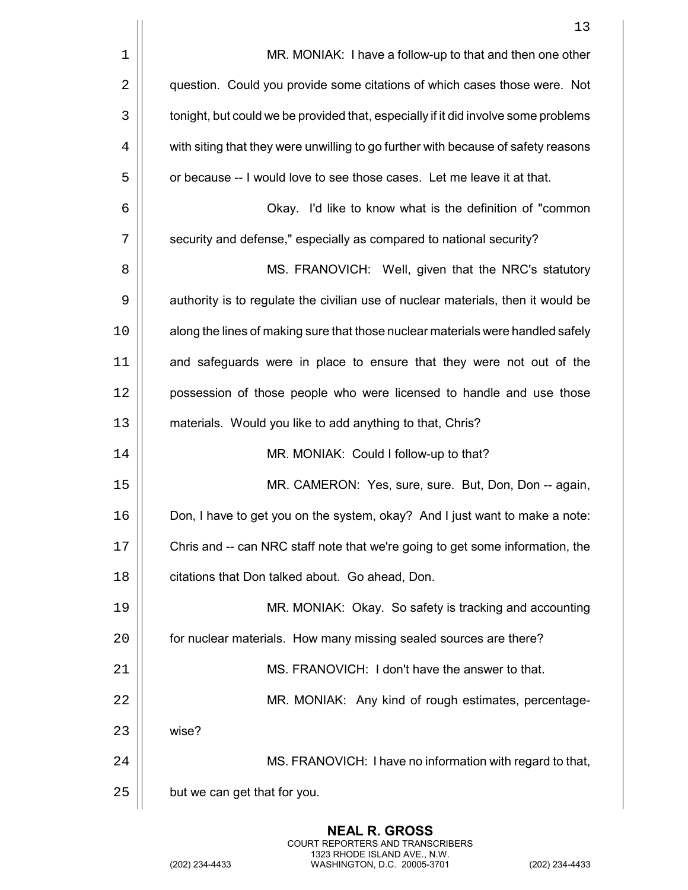MR. MONIAK: I have a follow-up to that and then one other question. Could you provide some citations of which cases those were. Not tonight, but could we be provided that, especially if it did involve some problems with siting that they were unwilling to go further with because of safety reasons or because -- I would love to see those cases. Let me leave it at that.

Okay. I'd like to know what is the definition of "common security and defense," especially as compared to national security?

MS. FRANOVICH: Well, given that the NRC's statutory authority is to regulate the civilian use of nuclear materials, then it would be along the lines of making sure that those nuclear materials were handled safely and safeguards were in place to ensure that they were not out of the possession of those people who were licensed to handle and use those materials. Would you like to add anything to that, Chris?

MR. MONIAK: Could I follow-up to that?

MR. CAMERON: Yes, sure, sure. But, Don, Don -- again, Don, I have to get you on the system, okay? And I just want to make a note: Chris and -- can NRC staff note that we're going to get some information, the citations that Don talked about. Go ahead, Don.

MR. MONIAK: Okay. So safety is tracking and accounting for nuclear materials. How many missing sealed sources are there?

MS. FRANOVICH: I don't have the answer to that.

MR. MONIAK: Any kind of rough estimates, percentage-wise?

MS. FRANOVICH: I have no information with regard to that, but we can get that for you.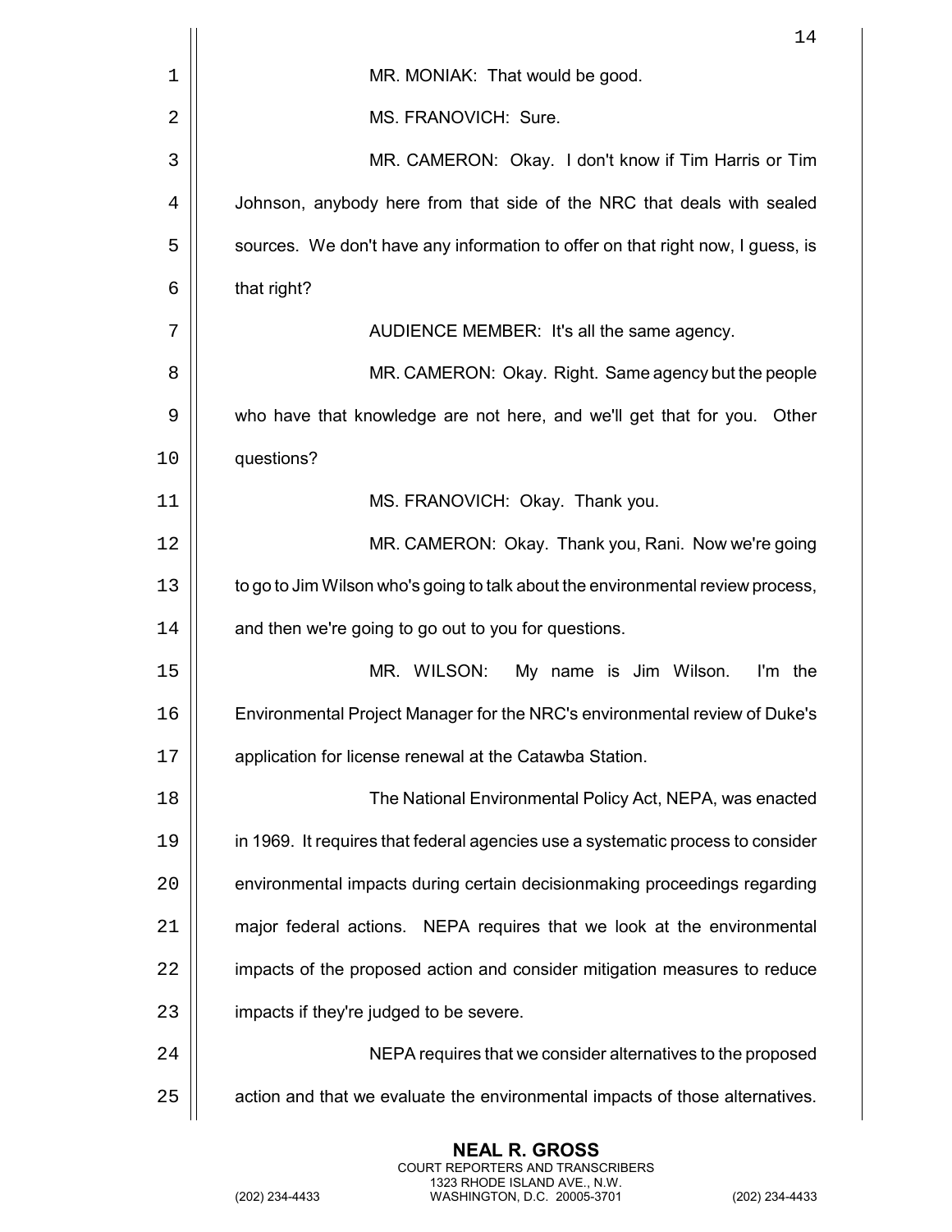MR. MONIAK: That would be good.

MS. FRANOVICH: Sure.

MR. CAMERON: Okay. I don't know if Tim Harris or Tim Johnson, anybody here from that side of the NRC that deals with sealed sources. We don't have any information to offer on that right now, I guess, is that right?

AUDIENCE MEMBER: It's all the same agency.

MR. CAMERON: Okay. Right. Same agency but the people who have that knowledge are not here, and we'll get that for you. Other questions?

MS. FRANOVICH: Okay. Thank you.

MR. CAMERON: Okay. Thank you, Rani. Now we're going to go to Jim Wilson who's going to talk about the environmental review process, and then we're going to go out to you for questions.

MR. WILSON: My name is Jim Wilson. I'm the Environmental Project Manager for the NRC's environmental review of Duke's application for license renewal at the Catawba Station.

The National Environmental Policy Act, NEPA, was enacted in 1969. It requires that federal agencies use a systematic process to consider environmental impacts during certain decisionmaking proceedings regarding major federal actions. NEPA requires that we look at the environmental impacts of the proposed action and consider mitigation measures to reduce impacts if they're judged to be severe.

NEPA requires that we consider alternatives to the proposed action and that we evaluate the environmental impacts of those alternatives.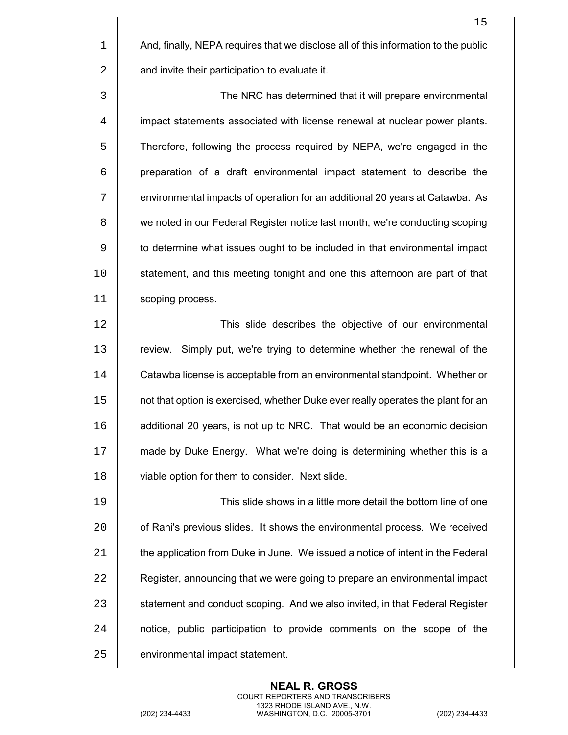And, finally, NEPA requires that we disclose all of this information to the public and invite their participation to evaluate it.

The NRC has determined that it will prepare environmental impact statements associated with license renewal at nuclear power plants. Therefore, following the process required by NEPA, we're engaged in the preparation of a draft environmental impact statement to describe the environmental impacts of operation for an additional 20 years at Catawba. As we noted in our Federal Register notice last month, we're conducting scoping to determine what issues ought to be included in that environmental impact statement, and this meeting tonight and one this afternoon are part of that scoping process.

This slide describes the objective of our environmental review. Simply put, we're trying to determine whether the renewal of the Catawba license is acceptable from an environmental standpoint. Whether or not that option is exercised, whether Duke ever really operates the plant for an additional 20 years, is not up to NRC. That would be an economic decision made by Duke Energy. What we're doing is determining whether this is a viable option for them to consider. Next slide.

This slide shows in a little more detail the bottom line of one of Rani's previous slides. It shows the environmental process. We received the application from Duke in June. We issued a notice of intent in the Federal Register, announcing that we were going to prepare an environmental impact statement and conduct scoping. And we also invited, in that Federal Register notice, public participation to provide comments on the scope of the environmental impact statement.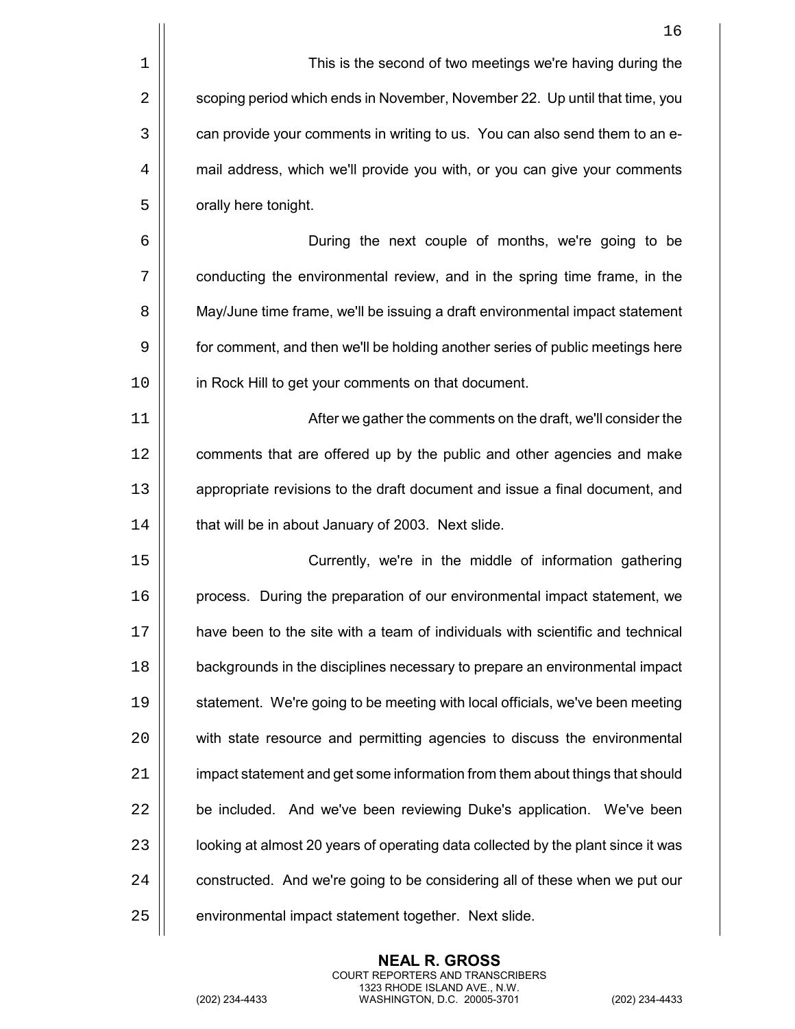This is the second of two meetings we're having during the scoping period which ends in November, November 22. Up until that time, you can provide your comments in writing to us. You can also send them to an e-mail address, which we'll provide you with, or you can give your comments orally here tonight.

During the next couple of months, we're going to be conducting the environmental review, and in the spring time frame, in the May/June time frame, we'll be issuing a draft environmental impact statement for comment, and then we'll be holding another series of public meetings here in Rock Hill to get your comments on that document.

After we gather the comments on the draft, we'll consider the comments that are offered up by the public and other agencies and make appropriate revisions to the draft document and issue a final document, and that will be in about January of 2003. Next slide.

Currently, we're in the middle of information gathering process. During the preparation of our environmental impact statement, we have been to the site with a team of individuals with scientific and technical backgrounds in the disciplines necessary to prepare an environmental impact statement. We're going to be meeting with local officials, we've been meeting with state resource and permitting agencies to discuss the environmental impact statement and get some information from them about things that should be included. And we've been reviewing Duke's application. We've been looking at almost 20 years of operating data collected by the plant since it was constructed. And we're going to be considering all of these when we put our environmental impact statement together. Next slide.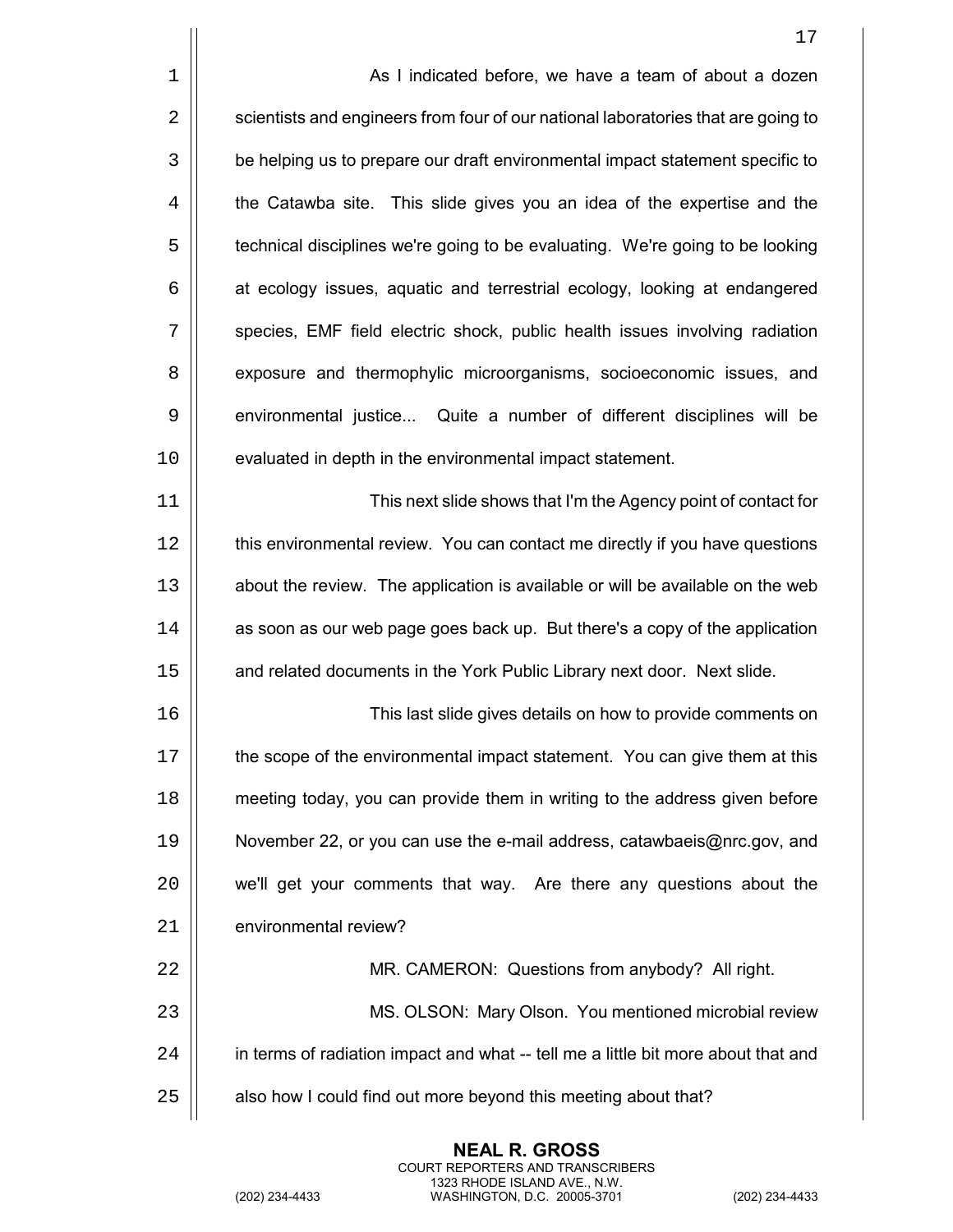As I indicated before, we have a team of about a dozen scientists and engineers from four of our national laboratories that are going to be helping us to prepare our draft environmental impact statement specific to the Catawba site. This slide gives you an idea of the expertise and the technical disciplines we're going to be evaluating. We're going to be looking at ecology issues, aquatic and terrestrial ecology, looking at endangered species, EMF field electric shock, public health issues involving radiation exposure and thermophylic microorganisms, socioeconomic issues, and environmental justice... Quite a number of different disciplines will be evaluated in depth in the environmental impact statement.

This next slide shows that I'm the Agency point of contact for this environmental review. You can contact me directly if you have questions about the review. The application is available or will be available on the web as soon as our web page goes back up. But there's a copy of the application and related documents in the York Public Library next door. Next slide.

This last slide gives details on how to provide comments on the scope of the environmental impact statement. You can give them at this meeting today, you can provide them in writing to the address given before November 22, or you can use the e-mail address, catawbaeis@nrc.gov, and we'll get your comments that way. Are there any questions about the environmental review?

MR. CAMERON: Questions from anybody? All right.

MS. OLSON: Mary Olson. You mentioned microbial review in terms of radiation impact and what -- tell me a little bit more about that and also how I could find out more beyond this meeting about that?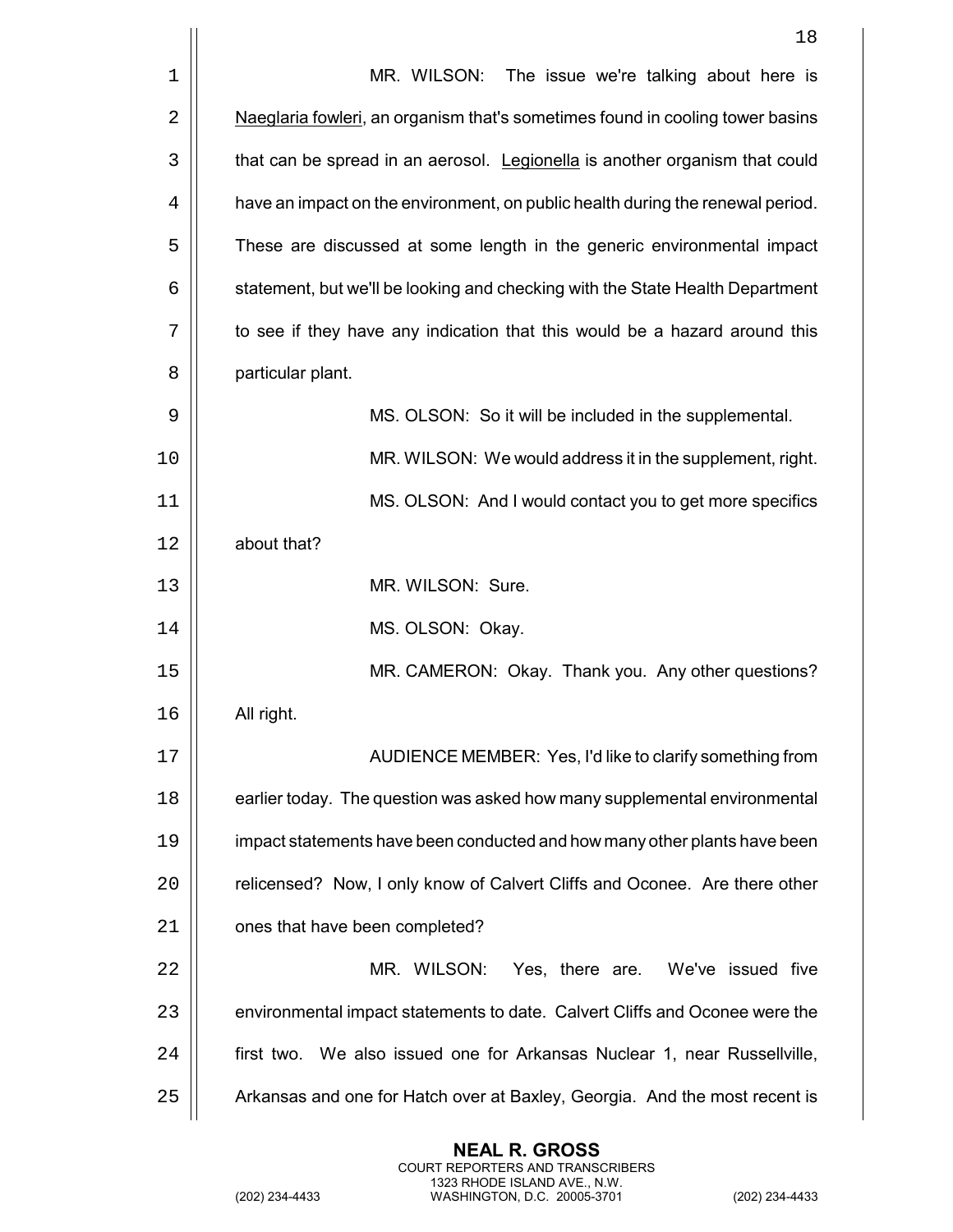MR. WILSON: The issue we're talking about here is Naeglaria fowleri, an organism that's sometimes found in cooling tower basins that can be spread in an aerosol. Legionella is another organism that could have an impact on the environment, on public health during the renewal period. These are discussed at some length in the generic environmental impact statement, but we'll be looking and checking with the State Health Department to see if they have any indication that this would be a hazard around this particular plant.

MS. OLSON: So it will be included in the supplemental.

MR. WILSON: We would address it in the supplement, right.

MS. OLSON: And I would contact you to get more specifics about that?

MR. WILSON: Sure.

MS. OLSON: Okay.

MR. CAMERON: Okay. Thank you. Any other questions? All right.

AUDIENCE MEMBER: Yes, I'd like to clarify something from earlier today. The question was asked how many supplemental environmental impact statements have been conducted and how many other plants have been relicensed? Now, I only know of Calvert Cliffs and Oconee. Are there other ones that have been completed?

MR. WILSON: Yes, there are. We've issued five environmental impact statements to date. Calvert Cliffs and Oconee were the first two. We also issued one for Arkansas Nuclear 1, near Russellville, Arkansas and one for Hatch over at Baxley, Georgia. And the most recent is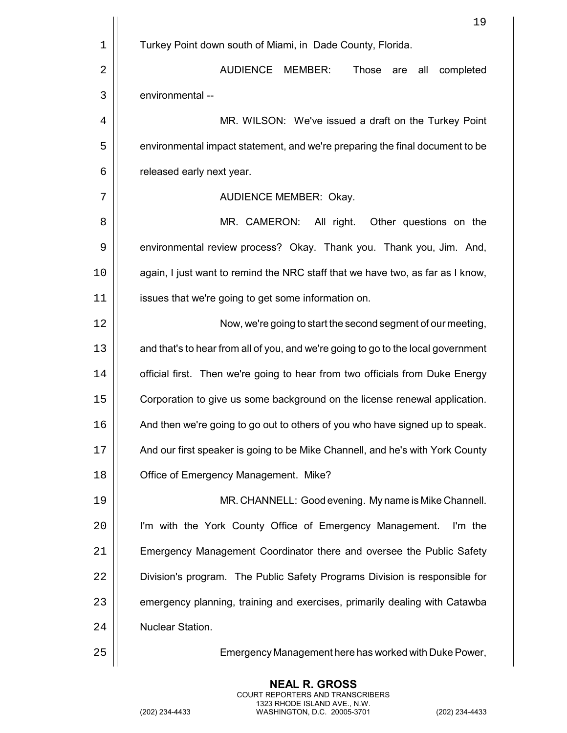Turkey Point down south of Miami, in Dade County, Florida.

AUDIENCE MEMBER: Those are all completed environmental --

MR. WILSON: We've issued a draft on the Turkey Point environmental impact statement, and we're preparing the final document to be released early next year.

AUDIENCE MEMBER: Okay.

MR. CAMERON: All right. Other questions on the environmental review process? Okay. Thank you. Thank you, Jim. And, again, I just want to remind the NRC staff that we have two, as far as I know, issues that we're going to get some information on.

Now, we're going to start the second segment of our meeting, and that's to hear from all of you, and we're going to go to the local government official first. Then we're going to hear from two officials from Duke Energy Corporation to give us some background on the license renewal application. And then we're going to go out to others of you who have signed up to speak. And our first speaker is going to be Mike Channell, and he's with York County Office of Emergency Management. Mike?

MR. CHANNELL: Good evening. My name is Mike Channell. I'm with the York County Office of Emergency Management. I'm the Emergency Management Coordinator there and oversee the Public Safety Division's program. The Public Safety Programs Division is responsible for emergency planning, training and exercises, primarily dealing with Catawba Nuclear Station.

Emergency Management here has worked with Duke Power,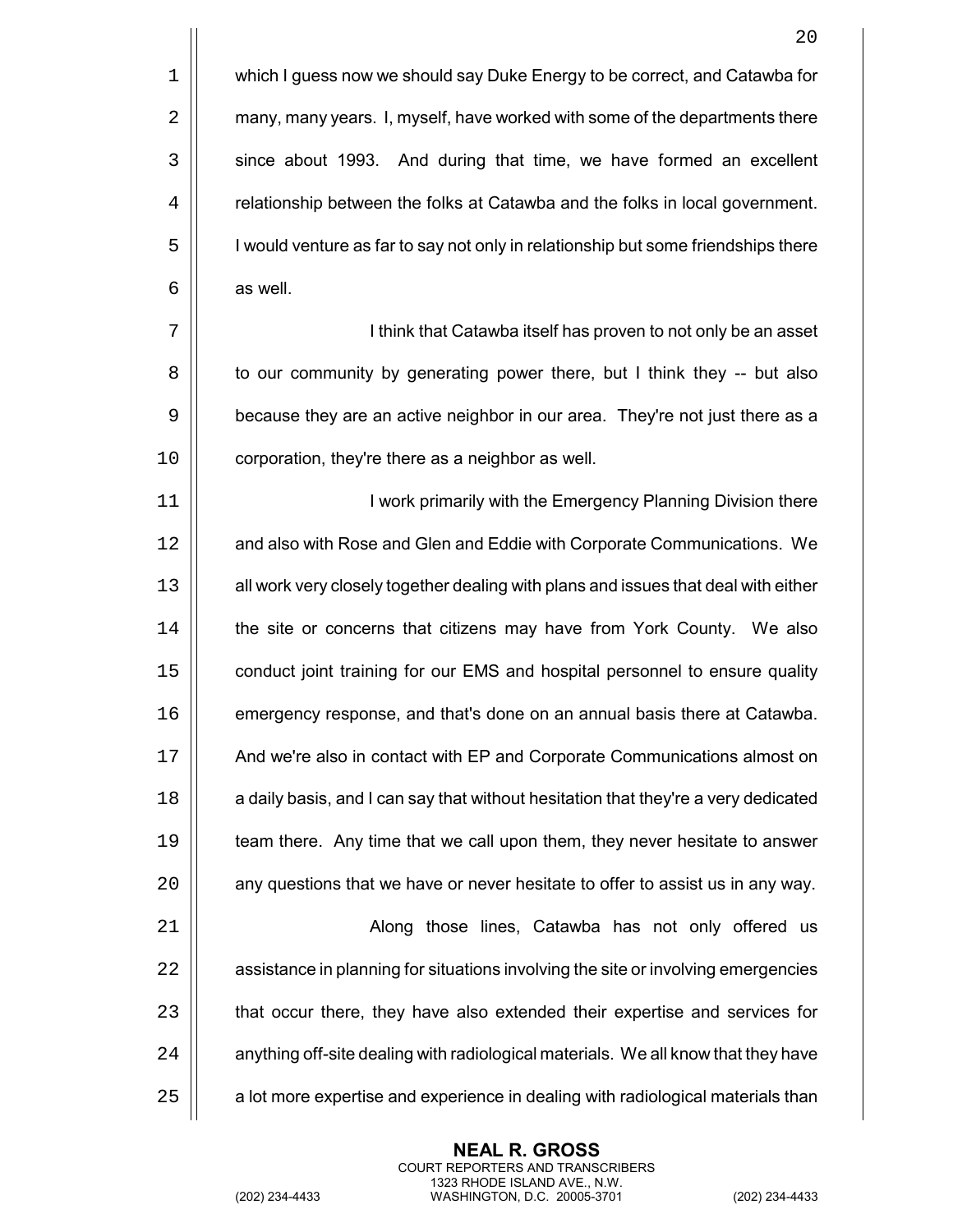which I guess now we should say Duke Energy to be correct, and Catawba for many, many years. I, myself, have worked with some of the departments there since about 1993. And during that time, we have formed an excellent relationship between the folks at Catawba and the folks in local government. I would venture as far to say not only in relationship but some friendships there as well.

I think that Catawba itself has proven to not only be an asset to our community by generating power there, but I think they -- but also because they are an active neighbor in our area. They're not just there as a corporation, they're there as a neighbor as well.

I work primarily with the Emergency Planning Division there and also with Rose and Glen and Eddie with Corporate Communications. We all work very closely together dealing with plans and issues that deal with either the site or concerns that citizens may have from York County. We also conduct joint training for our EMS and hospital personnel to ensure quality emergency response, and that's done on an annual basis there at Catawba. And we're also in contact with EP and Corporate Communications almost on a daily basis, and I can say that without hesitation that they're a very dedicated team there. Any time that we call upon them, they never hesitate to answer any questions that we have or never hesitate to offer to assist us in any way.

Along those lines, Catawba has not only offered us assistance in planning for situations involving the site or involving emergencies that occur there, they have also extended their expertise and services for anything off-site dealing with radiological materials. We all know that they have a lot more expertise and experience in dealing with radiological materials than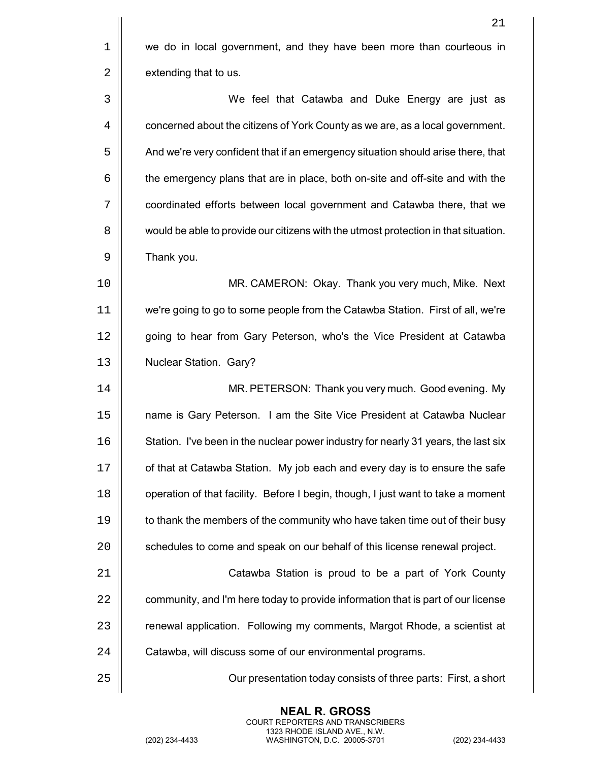we do in local government, and they have been more than courteous in extending that to us.

We feel that Catawba and Duke Energy are just as concerned about the citizens of York County as we are, as a local government. And we're very confident that if an emergency situation should arise there, that the emergency plans that are in place, both on-site and off-site and with the coordinated efforts between local government and Catawba there, that we would be able to provide our citizens with the utmost protection in that situation. Thank you.

MR. CAMERON: Okay. Thank you very much, Mike. Next we're going to go to some people from the Catawba Station. First of all, we're going to hear from Gary Peterson, who's the Vice President at Catawba Nuclear Station. Gary?

MR. PETERSON: Thank you very much. Good evening. My name is Gary Peterson. I am the Site Vice President at Catawba Nuclear Station. I've been in the nuclear power industry for nearly 31 years, the last six of that at Catawba Station. My job each and every day is to ensure the safe operation of that facility. Before I begin, though, I just want to take a moment to thank the members of the community who have taken time out of their busy schedules to come and speak on our behalf of this license renewal project.

Catawba Station is proud to be a part of York County community, and I'm here today to provide information that is part of our license renewal application. Following my comments, Margot Rhode, a scientist at Catawba, will discuss some of our environmental programs.

Our presentation today consists of three parts: First, a short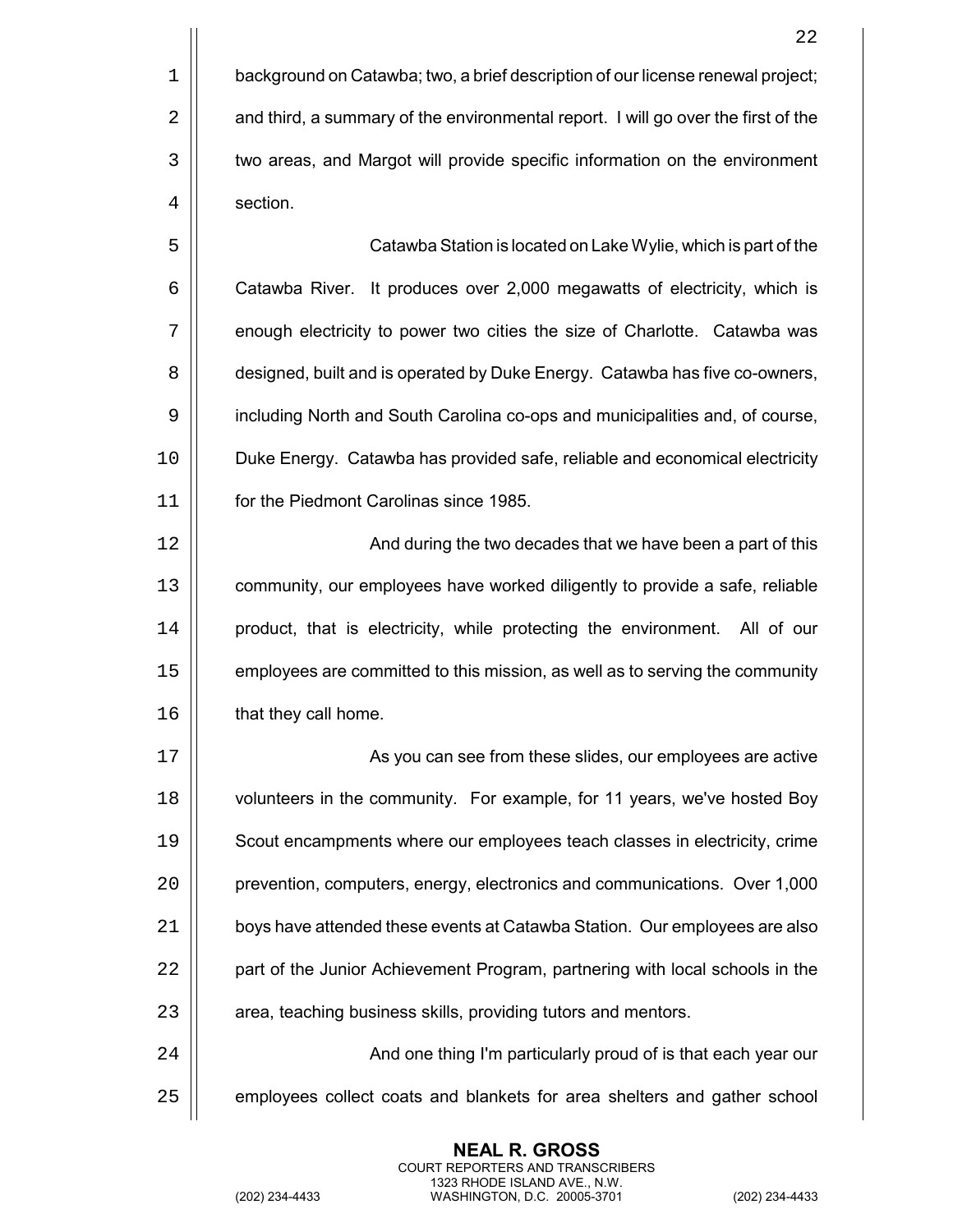background on Catawba; two, a brief description of our license renewal project; and third, a summary of the environmental report. I will go over the first of the two areas, and Margot will provide specific information on the environment section.

Catawba Station is located on Lake Wylie, which is part of the Catawba River. It produces over 2,000 megawatts of electricity, which is enough electricity to power two cities the size of Charlotte. Catawba was designed, built and is operated by Duke Energy. Catawba has five co-owners, including North and South Carolina co-ops and municipalities and, of course, Duke Energy. Catawba has provided safe, reliable and economical electricity for the Piedmont Carolinas since 1985.

And during the two decades that we have been a part of this community, our employees have worked diligently to provide a safe, reliable product, that is electricity, while protecting the environment. All of our employees are committed to this mission, as well as to serving the community that they call home.

As you can see from these slides, our employees are active volunteers in the community. For example, for 11 years, we've hosted Boy Scout encampments where our employees teach classes in electricity, crime prevention, computers, energy, electronics and communications. Over 1,000 boys have attended these events at Catawba Station. Our employees are also part of the Junior Achievement Program, partnering with local schools in the area, teaching business skills, providing tutors and mentors.

And one thing I'm particularly proud of is that each year our employees collect coats and blankets for area shelters and gather school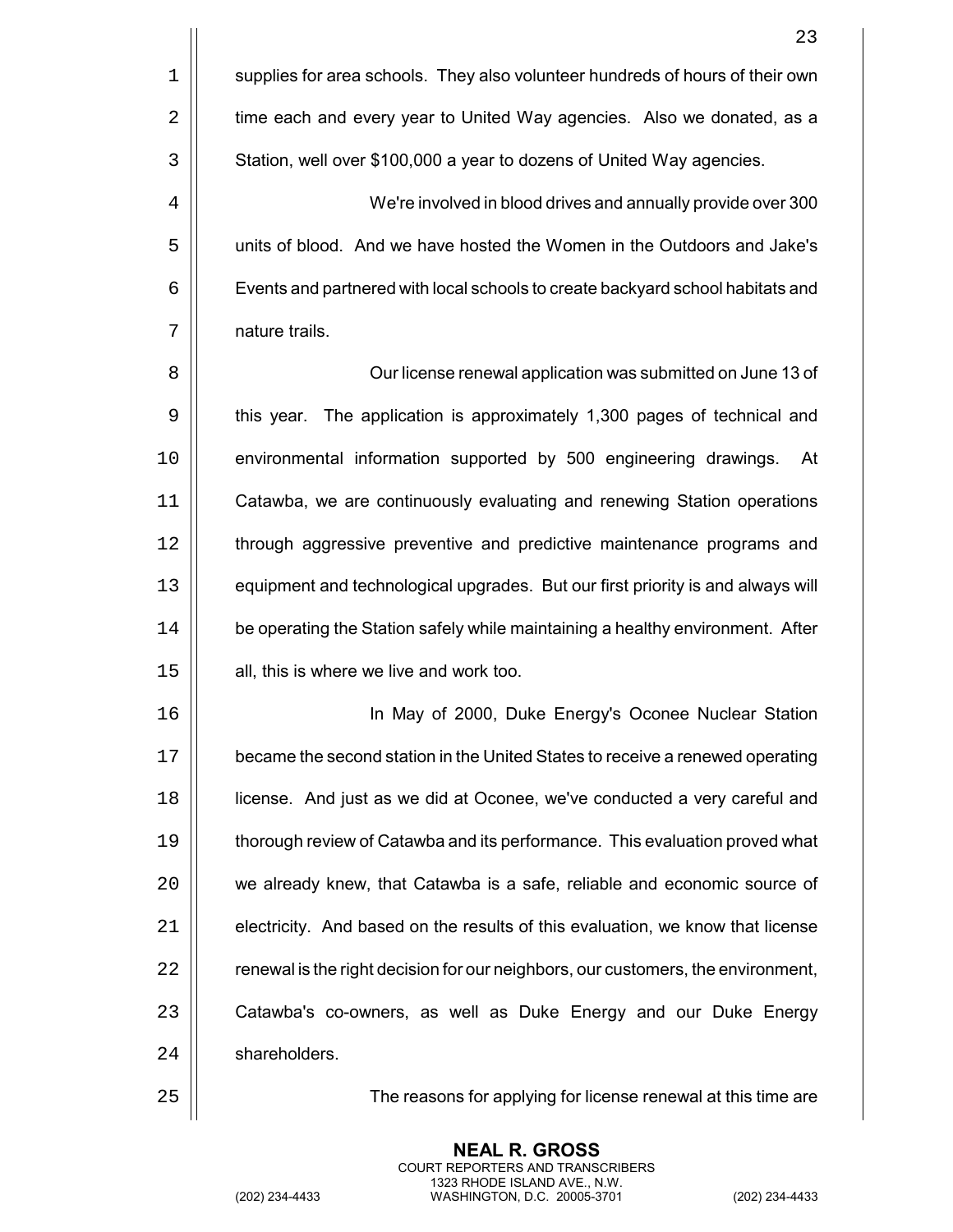supplies for area schools. They also volunteer hundreds of hours of their own time each and every year to United Way agencies. Also we donated, as a Station, well over $100,000 a year to dozens of United Way agencies.

We're involved in blood drives and annually provide over 300 units of blood. And we have hosted the Women in the Outdoors and Jake's Events and partnered with local schools to create backyard school habitats and nature trails.

Our license renewal application was submitted on June 13 of this year. The application is approximately 1,300 pages of technical and environmental information supported by 500 engineering drawings. At Catawba, we are continuously evaluating and renewing Station operations through aggressive preventive and predictive maintenance programs and equipment and technological upgrades. But our first priority is and always will be operating the Station safely while maintaining a healthy environment. After all, this is where we live and work too.

In May of 2000, Duke Energy's Oconee Nuclear Station became the second station in the United States to receive a renewed operating license. And just as we did at Oconee, we've conducted a very careful and thorough review of Catawba and its performance. This evaluation proved what we already knew, that Catawba is a safe, reliable and economic source of electricity. And based on the results of this evaluation, we know that license renewal is the right decision for our neighbors, our customers, the environment, Catawba's co-owners, as well as Duke Energy and our Duke Energy shareholders.

The reasons for applying for license renewal at this time are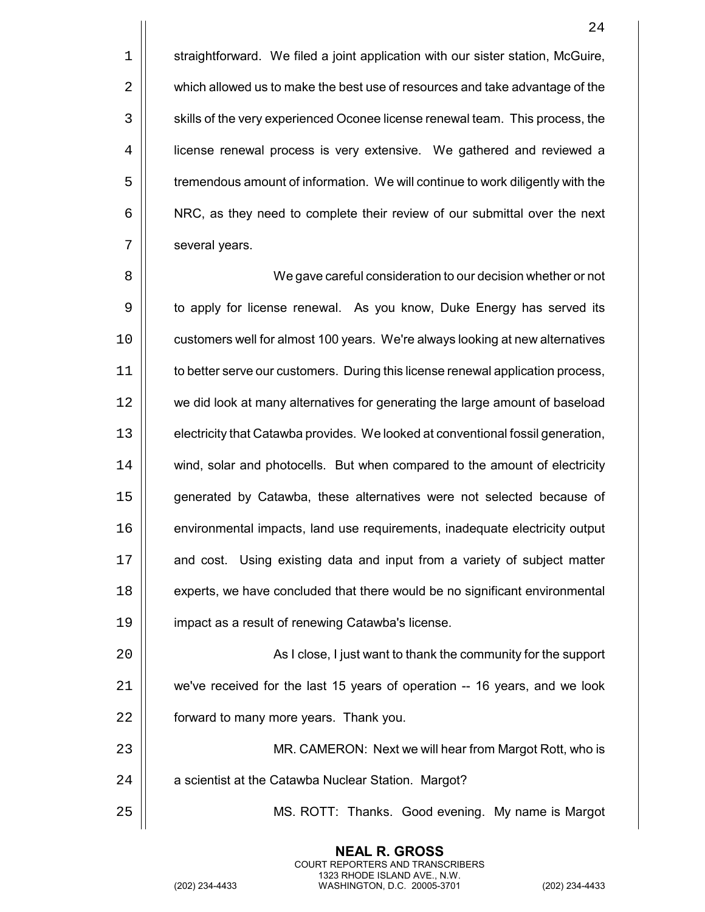straightforward. We filed a joint application with our sister station, McGuire, which allowed us to make the best use of resources and take advantage of the skills of the very experienced Oconee license renewal team. This process, the license renewal process is very extensive. We gathered and reviewed a tremendous amount of information. We will continue to work diligently with the NRC, as they need to complete their review of our submittal over the next several years.

We gave careful consideration to our decision whether or not to apply for license renewal. As you know, Duke Energy has served its customers well for almost 100 years. We're always looking at new alternatives to better serve our customers. During this license renewal application process, we did look at many alternatives for generating the large amount of baseload electricity that Catawba provides. We looked at conventional fossil generation, wind, solar and photocells. But when compared to the amount of electricity generated by Catawba, these alternatives were not selected because of environmental impacts, land use requirements, inadequate electricity output and cost. Using existing data and input from a variety of subject matter experts, we have concluded that there would be no significant environmental impact as a result of renewing Catawba's license.

As I close, I just want to thank the community for the support we've received for the last 15 years of operation -- 16 years, and we look forward to many more years. Thank you.

MR. CAMERON: Next we will hear from Margot Rott, who is a scientist at the Catawba Nuclear Station. Margot?

MS. ROTT: Thanks. Good evening. My name is Margot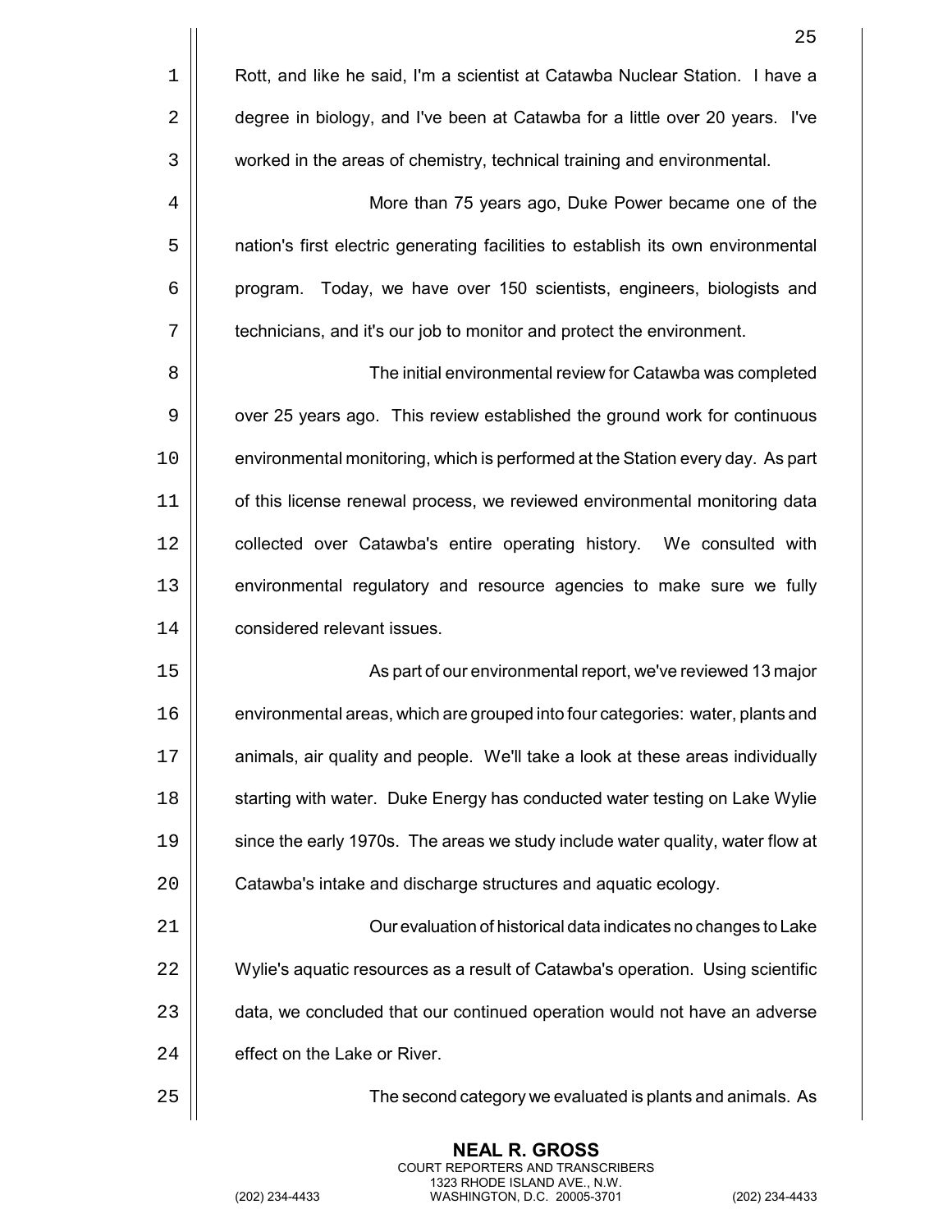Rott, and like he said, I'm a scientist at Catawba Nuclear Station. I have a degree in biology, and I've been at Catawba for a little over 20 years. I've worked in the areas of chemistry, technical training and environmental.

More than 75 years ago, Duke Power became one of the nation's first electric generating facilities to establish its own environmental program. Today, we have over 150 scientists, engineers, biologists and technicians, and it's our job to monitor and protect the environment.

The initial environmental review for Catawba was completed over 25 years ago. This review established the ground work for continuous environmental monitoring, which is performed at the Station every day. As part of this license renewal process, we reviewed environmental monitoring data collected over Catawba's entire operating history. We consulted with environmental regulatory and resource agencies to make sure we fully considered relevant issues.

As part of our environmental report, we've reviewed 13 major environmental areas, which are grouped into four categories: water, plants and animals, air quality and people. We'll take a look at these areas individually starting with water. Duke Energy has conducted water testing on Lake Wylie since the early 1970s. The areas we study include water quality, water flow at Catawba's intake and discharge structures and aquatic ecology.

Our evaluation of historical data indicates no changes to Lake Wylie's aquatic resources as a result of Catawba's operation. Using scientific data, we concluded that our continued operation would not have an adverse effect on the Lake or River.

The second category we evaluated is plants and animals. As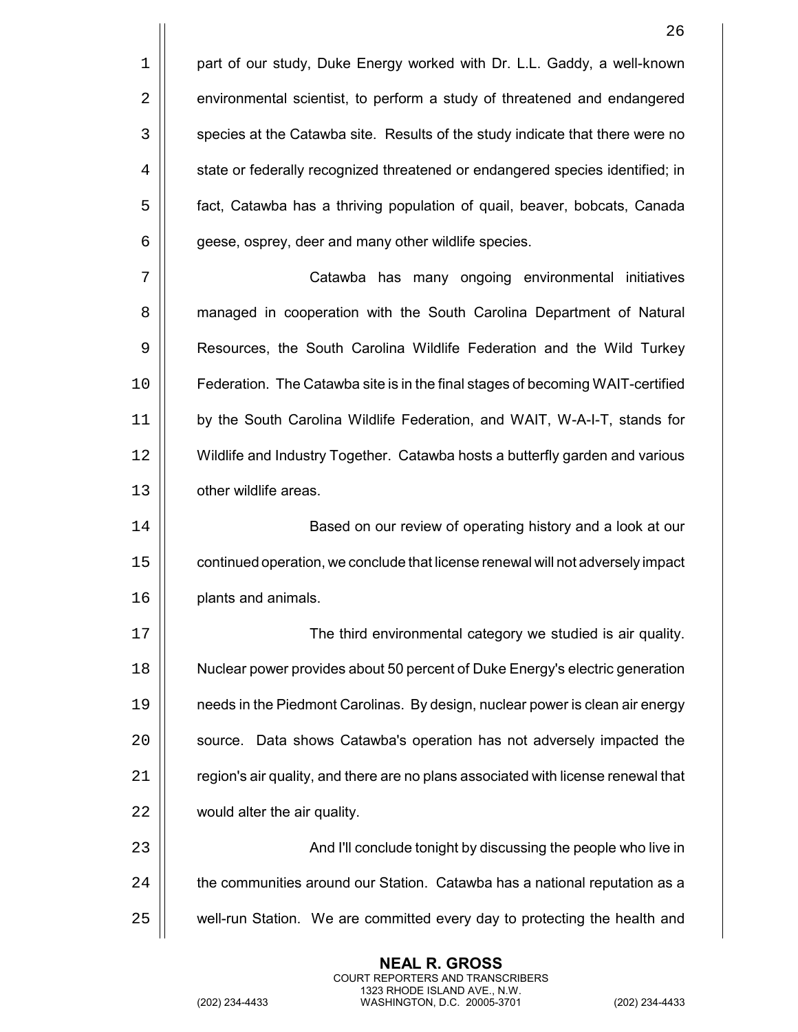part of our study, Duke Energy worked with Dr. L.L. Gaddy, a well-known environmental scientist, to perform a study of threatened and endangered species at the Catawba site. Results of the study indicate that there were no state or federally recognized threatened or endangered species identified; in fact, Catawba has a thriving population of quail, beaver, bobcats, Canada geese, osprey, deer and many other wildlife species.

Catawba has many ongoing environmental initiatives managed in cooperation with the South Carolina Department of Natural Resources, the South Carolina Wildlife Federation and the Wild Turkey Federation. The Catawba site is in the final stages of becoming WAIT-certified by the South Carolina Wildlife Federation, and WAIT, W-A-I-T, stands for Wildlife and Industry Together. Catawba hosts a butterfly garden and various other wildlife areas.

Based on our review of operating history and a look at our continued operation, we conclude that license renewal will not adversely impact plants and animals.

The third environmental category we studied is air quality. Nuclear power provides about 50 percent of Duke Energy's electric generation needs in the Piedmont Carolinas. By design, nuclear power is clean air energy source. Data shows Catawba's operation has not adversely impacted the region's air quality, and there are no plans associated with license renewal that would alter the air quality.

And I'll conclude tonight by discussing the people who live in the communities around our Station. Catawba has a national reputation as a well-run Station. We are committed every day to protecting the health and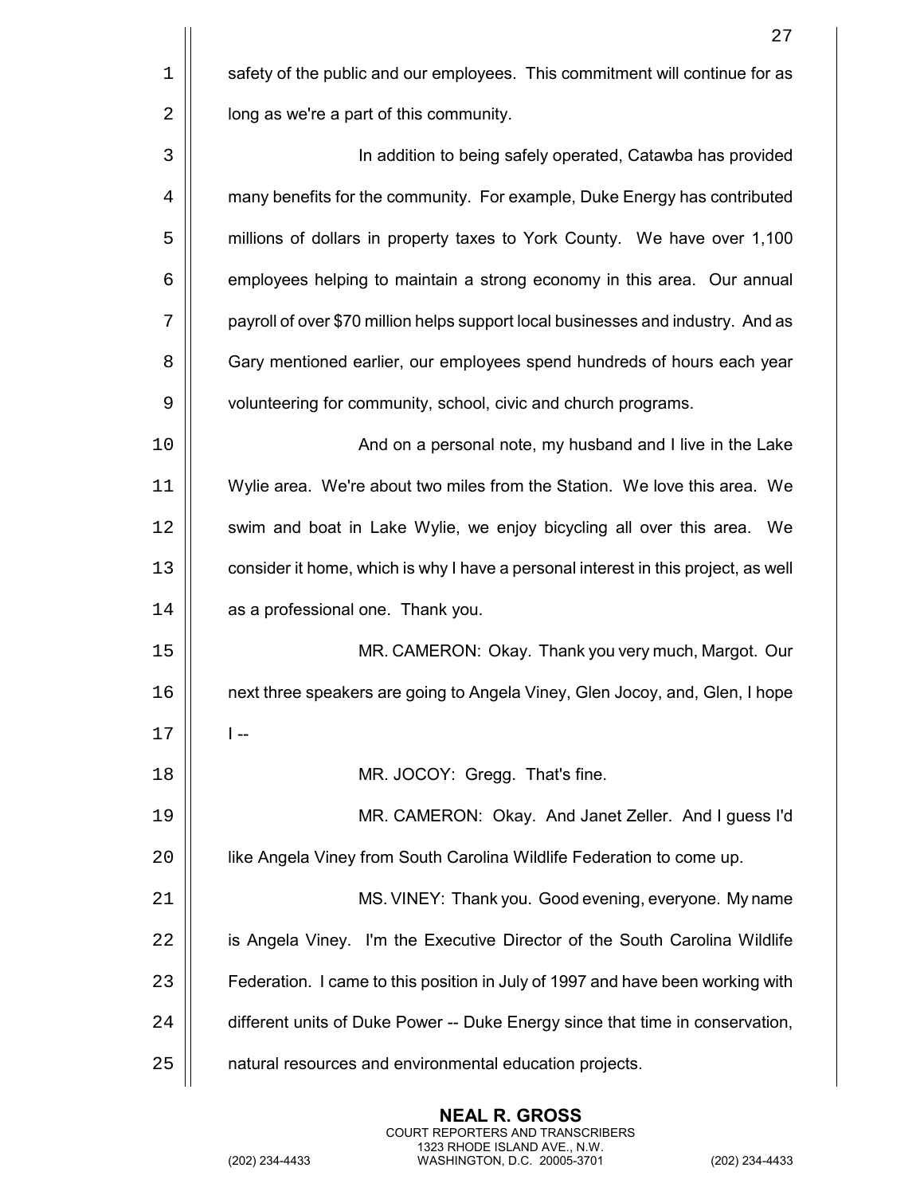safety of the public and our employees. This commitment will continue for as long as we're a part of this community.

In addition to being safely operated, Catawba has provided many benefits for the community. For example, Duke Energy has contributed millions of dollars in property taxes to York County. We have over 1,100 employees helping to maintain a strong economy in this area. Our annual payroll of over $70 million helps support local businesses and industry. And as Gary mentioned earlier, our employees spend hundreds of hours each year volunteering for community, school, civic and church programs.

And on a personal note, my husband and I live in the Lake Wylie area. We're about two miles from the Station. We love this area. We swim and boat in Lake Wylie, we enjoy bicycling all over this area. We consider it home, which is why I have a personal interest in this project, as well as a professional one. Thank you.

MR. CAMERON: Okay. Thank you very much, Margot. Our next three speakers are going to Angela Viney, Glen Jocoy, and, Glen, I hope I --

MR. JOCOY: Gregg. That's fine.

MR. CAMERON: Okay. And Janet Zeller. And I guess I'd like Angela Viney from South Carolina Wildlife Federation to come up.

MS. VINEY: Thank you. Good evening, everyone. My name is Angela Viney. I'm the Executive Director of the South Carolina Wildlife Federation. I came to this position in July of 1997 and have been working with different units of Duke Power -- Duke Energy since that time in conservation, natural resources and environmental education projects.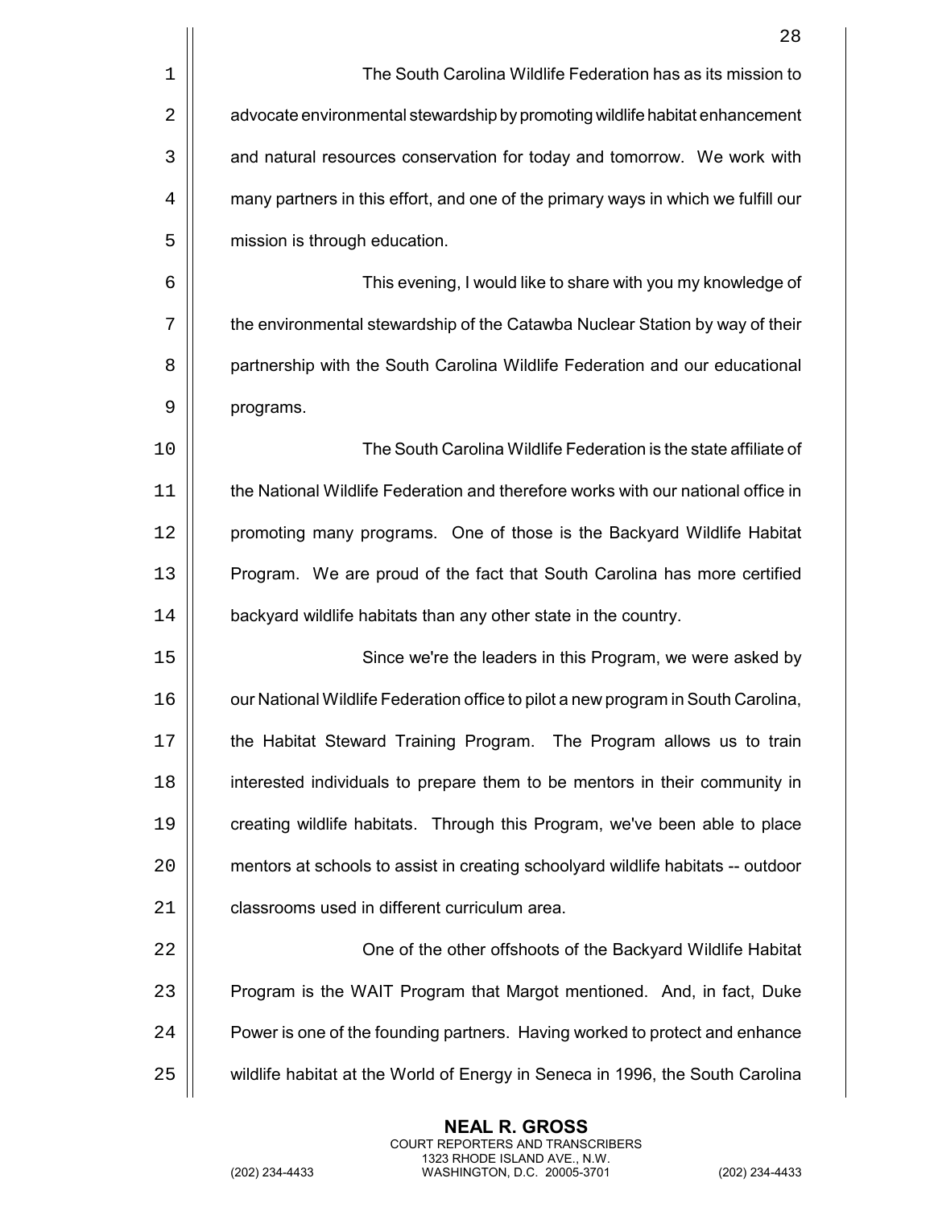The South Carolina Wildlife Federation has as its mission to advocate environmental stewardship by promoting wildlife habitat enhancement and natural resources conservation for today and tomorrow. We work with many partners in this effort, and one of the primary ways in which we fulfill our mission is through education.

This evening, I would like to share with you my knowledge of the environmental stewardship of the Catawba Nuclear Station by way of their partnership with the South Carolina Wildlife Federation and our educational programs.

The South Carolina Wildlife Federation is the state affiliate of the National Wildlife Federation and therefore works with our national office in promoting many programs. One of those is the Backyard Wildlife Habitat Program. We are proud of the fact that South Carolina has more certified backyard wildlife habitats than any other state in the country.

Since we're the leaders in this Program, we were asked by our National Wildlife Federation office to pilot a new program in South Carolina, the Habitat Steward Training Program. The Program allows us to train interested individuals to prepare them to be mentors in their community in creating wildlife habitats. Through this Program, we've been able to place mentors at schools to assist in creating schoolyard wildlife habitats -- outdoor classrooms used in different curriculum area.

One of the other offshoots of the Backyard Wildlife Habitat Program is the WAIT Program that Margot mentioned. And, in fact, Duke Power is one of the founding partners. Having worked to protect and enhance wildlife habitat at the World of Energy in Seneca in 1996, the South Carolina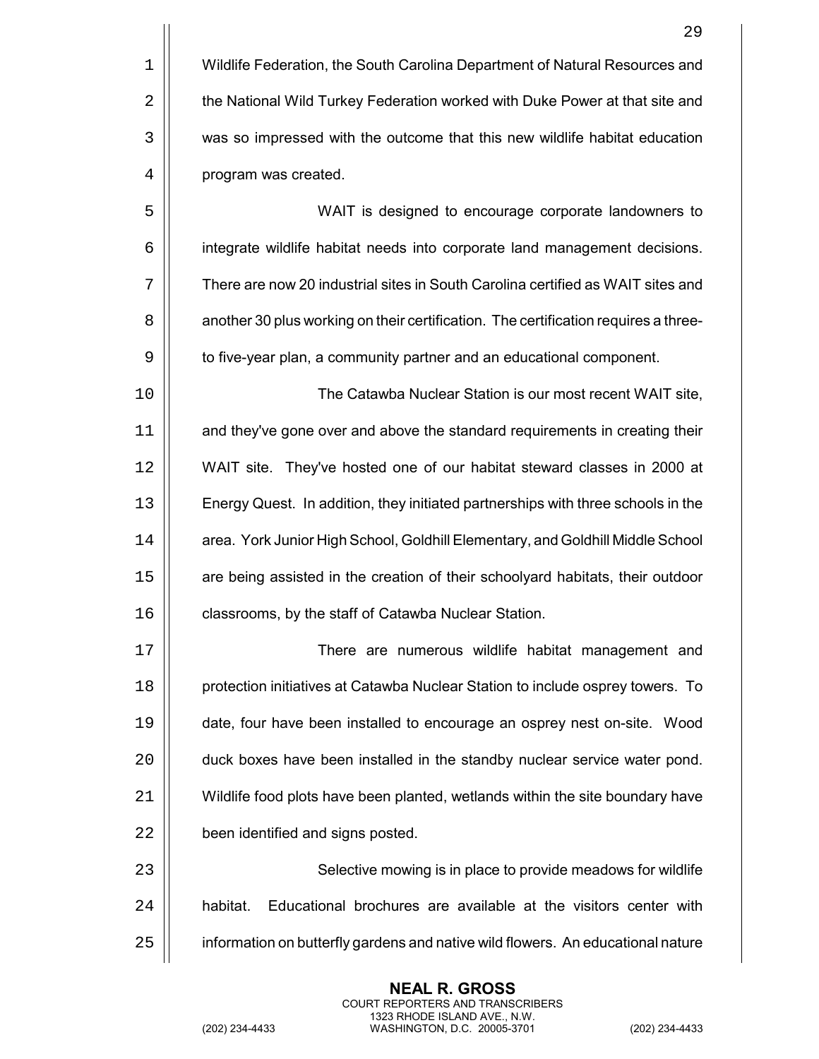Wildlife Federation, the South Carolina Department of Natural Resources and the National Wild Turkey Federation worked with Duke Power at that site and was so impressed with the outcome that this new wildlife habitat education program was created.

WAIT is designed to encourage corporate landowners to integrate wildlife habitat needs into corporate land management decisions. There are now 20 industrial sites in South Carolina certified as WAIT sites and another 30 plus working on their certification. The certification requires a three- to five-year plan, a community partner and an educational component.

The Catawba Nuclear Station is our most recent WAIT site, and they've gone over and above the standard requirements in creating their WAIT site. They've hosted one of our habitat steward classes in 2000 at Energy Quest. In addition, they initiated partnerships with three schools in the area. York Junior High School, Goldhill Elementary, and Goldhill Middle School are being assisted in the creation of their schoolyard habitats, their outdoor classrooms, by the staff of Catawba Nuclear Station.

There are numerous wildlife habitat management and protection initiatives at Catawba Nuclear Station to include osprey towers. To date, four have been installed to encourage an osprey nest on-site. Wood duck boxes have been installed in the standby nuclear service water pond. Wildlife food plots have been planted, wetlands within the site boundary have been identified and signs posted.

Selective mowing is in place to provide meadows for wildlife habitat. Educational brochures are available at the visitors center with information on butterfly gardens and native wild flowers. An educational nature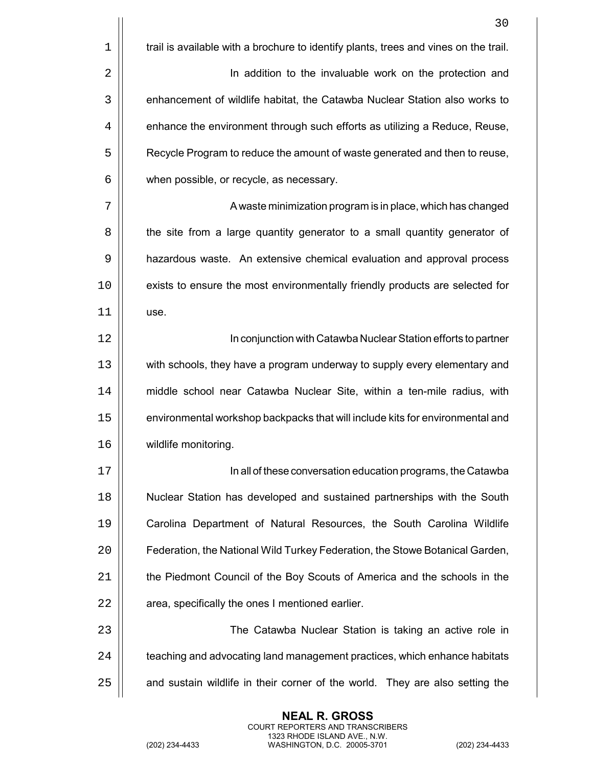trail is available with a brochure to identify plants, trees and vines on the trail.

In addition to the invaluable work on the protection and enhancement of wildlife habitat, the Catawba Nuclear Station also works to enhance the environment through such efforts as utilizing a Reduce, Reuse, Recycle Program to reduce the amount of waste generated and then to reuse, when possible, or recycle, as necessary.

A waste minimization program is in place, which has changed the site from a large quantity generator to a small quantity generator of hazardous waste. An extensive chemical evaluation and approval process exists to ensure the most environmentally friendly products are selected for use.

In conjunction with Catawba Nuclear Station efforts to partner with schools, they have a program underway to supply every elementary and middle school near Catawba Nuclear Site, within a ten-mile radius, with environmental workshop backpacks that will include kits for environmental and wildlife monitoring.

In all of these conversation education programs, the Catawba Nuclear Station has developed and sustained partnerships with the South Carolina Department of Natural Resources, the South Carolina Wildlife Federation, the National Wild Turkey Federation, the Stowe Botanical Garden, the Piedmont Council of the Boy Scouts of America and the schools in the area, specifically the ones I mentioned earlier.

The Catawba Nuclear Station is taking an active role in teaching and advocating land management practices, which enhance habitats and sustain wildlife in their corner of the world. They are also setting the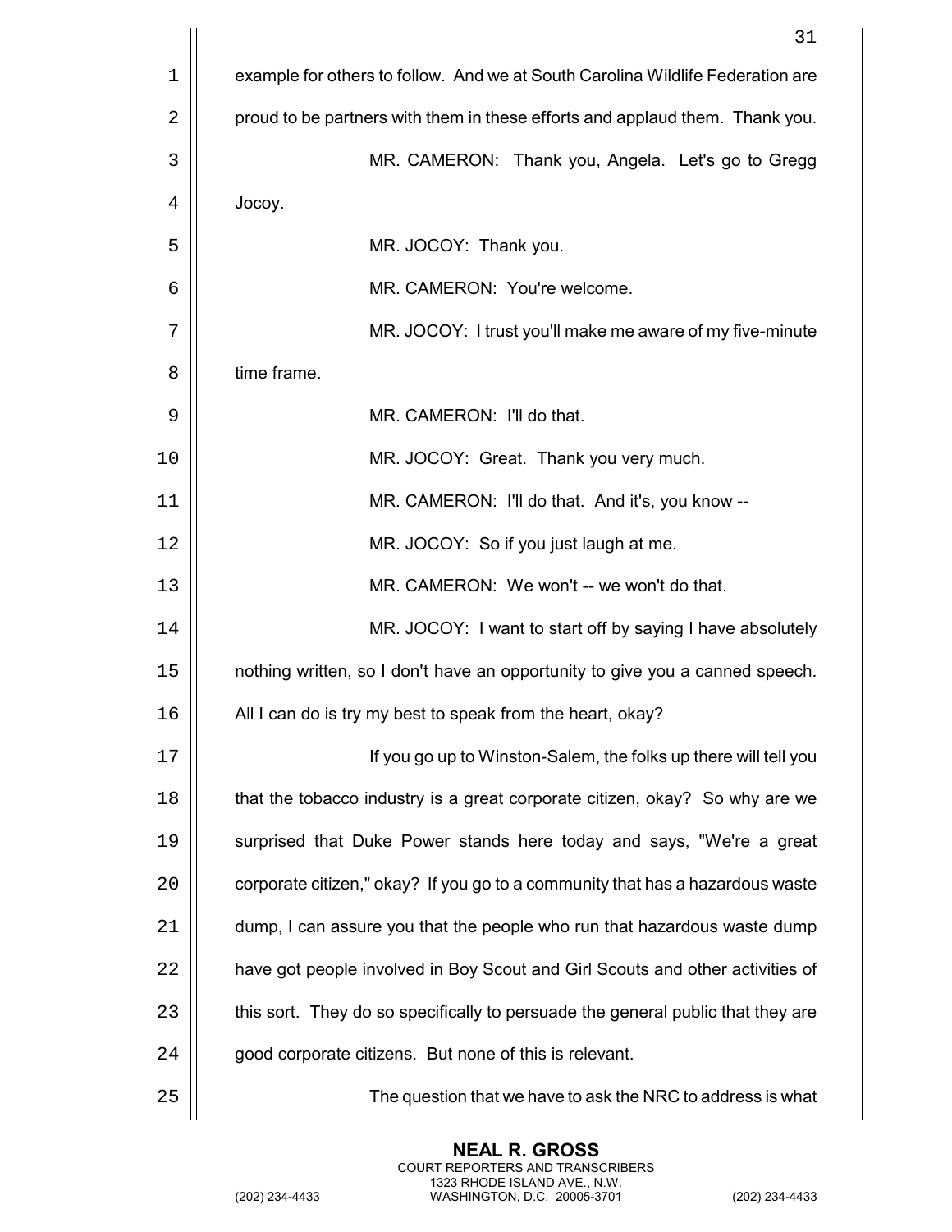example for others to follow. And we at South Carolina Wildlife Federation are proud to be partners with them in these efforts and applaud them. Thank you.

MR. CAMERON: Thank you, Angela. Let's go to Gregg Jocoy.

MR. JOCOY: Thank you.

MR. CAMERON: You're welcome.

MR. JOCOY: I trust you'll make me aware of my five-minute time frame.

MR. CAMERON: I'll do that.

MR. JOCOY: Great. Thank you very much.

MR. CAMERON: I'll do that. And it's, you know --

MR. JOCOY: So if you just laugh at me.

MR. CAMERON: We won't -- we won't do that.

MR. JOCOY: I want to start off by saying I have absolutely nothing written, so I don't have an opportunity to give you a canned speech. All I can do is try my best to speak from the heart, okay?

If you go up to Winston-Salem, the folks up there will tell you that the tobacco industry is a great corporate citizen, okay? So why are we surprised that Duke Power stands here today and says, "We're a great corporate citizen," okay? If you go to a community that has a hazardous waste dump, I can assure you that the people who run that hazardous waste dump have got people involved in Boy Scout and Girl Scouts and other activities of this sort. They do so specifically to persuade the general public that they are good corporate citizens. But none of this is relevant.

The question that we have to ask the NRC to address is what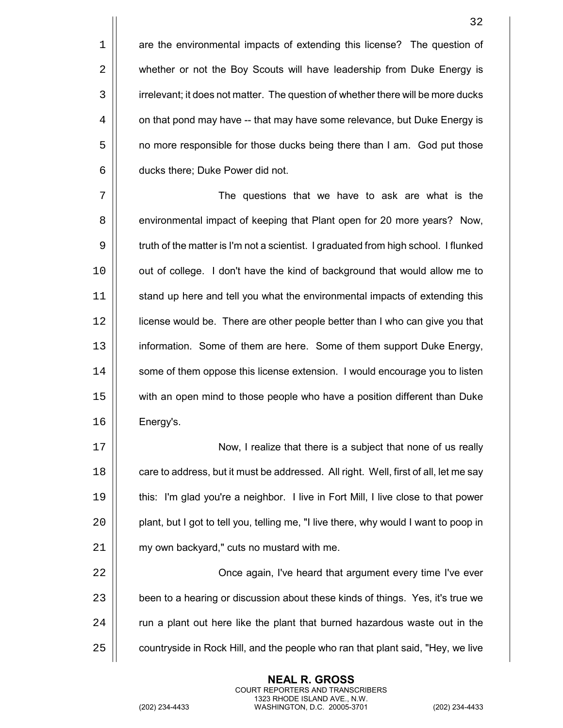are the environmental impacts of extending this license? The question of whether or not the Boy Scouts will have leadership from Duke Energy is irrelevant; it does not matter. The question of whether there will be more ducks on that pond may have -- that may have some relevance, but Duke Energy is no more responsible for those ducks being there than I am. God put those ducks there; Duke Power did not.

The questions that we have to ask are what is the environmental impact of keeping that Plant open for 20 more years? Now, truth of the matter is I'm not a scientist. I graduated from high school. I flunked out of college. I don't have the kind of background that would allow me to stand up here and tell you what the environmental impacts of extending this license would be. There are other people better than I who can give you that information. Some of them are here. Some of them support Duke Energy, some of them oppose this license extension. I would encourage you to listen with an open mind to those people who have a position different than Duke Energy's.

Now, I realize that there is a subject that none of us really care to address, but it must be addressed. All right. Well, first of all, let me say this: I'm glad you're a neighbor. I live in Fort Mill, I live close to that power plant, but I got to tell you, telling me, "I live there, why would I want to poop in my own backyard," cuts no mustard with me.

Once again, I've heard that argument every time I've ever been to a hearing or discussion about these kinds of things. Yes, it's true we run a plant out here like the plant that burned hazardous waste out in the countryside in Rock Hill, and the people who ran that plant said, "Hey, we live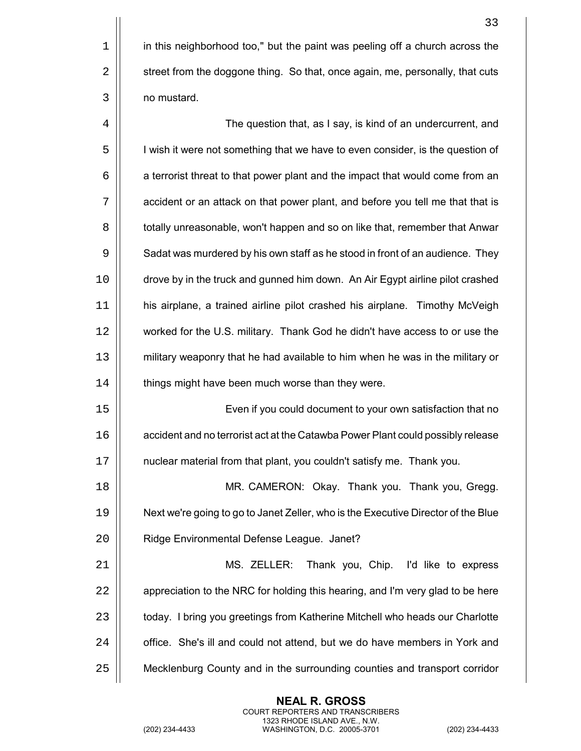in this neighborhood too," but the paint was peeling off a church across the street from the doggone thing. So that, once again, me, personally, that cuts no mustard.

The question that, as I say, is kind of an undercurrent, and I wish it were not something that we have to even consider, is the question of a terrorist threat to that power plant and the impact that would come from an accident or an attack on that power plant, and before you tell me that that is totally unreasonable, won't happen and so on like that, remember that Anwar Sadat was murdered by his own staff as he stood in front of an audience. They drove by in the truck and gunned him down. An Air Egypt airline pilot crashed his airplane, a trained airline pilot crashed his airplane. Timothy McVeigh worked for the U.S. military. Thank God he didn't have access to or use the military weaponry that he had available to him when he was in the military or things might have been much worse than they were.

Even if you could document to your own satisfaction that no accident and no terrorist act at the Catawba Power Plant could possibly release nuclear material from that plant, you couldn't satisfy me. Thank you.

MR. CAMERON: Okay. Thank you. Thank you, Gregg. Next we're going to go to Janet Zeller, who is the Executive Director of the Blue Ridge Environmental Defense League. Janet?

MS. ZELLER: Thank you, Chip. I'd like to express appreciation to the NRC for holding this hearing, and I'm very glad to be here today. I bring you greetings from Katherine Mitchell who heads our Charlotte office. She's ill and could not attend, but we do have members in York and Mecklenburg County and in the surrounding counties and transport corridor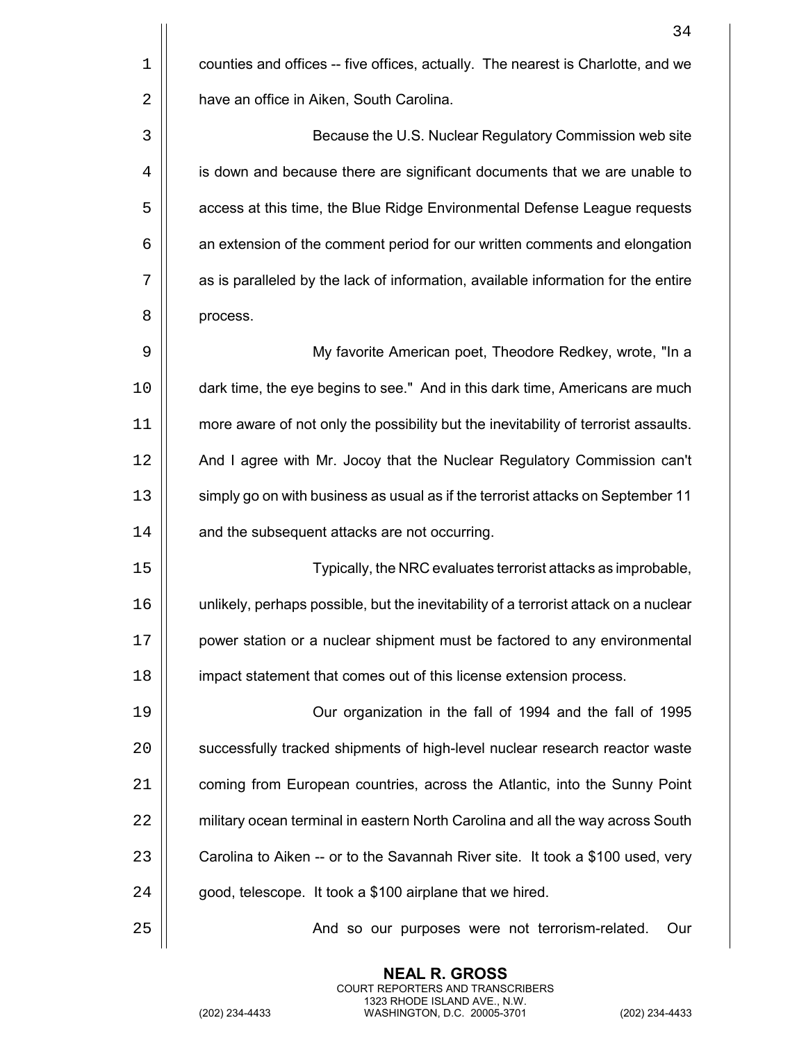counties and offices -- five offices, actually. The nearest is Charlotte, and we have an office in Aiken, South Carolina.

Because the U.S. Nuclear Regulatory Commission web site is down and because there are significant documents that we are unable to access at this time, the Blue Ridge Environmental Defense League requests an extension of the comment period for our written comments and elongation as is paralleled by the lack of information, available information for the entire process.

My favorite American poet, Theodore Redkey, wrote, "In a dark time, the eye begins to see." And in this dark time, Americans are much more aware of not only the possibility but the inevitability of terrorist assaults. And I agree with Mr. Jocoy that the Nuclear Regulatory Commission can't simply go on with business as usual as if the terrorist attacks on September 11 and the subsequent attacks are not occurring.

Typically, the NRC evaluates terrorist attacks as improbable, unlikely, perhaps possible, but the inevitability of a terrorist attack on a nuclear power station or a nuclear shipment must be factored to any environmental impact statement that comes out of this license extension process.

Our organization in the fall of 1994 and the fall of 1995 successfully tracked shipments of high-level nuclear research reactor waste coming from European countries, across the Atlantic, into the Sunny Point military ocean terminal in eastern North Carolina and all the way across South Carolina to Aiken -- or to the Savannah River site. It took a $100 used, very good, telescope. It took a $100 airplane that we hired.

And so our purposes were not terrorism-related. Our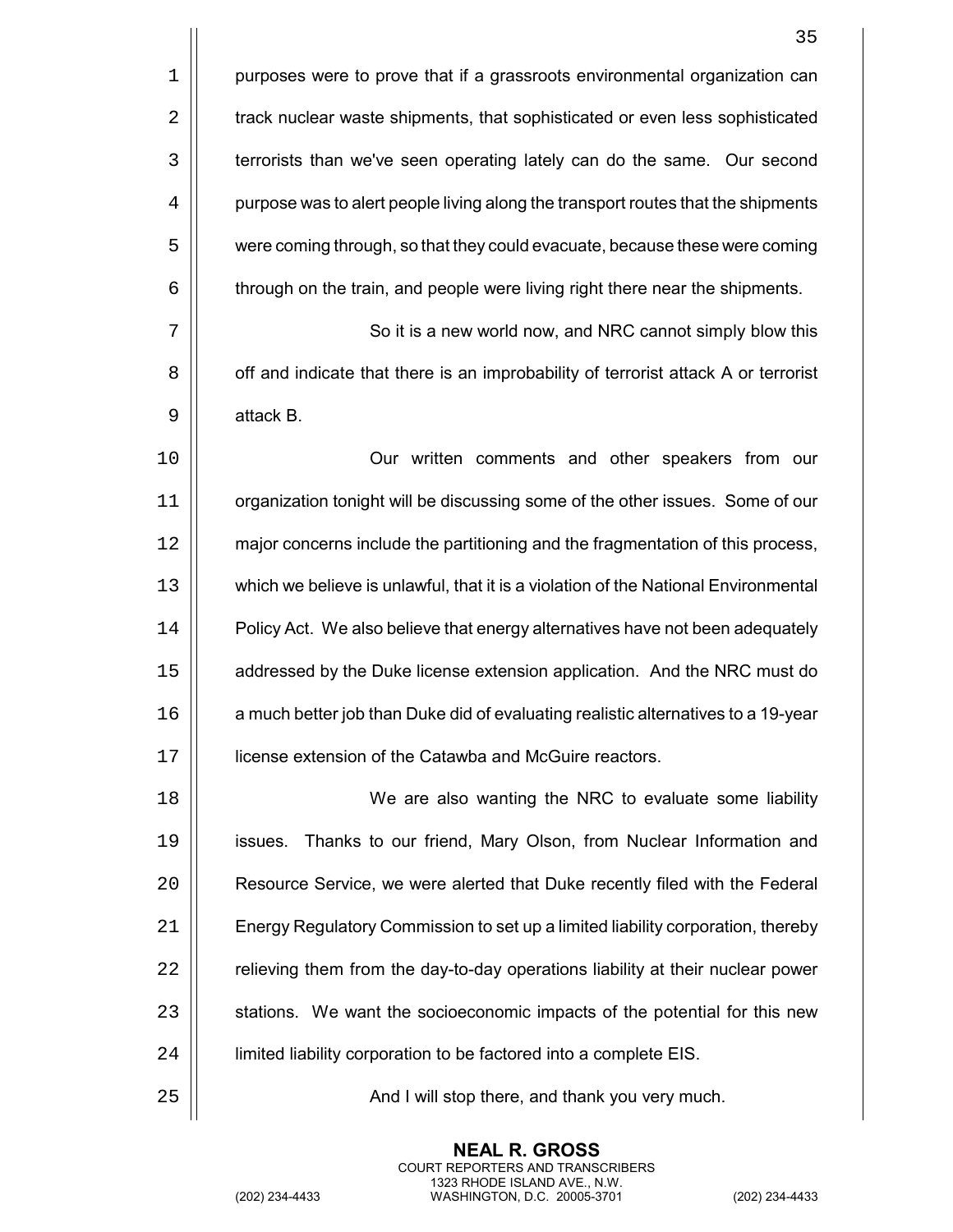purposes were to prove that if a grassroots environmental organization can track nuclear waste shipments, that sophisticated or even less sophisticated terrorists than we've seen operating lately can do the same. Our second purpose was to alert people living along the transport routes that the shipments were coming through, so that they could evacuate, because these were coming through on the train, and people were living right there near the shipments.

So it is a new world now, and NRC cannot simply blow this off and indicate that there is an improbability of terrorist attack A or terrorist attack B.

Our written comments and other speakers from our organization tonight will be discussing some of the other issues. Some of our major concerns include the partitioning and the fragmentation of this process, which we believe is unlawful, that it is a violation of the National Environmental Policy Act. We also believe that energy alternatives have not been adequately addressed by the Duke license extension application. And the NRC must do a much better job than Duke did of evaluating realistic alternatives to a 19-year license extension of the Catawba and McGuire reactors.

We are also wanting the NRC to evaluate some liability issues. Thanks to our friend, Mary Olson, from Nuclear Information and Resource Service, we were alerted that Duke recently filed with the Federal Energy Regulatory Commission to set up a limited liability corporation, thereby relieving them from the day-to-day operations liability at their nuclear power stations. We want the socioeconomic impacts of the potential for this new limited liability corporation to be factored into a complete EIS.

And I will stop there, and thank you very much.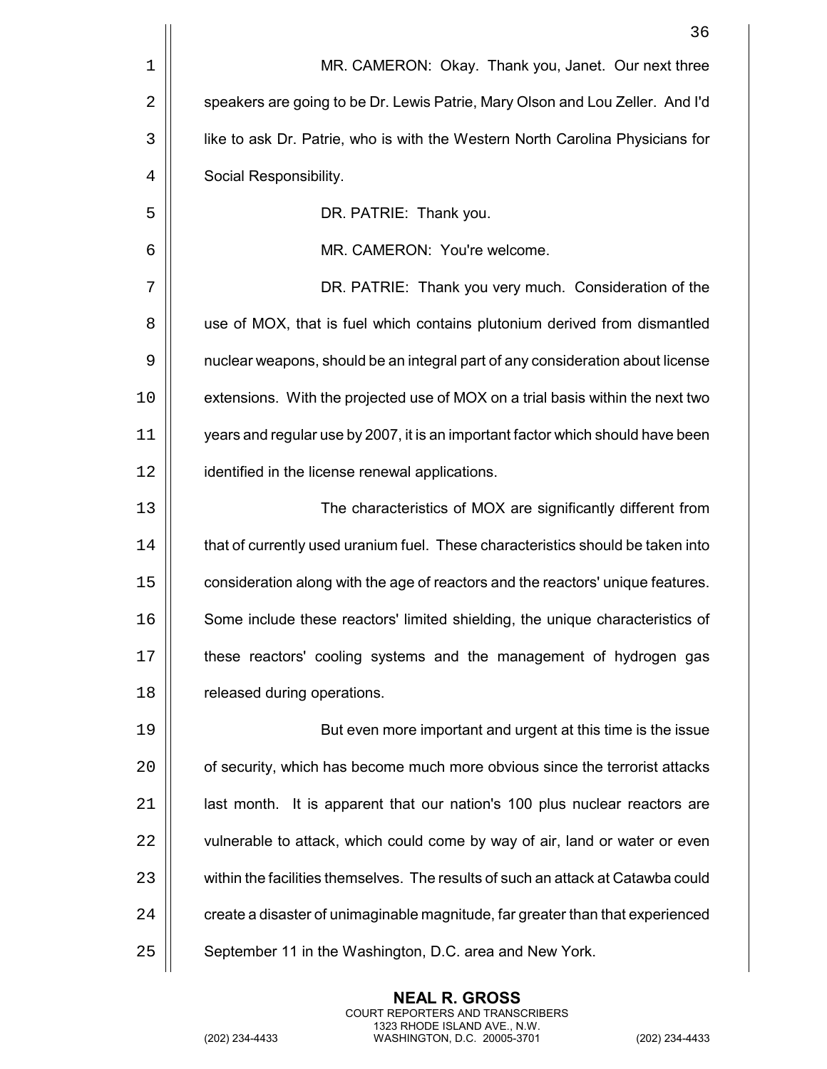MR. CAMERON: Okay. Thank you, Janet. Our next three speakers are going to be Dr. Lewis Patrie, Mary Olson and Lou Zeller. And I'd like to ask Dr. Patrie, who is with the Western North Carolina Physicians for Social Responsibility.

DR. PATRIE: Thank you.

MR. CAMERON: You're welcome.

DR. PATRIE: Thank you very much. Consideration of the use of MOX, that is fuel which contains plutonium derived from dismantled nuclear weapons, should be an integral part of any consideration about license extensions. With the projected use of MOX on a trial basis within the next two years and regular use by 2007, it is an important factor which should have been identified in the license renewal applications.

The characteristics of MOX are significantly different from that of currently used uranium fuel. These characteristics should be taken into consideration along with the age of reactors and the reactors' unique features. Some include these reactors' limited shielding, the unique characteristics of these reactors' cooling systems and the management of hydrogen gas released during operations.

But even more important and urgent at this time is the issue of security, which has become much more obvious since the terrorist attacks last month. It is apparent that our nation's 100 plus nuclear reactors are vulnerable to attack, which could come by way of air, land or water or even within the facilities themselves. The results of such an attack at Catawba could create a disaster of unimaginable magnitude, far greater than that experienced September 11 in the Washington, D.C. area and New York.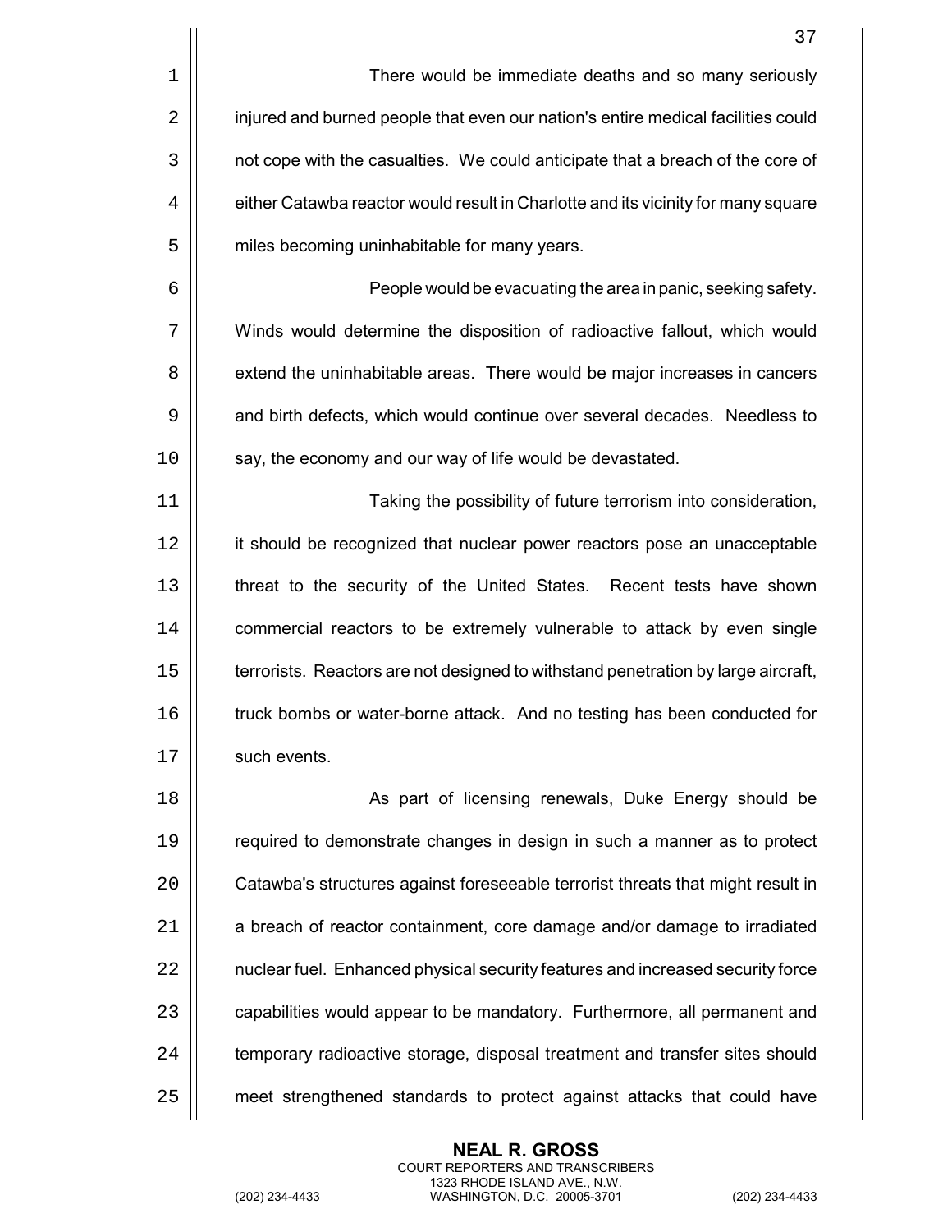There would be immediate deaths and so many seriously injured and burned people that even our nation's entire medical facilities could not cope with the casualties. We could anticipate that a breach of the core of either Catawba reactor would result in Charlotte and its vicinity for many square miles becoming uninhabitable for many years.

People would be evacuating the area in panic, seeking safety. Winds would determine the disposition of radioactive fallout, which would extend the uninhabitable areas. There would be major increases in cancers and birth defects, which would continue over several decades. Needless to say, the economy and our way of life would be devastated.

Taking the possibility of future terrorism into consideration, it should be recognized that nuclear power reactors pose an unacceptable threat to the security of the United States. Recent tests have shown commercial reactors to be extremely vulnerable to attack by even single terrorists. Reactors are not designed to withstand penetration by large aircraft, truck bombs or water-borne attack. And no testing has been conducted for such events.

As part of licensing renewals, Duke Energy should be required to demonstrate changes in design in such a manner as to protect Catawba's structures against foreseeable terrorist threats that might result in a breach of reactor containment, core damage and/or damage to irradiated nuclear fuel. Enhanced physical security features and increased security force capabilities would appear to be mandatory. Furthermore, all permanent and temporary radioactive storage, disposal treatment and transfer sites should meet strengthened standards to protect against attacks that could have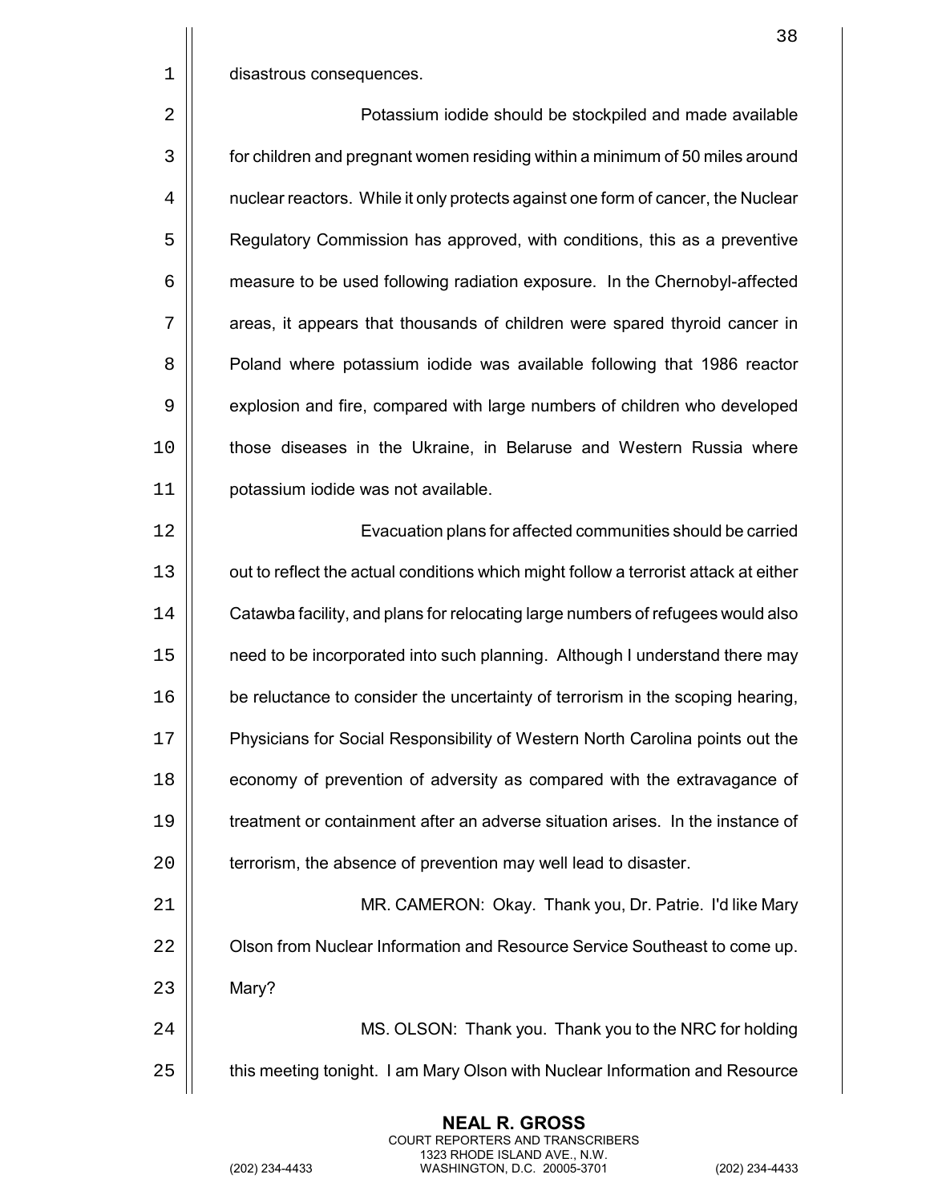disastrous consequences.

Potassium iodide should be stockpiled and made available for children and pregnant women residing within a minimum of 50 miles around nuclear reactors. While it only protects against one form of cancer, the Nuclear Regulatory Commission has approved, with conditions, this as a preventive measure to be used following radiation exposure. In the Chernobyl-affected areas, it appears that thousands of children were spared thyroid cancer in Poland where potassium iodide was available following that 1986 reactor explosion and fire, compared with large numbers of children who developed those diseases in the Ukraine, in Belaruse and Western Russia where potassium iodide was not available.

Evacuation plans for affected communities should be carried out to reflect the actual conditions which might follow a terrorist attack at either Catawba facility, and plans for relocating large numbers of refugees would also need to be incorporated into such planning. Although I understand there may be reluctance to consider the uncertainty of terrorism in the scoping hearing, Physicians for Social Responsibility of Western North Carolina points out the economy of prevention of adversity as compared with the extravagance of treatment or containment after an adverse situation arises. In the instance of terrorism, the absence of prevention may well lead to disaster.

MR. CAMERON: Okay. Thank you, Dr. Patrie. I'd like Mary Olson from Nuclear Information and Resource Service Southeast to come up. Mary?

MS. OLSON: Thank you. Thank you to the NRC for holding this meeting tonight. I am Mary Olson with Nuclear Information and Resource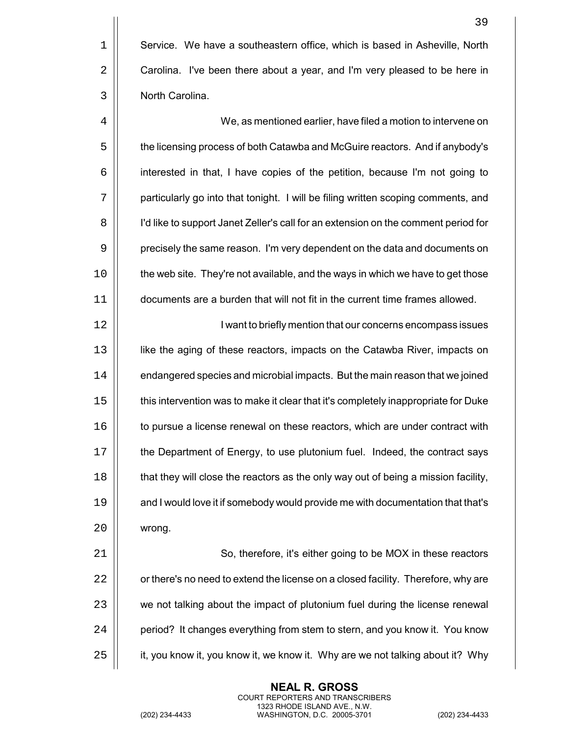Service. We have a southeastern office, which is based in Asheville, North Carolina. I've been there about a year, and I'm very pleased to be here in North Carolina.

We, as mentioned earlier, have filed a motion to intervene on the licensing process of both Catawba and McGuire reactors. And if anybody's interested in that, I have copies of the petition, because I'm not going to particularly go into that tonight. I will be filing written scoping comments, and I'd like to support Janet Zeller's call for an extension on the comment period for precisely the same reason. I'm very dependent on the data and documents on the web site. They're not available, and the ways in which we have to get those documents are a burden that will not fit in the current time frames allowed.

I want to briefly mention that our concerns encompass issues like the aging of these reactors, impacts on the Catawba River, impacts on endangered species and microbial impacts. But the main reason that we joined this intervention was to make it clear that it's completely inappropriate for Duke to pursue a license renewal on these reactors, which are under contract with the Department of Energy, to use plutonium fuel. Indeed, the contract says that they will close the reactors as the only way out of being a mission facility, and I would love it if somebody would provide me with documentation that that's wrong.

So, therefore, it's either going to be MOX in these reactors or there's no need to extend the license on a closed facility. Therefore, why are we not talking about the impact of plutonium fuel during the license renewal period? It changes everything from stem to stern, and you know it. You know it, you know it, you know it, we know it. Why are we not talking about it? Why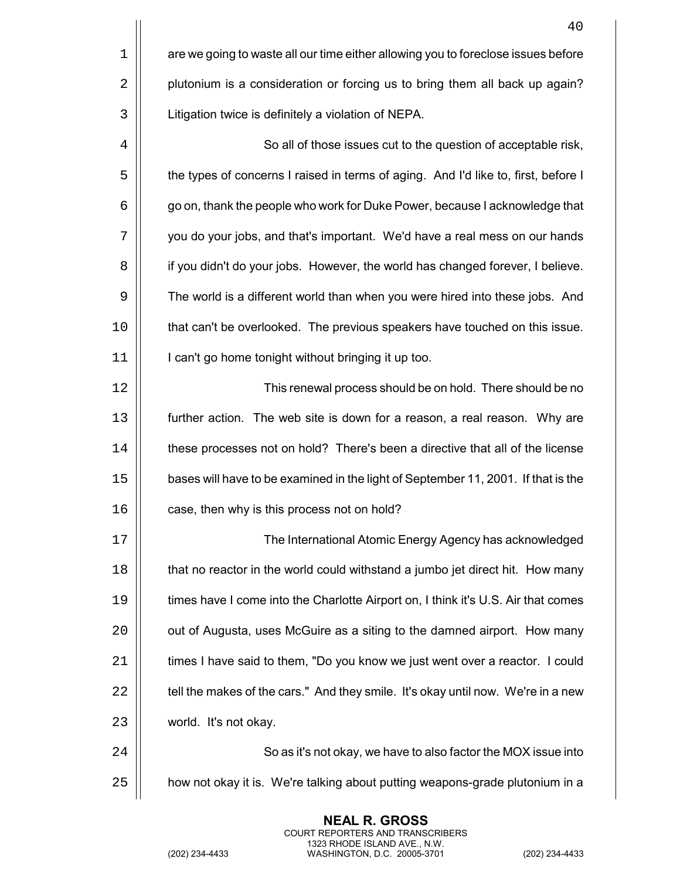are we going to waste all our time either allowing you to foreclose issues before plutonium is a consideration or forcing us to bring them all back up again? Litigation twice is definitely a violation of NEPA.

So all of those issues cut to the question of acceptable risk, the types of concerns I raised in terms of aging. And I'd like to, first, before I go on, thank the people who work for Duke Power, because I acknowledge that you do your jobs, and that's important. We'd have a real mess on our hands if you didn't do your jobs. However, the world has changed forever, I believe. The world is a different world than when you were hired into these jobs. And that can't be overlooked. The previous speakers have touched on this issue. I can't go home tonight without bringing it up too.

This renewal process should be on hold. There should be no further action. The web site is down for a reason, a real reason. Why are these processes not on hold? There's been a directive that all of the license bases will have to be examined in the light of September 11, 2001. If that is the case, then why is this process not on hold?

The International Atomic Energy Agency has acknowledged that no reactor in the world could withstand a jumbo jet direct hit. How many times have I come into the Charlotte Airport on, I think it's U.S. Air that comes out of Augusta, uses McGuire as a siting to the damned airport. How many times I have said to them, "Do you know we just went over a reactor. I could tell the makes of the cars." And they smile. It's okay until now. We're in a new world. It's not okay.

So as it's not okay, we have to also factor the MOX issue into how not okay it is. We're talking about putting weapons-grade plutonium in a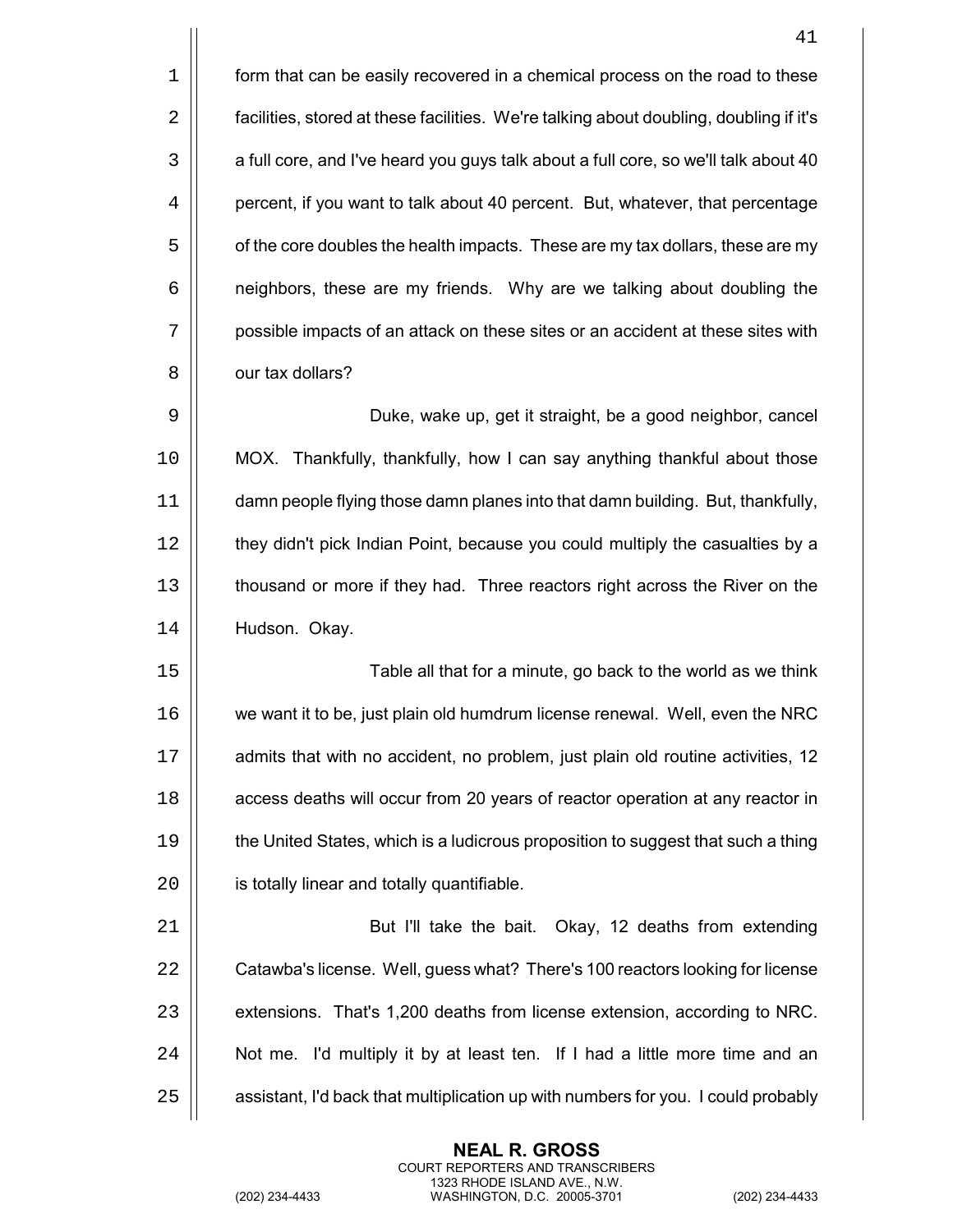form that can be easily recovered in a chemical process on the road to these facilities, stored at these facilities. We're talking about doubling, doubling if it's a full core, and I've heard you guys talk about a full core, so we'll talk about 40 percent, if you want to talk about 40 percent. But, whatever, that percentage of the core doubles the health impacts. These are my tax dollars, these are my neighbors, these are my friends. Why are we talking about doubling the possible impacts of an attack on these sites or an accident at these sites with our tax dollars?

Duke, wake up, get it straight, be a good neighbor, cancel MOX. Thankfully, thankfully, how I can say anything thankful about those damn people flying those damn planes into that damn building. But, thankfully, they didn't pick Indian Point, because you could multiply the casualties by a thousand or more if they had. Three reactors right across the River on the Hudson. Okay.

Table all that for a minute, go back to the world as we think we want it to be, just plain old humdrum license renewal. Well, even the NRC admits that with no accident, no problem, just plain old routine activities, 12 access deaths will occur from 20 years of reactor operation at any reactor in the United States, which is a ludicrous proposition to suggest that such a thing is totally linear and totally quantifiable.

But I'll take the bait. Okay, 12 deaths from extending Catawba's license. Well, guess what? There's 100 reactors looking for license extensions. That's 1,200 deaths from license extension, according to NRC. Not me. I'd multiply it by at least ten. If I had a little more time and an assistant, I'd back that multiplication up with numbers for you. I could probably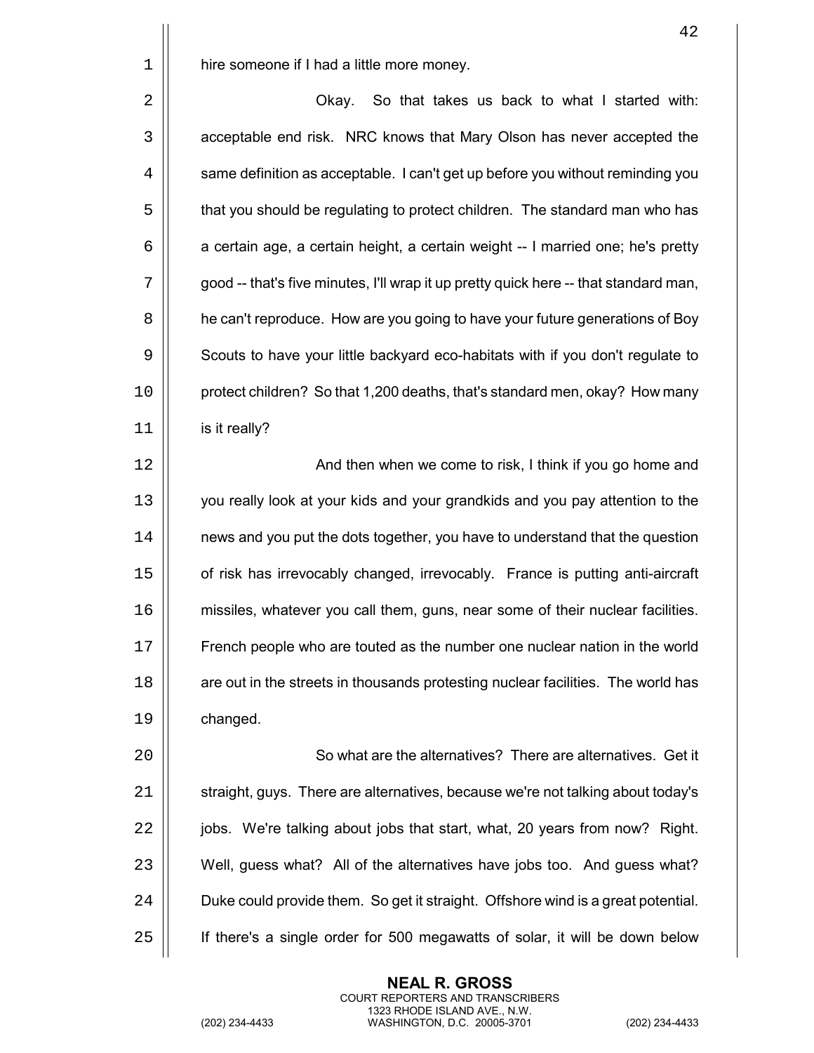hire someone if I had a little more money.

Okay. So that takes us back to what I started with: acceptable end risk. NRC knows that Mary Olson has never accepted the same definition as acceptable. I can't get up before you without reminding you that you should be regulating to protect children. The standard man who has a certain age, a certain height, a certain weight -- I married one; he's pretty good -- that's five minutes, I'll wrap it up pretty quick here -- that standard man, he can't reproduce. How are you going to have your future generations of Boy Scouts to have your little backyard eco-habitats with if you don't regulate to protect children? So that 1,200 deaths, that's standard men, okay? How many is it really?

And then when we come to risk, I think if you go home and you really look at your kids and your grandkids and you pay attention to the news and you put the dots together, you have to understand that the question of risk has irrevocably changed, irrevocably. France is putting anti-aircraft missiles, whatever you call them, guns, near some of their nuclear facilities. French people who are touted as the number one nuclear nation in the world are out in the streets in thousands protesting nuclear facilities. The world has changed.

So what are the alternatives? There are alternatives. Get it straight, guys. There are alternatives, because we're not talking about today's jobs. We're talking about jobs that start, what, 20 years from now? Right. Well, guess what? All of the alternatives have jobs too. And guess what? Duke could provide them. So get it straight. Offshore wind is a great potential. If there's a single order for 500 megawatts of solar, it will be down below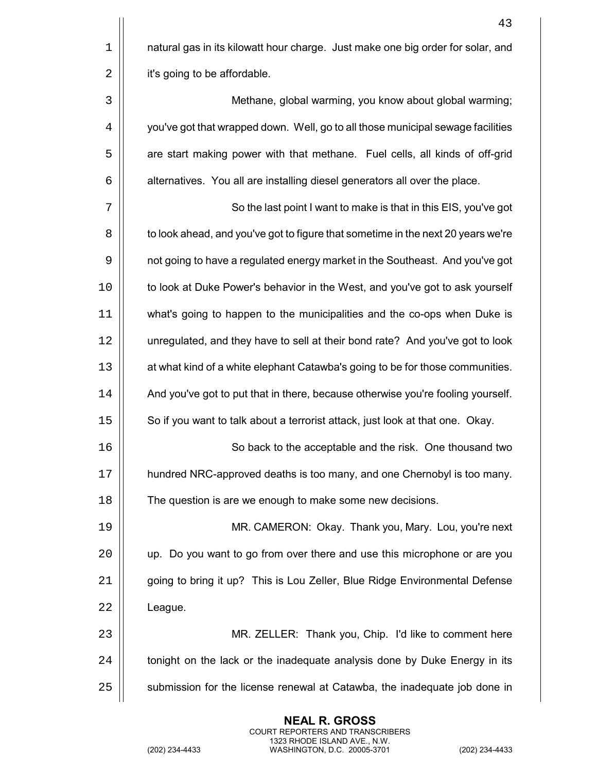natural gas in its kilowatt hour charge. Just make one big order for solar, and it's going to be affordable.

Methane, global warming, you know about global warming; you've got that wrapped down. Well, go to all those municipal sewage facilities are start making power with that methane. Fuel cells, all kinds of off-grid alternatives. You all are installing diesel generators all over the place.

So the last point I want to make is that in this EIS, you've got to look ahead, and you've got to figure that sometime in the next 20 years we're not going to have a regulated energy market in the Southeast. And you've got to look at Duke Power's behavior in the West, and you've got to ask yourself what's going to happen to the municipalities and the co-ops when Duke is unregulated, and they have to sell at their bond rate? And you've got to look at what kind of a white elephant Catawba's going to be for those communities. And you've got to put that in there, because otherwise you're fooling yourself. So if you want to talk about a terrorist attack, just look at that one. Okay.

So back to the acceptable and the risk. One thousand two hundred NRC-approved deaths is too many, and one Chernobyl is too many. The question is are we enough to make some new decisions.

MR. CAMERON: Okay. Thank you, Mary. Lou, you're next up. Do you want to go from over there and use this microphone or are you going to bring it up? This is Lou Zeller, Blue Ridge Environmental Defense League.

MR. ZELLER: Thank you, Chip. I'd like to comment here tonight on the lack or the inadequate analysis done by Duke Energy in its submission for the license renewal at Catawba, the inadequate job done in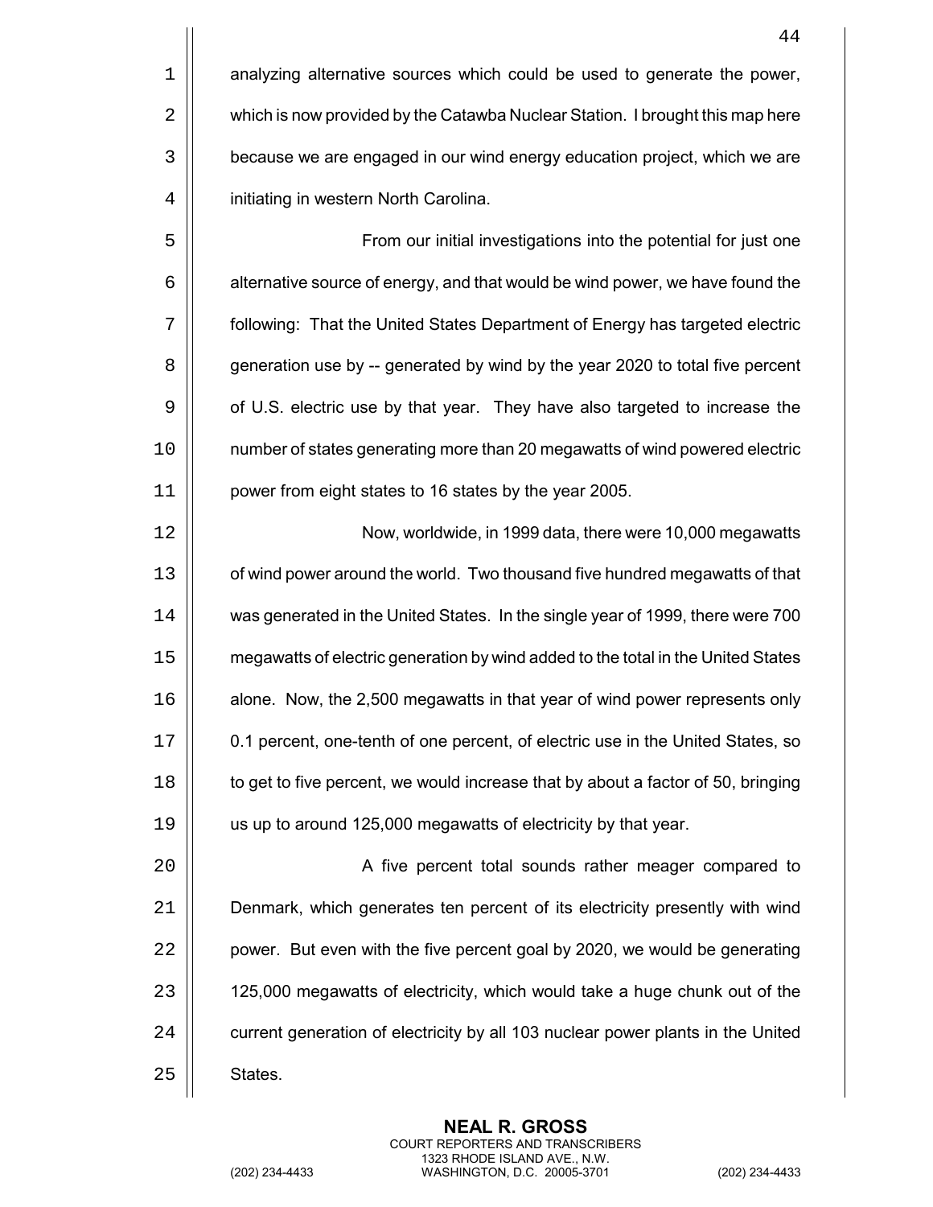analyzing alternative sources which could be used to generate the power, which is now provided by the Catawba Nuclear Station. I brought this map here because we are engaged in our wind energy education project, which we are initiating in western North Carolina.

From our initial investigations into the potential for just one alternative source of energy, and that would be wind power, we have found the following: That the United States Department of Energy has targeted electric generation use by -- generated by wind by the year 2020 to total five percent of U.S. electric use by that year. They have also targeted to increase the number of states generating more than 20 megawatts of wind powered electric power from eight states to 16 states by the year 2005.

Now, worldwide, in 1999 data, there were 10,000 megawatts of wind power around the world. Two thousand five hundred megawatts of that was generated in the United States. In the single year of 1999, there were 700 megawatts of electric generation by wind added to the total in the United States alone. Now, the 2,500 megawatts in that year of wind power represents only 0.1 percent, one-tenth of one percent, of electric use in the United States, so to get to five percent, we would increase that by about a factor of 50, bringing us up to around 125,000 megawatts of electricity by that year.

A five percent total sounds rather meager compared to Denmark, which generates ten percent of its electricity presently with wind power. But even with the five percent goal by 2020, we would be generating 125,000 megawatts of electricity, which would take a huge chunk out of the current generation of electricity by all 103 nuclear power plants in the United States.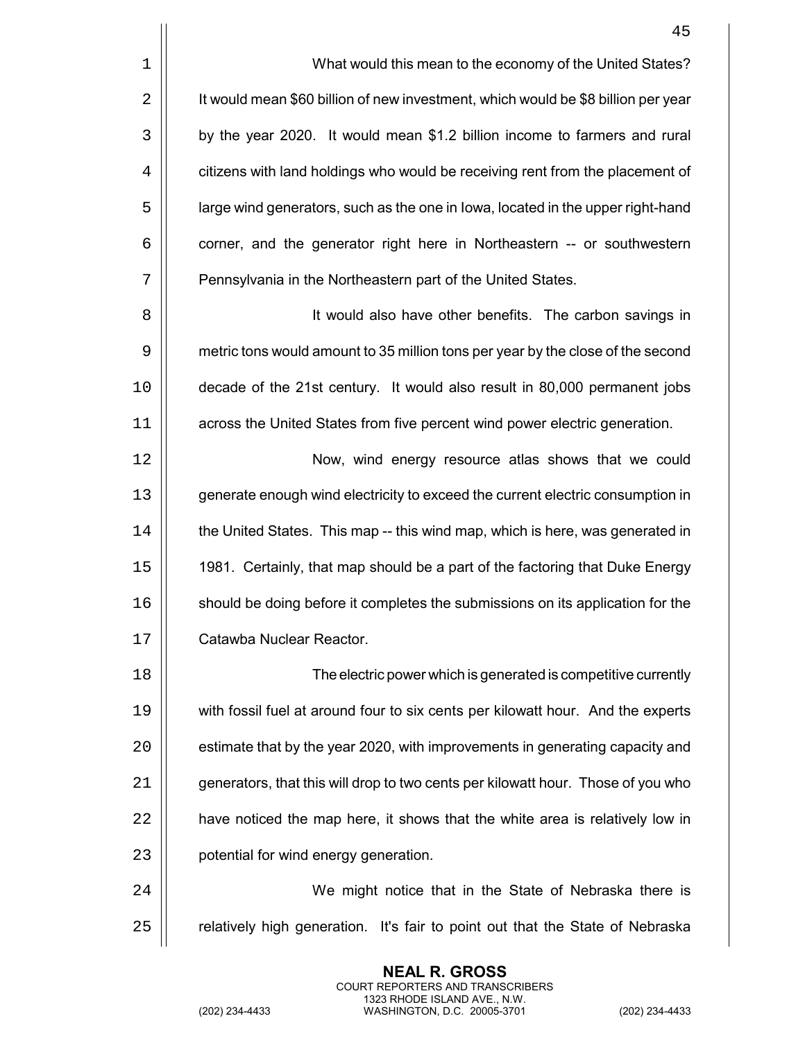What would this mean to the economy of the United States? It would mean $60 billion of new investment, which would be $8 billion per year by the year 2020. It would mean $1.2 billion income to farmers and rural citizens with land holdings who would be receiving rent from the placement of large wind generators, such as the one in Iowa, located in the upper right-hand corner, and the generator right here in Northeastern -- or southwestern Pennsylvania in the Northeastern part of the United States.

It would also have other benefits. The carbon savings in metric tons would amount to 35 million tons per year by the close of the second decade of the 21st century. It would also result in 80,000 permanent jobs across the United States from five percent wind power electric generation.

Now, wind energy resource atlas shows that we could generate enough wind electricity to exceed the current electric consumption in the United States. This map -- this wind map, which is here, was generated in 1981. Certainly, that map should be a part of the factoring that Duke Energy should be doing before it completes the submissions on its application for the Catawba Nuclear Reactor.

The electric power which is generated is competitive currently with fossil fuel at around four to six cents per kilowatt hour. And the experts estimate that by the year 2020, with improvements in generating capacity and generators, that this will drop to two cents per kilowatt hour. Those of you who have noticed the map here, it shows that the white area is relatively low in potential for wind energy generation.

We might notice that in the State of Nebraska there is relatively high generation. It's fair to point out that the State of Nebraska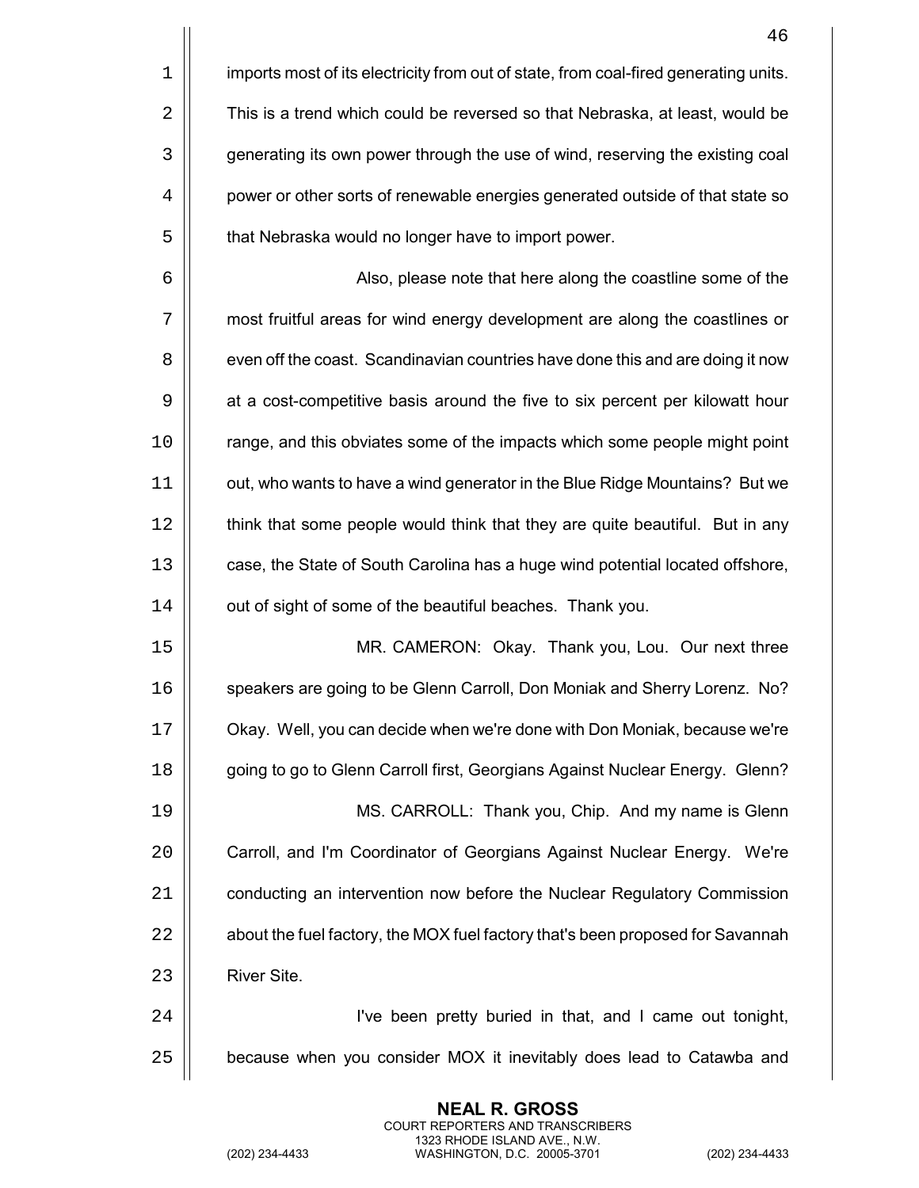imports most of its electricity from out of state, from coal-fired generating units. This is a trend which could be reversed so that Nebraska, at least, would be generating its own power through the use of wind, reserving the existing coal power or other sorts of renewable energies generated outside of that state so that Nebraska would no longer have to import power.

Also, please note that here along the coastline some of the most fruitful areas for wind energy development are along the coastlines or even off the coast. Scandinavian countries have done this and are doing it now at a cost-competitive basis around the five to six percent per kilowatt hour range, and this obviates some of the impacts which some people might point out, who wants to have a wind generator in the Blue Ridge Mountains? But we think that some people would think that they are quite beautiful. But in any case, the State of South Carolina has a huge wind potential located offshore, out of sight of some of the beautiful beaches. Thank you.

MR. CAMERON: Okay. Thank you, Lou. Our next three speakers are going to be Glenn Carroll, Don Moniak and Sherry Lorenz. No? Okay. Well, you can decide when we're done with Don Moniak, because we're going to go to Glenn Carroll first, Georgians Against Nuclear Energy. Glenn?

MS. CARROLL: Thank you, Chip. And my name is Glenn Carroll, and I'm Coordinator of Georgians Against Nuclear Energy. We're conducting an intervention now before the Nuclear Regulatory Commission about the fuel factory, the MOX fuel factory that's been proposed for Savannah River Site.

I've been pretty buried in that, and I came out tonight, because when you consider MOX it inevitably does lead to Catawba and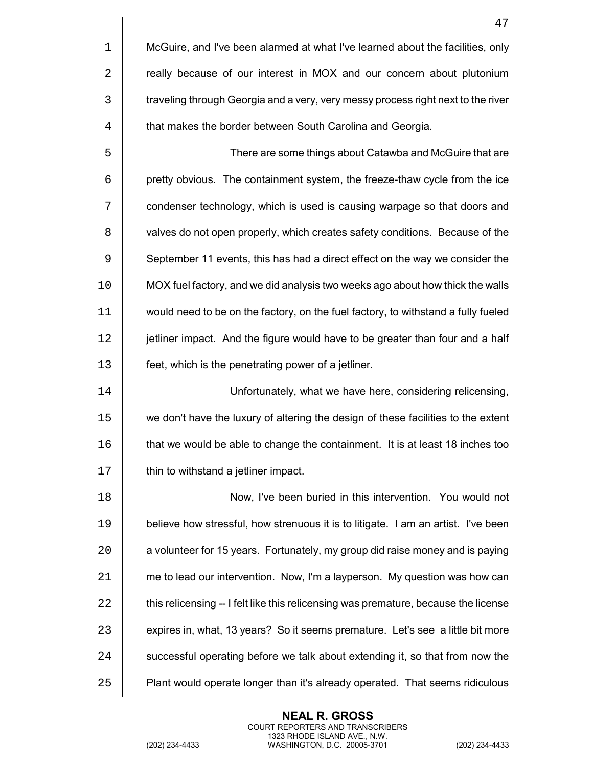McGuire, and I've been alarmed at what I've learned about the facilities, only really because of our interest in MOX and our concern about plutonium traveling through Georgia and a very, very messy process right next to the river that makes the border between South Carolina and Georgia.

There are some things about Catawba and McGuire that are pretty obvious. The containment system, the freeze-thaw cycle from the ice condenser technology, which is used is causing warpage so that doors and valves do not open properly, which creates safety conditions. Because of the September 11 events, this has had a direct effect on the way we consider the MOX fuel factory, and we did analysis two weeks ago about how thick the walls would need to be on the factory, on the fuel factory, to withstand a fully fueled jetliner impact. And the figure would have to be greater than four and a half feet, which is the penetrating power of a jetliner.

Unfortunately, what we have here, considering relicensing, we don't have the luxury of altering the design of these facilities to the extent that we would be able to change the containment. It is at least 18 inches too thin to withstand a jetliner impact.

Now, I've been buried in this intervention. You would not believe how stressful, how strenuous it is to litigate. I am an artist. I've been a volunteer for 15 years. Fortunately, my group did raise money and is paying me to lead our intervention. Now, I'm a layperson. My question was how can this relicensing -- I felt like this relicensing was premature, because the license expires in, what, 13 years? So it seems premature. Let's see a little bit more successful operating before we talk about extending it, so that from now the Plant would operate longer than it's already operated. That seems ridiculous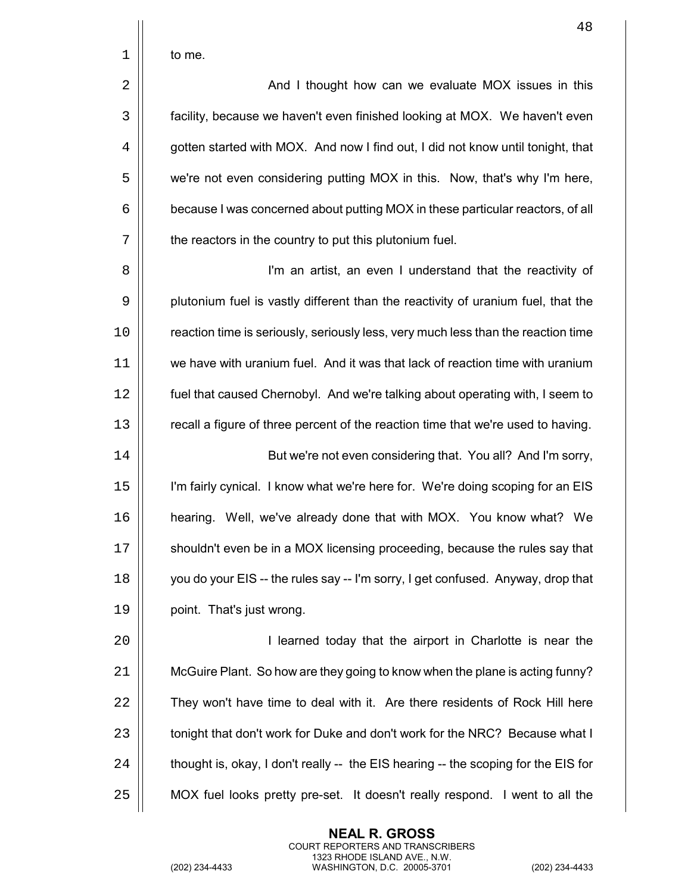to me.

And I thought how can we evaluate MOX issues in this facility, because we haven't even finished looking at MOX. We haven't even gotten started with MOX. And now I find out, I did not know until tonight, that we're not even considering putting MOX in this. Now, that's why I'm here, because I was concerned about putting MOX in these particular reactors, of all the reactors in the country to put this plutonium fuel.

I'm an artist, an even I understand that the reactivity of plutonium fuel is vastly different than the reactivity of uranium fuel, that the reaction time is seriously, seriously less, very much less than the reaction time we have with uranium fuel. And it was that lack of reaction time with uranium fuel that caused Chernobyl. And we're talking about operating with, I seem to recall a figure of three percent of the reaction time that we're used to having.

But we're not even considering that. You all? And I'm sorry, I'm fairly cynical. I know what we're here for. We're doing scoping for an EIS hearing. Well, we've already done that with MOX. You know what? We shouldn't even be in a MOX licensing proceeding, because the rules say that you do your EIS -- the rules say -- I'm sorry, I get confused. Anyway, drop that point. That's just wrong.

I learned today that the airport in Charlotte is near the McGuire Plant. So how are they going to know when the plane is acting funny? They won't have time to deal with it. Are there residents of Rock Hill here tonight that don't work for Duke and don't work for the NRC? Because what I thought is, okay, I don't really -- the EIS hearing -- the scoping for the EIS for MOX fuel looks pretty pre-set. It doesn't really respond. I went to all the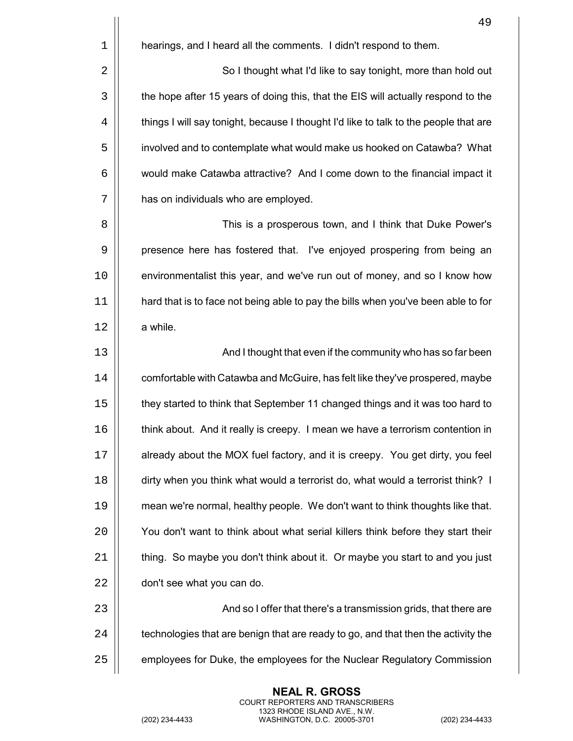hearings, and I heard all the comments. I didn't respond to them.

So I thought what I'd like to say tonight, more than hold out the hope after 15 years of doing this, that the EIS will actually respond to the things I will say tonight, because I thought I'd like to talk to the people that are involved and to contemplate what would make us hooked on Catawba? What would make Catawba attractive? And I come down to the financial impact it has on individuals who are employed.

This is a prosperous town, and I think that Duke Power's presence here has fostered that. I've enjoyed prospering from being an environmentalist this year, and we've run out of money, and so I know how hard that is to face not being able to pay the bills when you've been able to for a while.

And I thought that even if the community who has so far been comfortable with Catawba and McGuire, has felt like they've prospered, maybe they started to think that September 11 changed things and it was too hard to think about. And it really is creepy. I mean we have a terrorism contention in already about the MOX fuel factory, and it is creepy. You get dirty, you feel dirty when you think what would a terrorist do, what would a terrorist think? I mean we're normal, healthy people. We don't want to think thoughts like that. You don't want to think about what serial killers think before they start their thing. So maybe you don't think about it. Or maybe you start to and you just don't see what you can do.

And so I offer that there's a transmission grids, that there are technologies that are benign that are ready to go, and that then the activity the employees for Duke, the employees for the Nuclear Regulatory Commission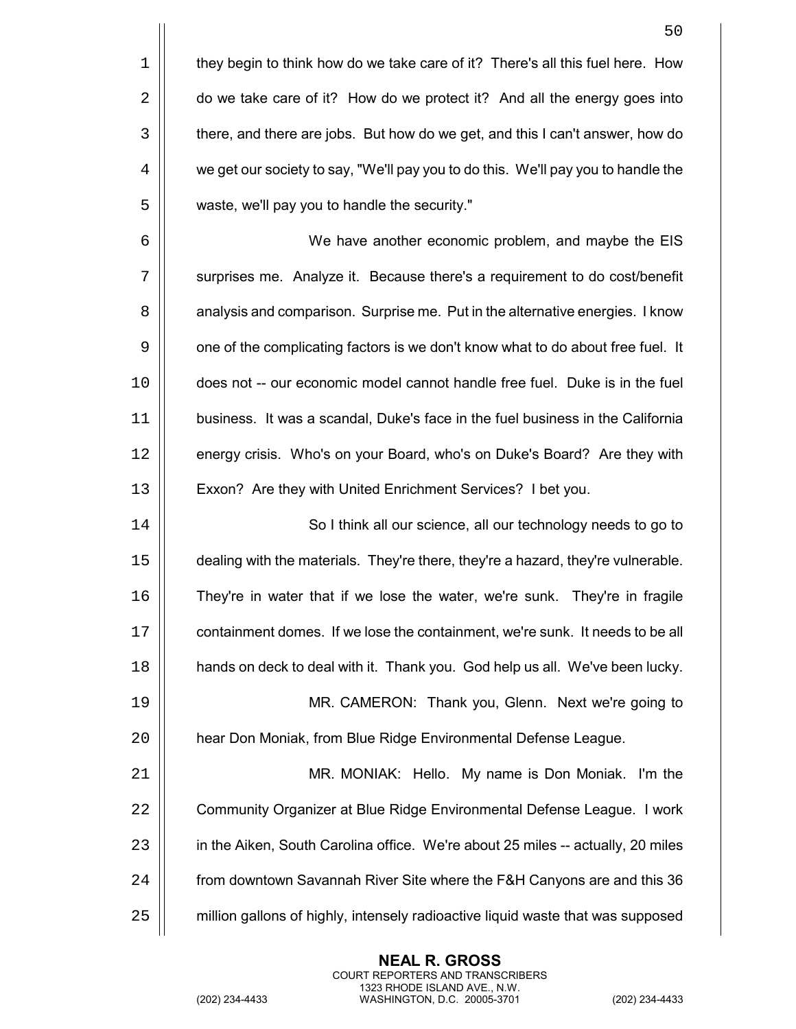they begin to think how do we take care of it? There's all this fuel here. How do we take care of it? How do we protect it? And all the energy goes into there, and there are jobs. But how do we get, and this I can't answer, how do we get our society to say, "We'll pay you to do this. We'll pay you to handle the waste, we'll pay you to handle the security."

We have another economic problem, and maybe the EIS surprises me. Analyze it. Because there's a requirement to do cost/benefit analysis and comparison. Surprise me. Put in the alternative energies. I know one of the complicating factors is we don't know what to do about free fuel. It does not -- our economic model cannot handle free fuel. Duke is in the fuel business. It was a scandal, Duke's face in the fuel business in the California energy crisis. Who's on your Board, who's on Duke's Board? Are they with Exxon? Are they with United Enrichment Services? I bet you.

So I think all our science, all our technology needs to go to dealing with the materials. They're there, they're a hazard, they're vulnerable. They're in water that if we lose the water, we're sunk. They're in fragile containment domes. If we lose the containment, we're sunk. It needs to be all hands on deck to deal with it. Thank you. God help us all. We've been lucky.

MR. CAMERON: Thank you, Glenn. Next we're going to hear Don Moniak, from Blue Ridge Environmental Defense League.

MR. MONIAK: Hello. My name is Don Moniak. I'm the Community Organizer at Blue Ridge Environmental Defense League. I work in the Aiken, South Carolina office. We're about 25 miles -- actually, 20 miles from downtown Savannah River Site where the F&H Canyons are and this 36 million gallons of highly, intensely radioactive liquid waste that was supposed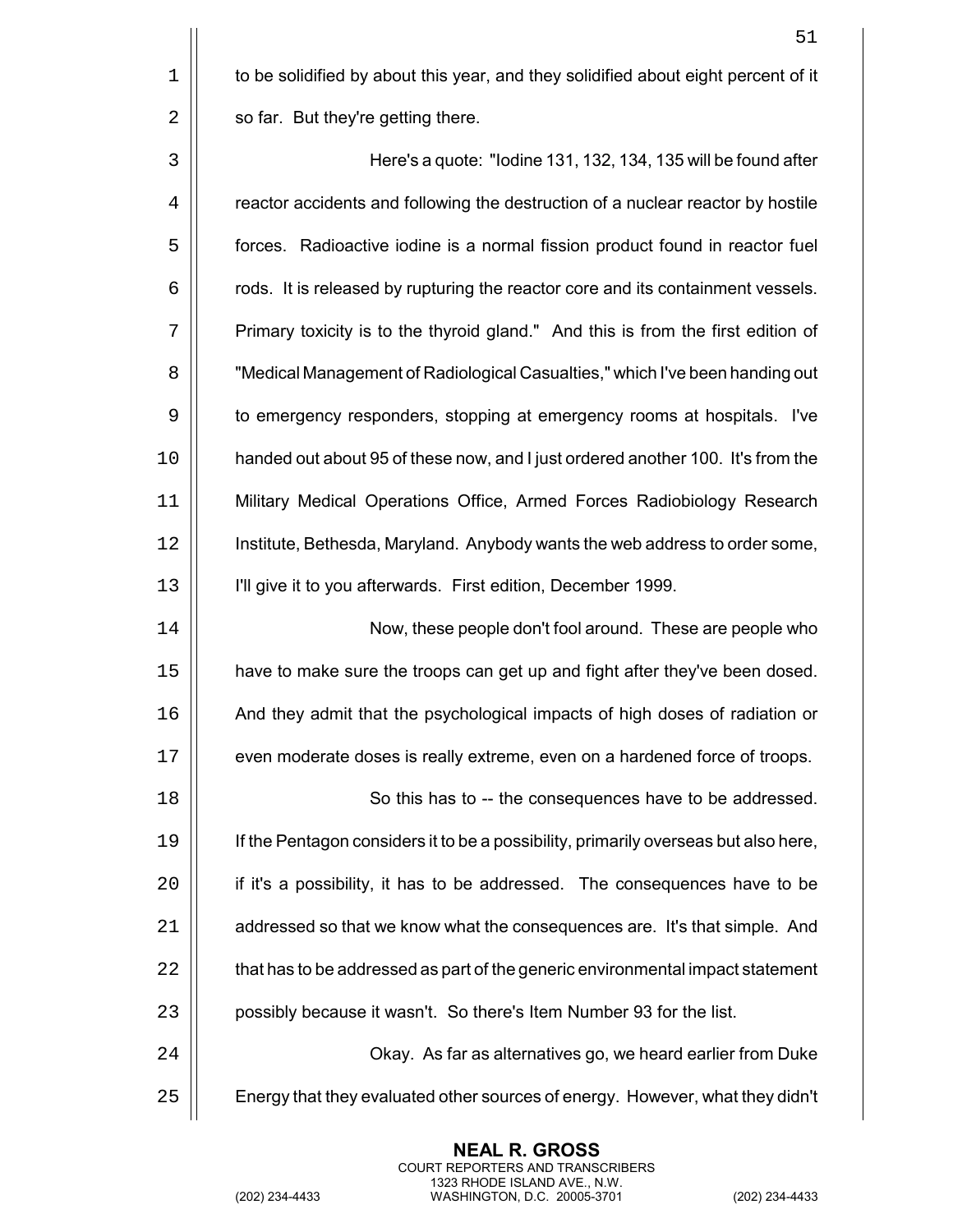to be solidified by about this year, and they solidified about eight percent of it so far. But they're getting there.

Here's a quote: "Iodine 131, 132, 134, 135 will be found after reactor accidents and following the destruction of a nuclear reactor by hostile forces. Radioactive iodine is a normal fission product found in reactor fuel rods. It is released by rupturing the reactor core and its containment vessels. Primary toxicity is to the thyroid gland." And this is from the first edition of "Medical Management of Radiological Casualties," which I've been handing out to emergency responders, stopping at emergency rooms at hospitals. I've handed out about 95 of these now, and I just ordered another 100. It's from the Military Medical Operations Office, Armed Forces Radiobiology Research Institute, Bethesda, Maryland. Anybody wants the web address to order some, I'll give it to you afterwards. First edition, December 1999.

Now, these people don't fool around. These are people who have to make sure the troops can get up and fight after they've been dosed. And they admit that the psychological impacts of high doses of radiation or even moderate doses is really extreme, even on a hardened force of troops.

So this has to -- the consequences have to be addressed. If the Pentagon considers it to be a possibility, primarily overseas but also here, if it's a possibility, it has to be addressed. The consequences have to be addressed so that we know what the consequences are. It's that simple. And that has to be addressed as part of the generic environmental impact statement possibly because it wasn't. So there's Item Number 93 for the list.

Okay. As far as alternatives go, we heard earlier from Duke Energy that they evaluated other sources of energy. However, what they didn't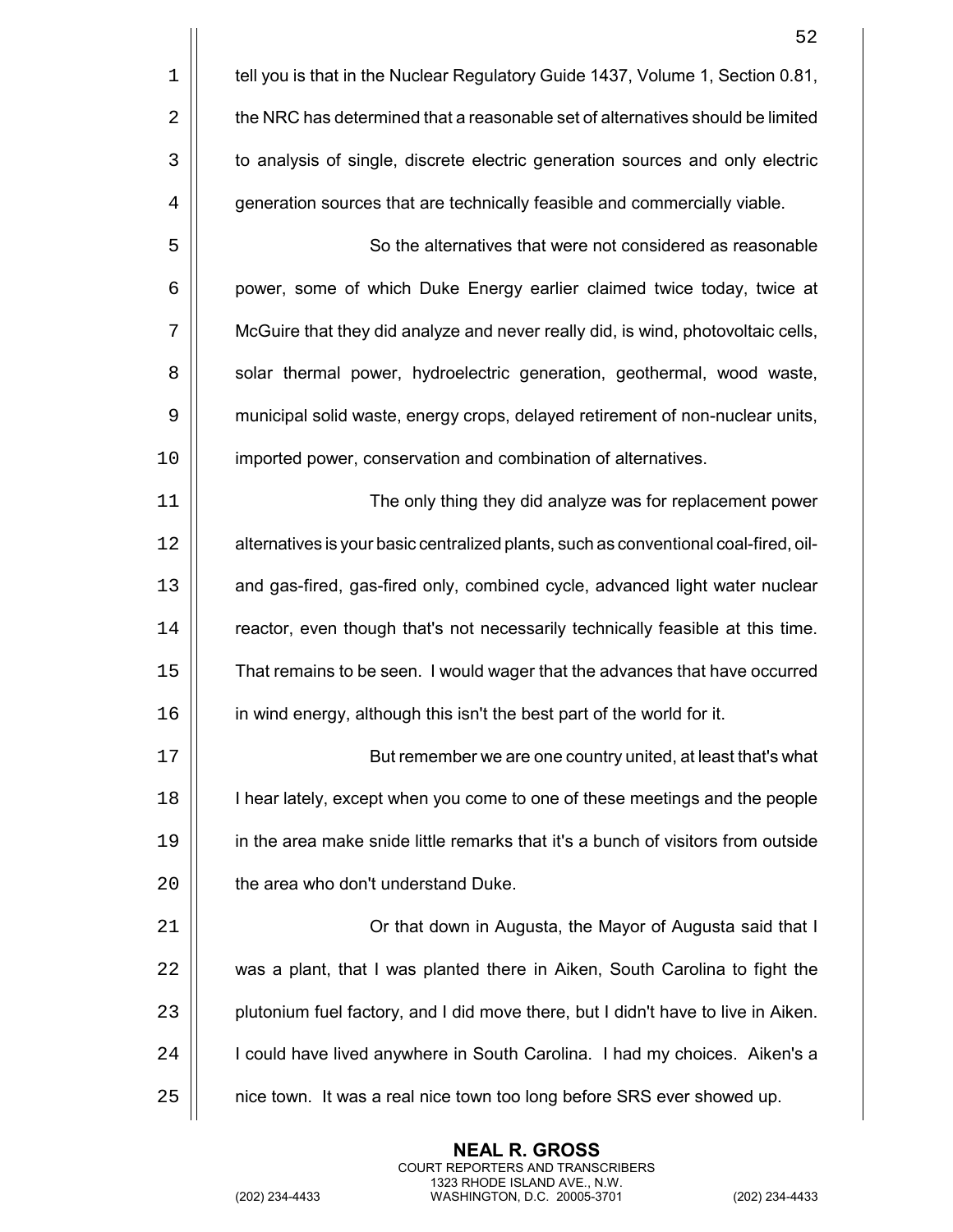tell you is that in the Nuclear Regulatory Guide 1437, Volume 1, Section 0.81, the NRC has determined that a reasonable set of alternatives should be limited to analysis of single, discrete electric generation sources and only electric generation sources that are technically feasible and commercially viable.

So the alternatives that were not considered as reasonable power, some of which Duke Energy earlier claimed twice today, twice at McGuire that they did analyze and never really did, is wind, photovoltaic cells, solar thermal power, hydroelectric generation, geothermal, wood waste, municipal solid waste, energy crops, delayed retirement of non-nuclear units, imported power, conservation and combination of alternatives.

The only thing they did analyze was for replacement power alternatives is your basic centralized plants, such as conventional coal-fired, oil- and gas-fired, gas-fired only, combined cycle, advanced light water nuclear reactor, even though that's not necessarily technically feasible at this time. That remains to be seen. I would wager that the advances that have occurred in wind energy, although this isn't the best part of the world for it.

But remember we are one country united, at least that's what I hear lately, except when you come to one of these meetings and the people in the area make snide little remarks that it's a bunch of visitors from outside the area who don't understand Duke.

Or that down in Augusta, the Mayor of Augusta said that I was a plant, that I was planted there in Aiken, South Carolina to fight the plutonium fuel factory, and I did move there, but I didn't have to live in Aiken. I could have lived anywhere in South Carolina. I had my choices. Aiken's a nice town. It was a real nice town too long before SRS ever showed up.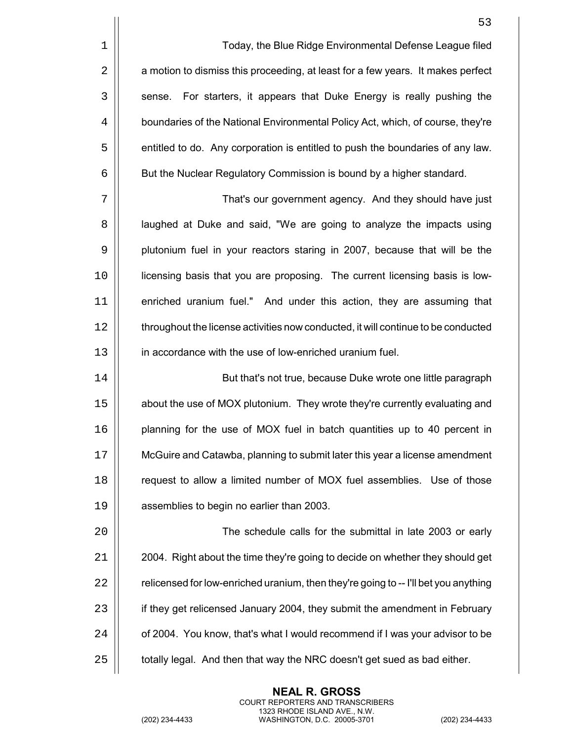Today, the Blue Ridge Environmental Defense League filed a motion to dismiss this proceeding, at least for a few years. It makes perfect sense. For starters, it appears that Duke Energy is really pushing the boundaries of the National Environmental Policy Act, which, of course, they're entitled to do. Any corporation is entitled to push the boundaries of any law. But the Nuclear Regulatory Commission is bound by a higher standard.

That's our government agency. And they should have just laughed at Duke and said, "We are going to analyze the impacts using plutonium fuel in your reactors staring in 2007, because that will be the licensing basis that you are proposing. The current licensing basis is low-enriched uranium fuel." And under this action, they are assuming that throughout the license activities now conducted, it will continue to be conducted in accordance with the use of low-enriched uranium fuel.

But that's not true, because Duke wrote one little paragraph about the use of MOX plutonium. They wrote they're currently evaluating and planning for the use of MOX fuel in batch quantities up to 40 percent in McGuire and Catawba, planning to submit later this year a license amendment request to allow a limited number of MOX fuel assemblies. Use of those assemblies to begin no earlier than 2003.

The schedule calls for the submittal in late 2003 or early 2004. Right about the time they're going to decide on whether they should get relicensed for low-enriched uranium, then they're going to -- I'll bet you anything if they get relicensed January 2004, they submit the amendment in February of 2004. You know, that's what I would recommend if I was your advisor to be totally legal. And then that way the NRC doesn't get sued as bad either.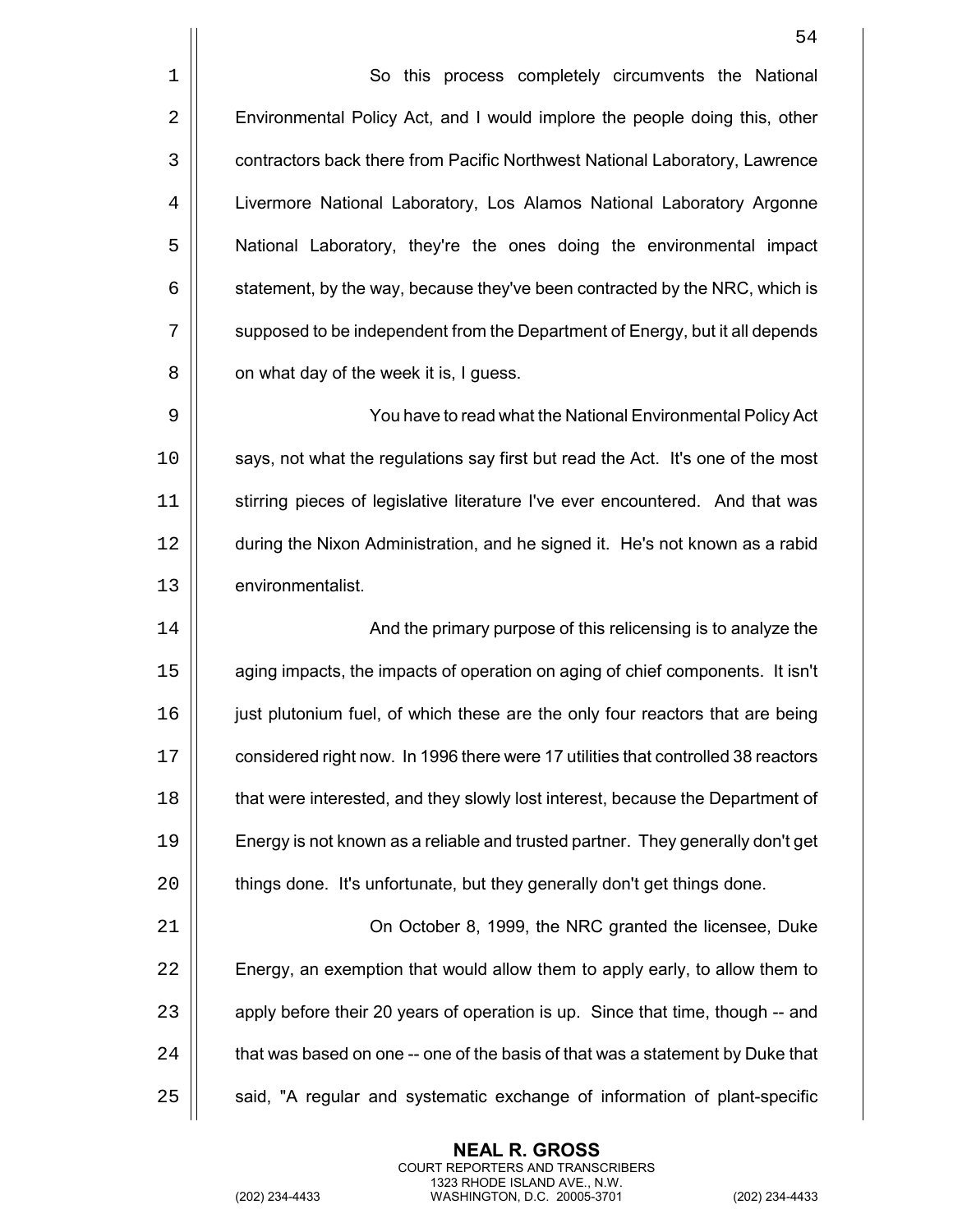So this process completely circumvents the National Environmental Policy Act, and I would implore the people doing this, other contractors back there from Pacific Northwest National Laboratory, Lawrence Livermore National Laboratory, Los Alamos National Laboratory Argonne National Laboratory, they're the ones doing the environmental impact statement, by the way, because they've been contracted by the NRC, which is supposed to be independent from the Department of Energy, but it all depends on what day of the week it is, I guess.

You have to read what the National Environmental Policy Act says, not what the regulations say first but read the Act. It's one of the most stirring pieces of legislative literature I've ever encountered. And that was during the Nixon Administration, and he signed it. He's not known as a rabid environmentalist.

And the primary purpose of this relicensing is to analyze the aging impacts, the impacts of operation on aging of chief components. It isn't just plutonium fuel, of which these are the only four reactors that are being considered right now. In 1996 there were 17 utilities that controlled 38 reactors that were interested, and they slowly lost interest, because the Department of Energy is not known as a reliable and trusted partner. They generally don't get things done. It's unfortunate, but they generally don't get things done.

On October 8, 1999, the NRC granted the licensee, Duke Energy, an exemption that would allow them to apply early, to allow them to apply before their 20 years of operation is up. Since that time, though -- and that was based on one -- one of the basis of that was a statement by Duke that said, "A regular and systematic exchange of information of plant-specific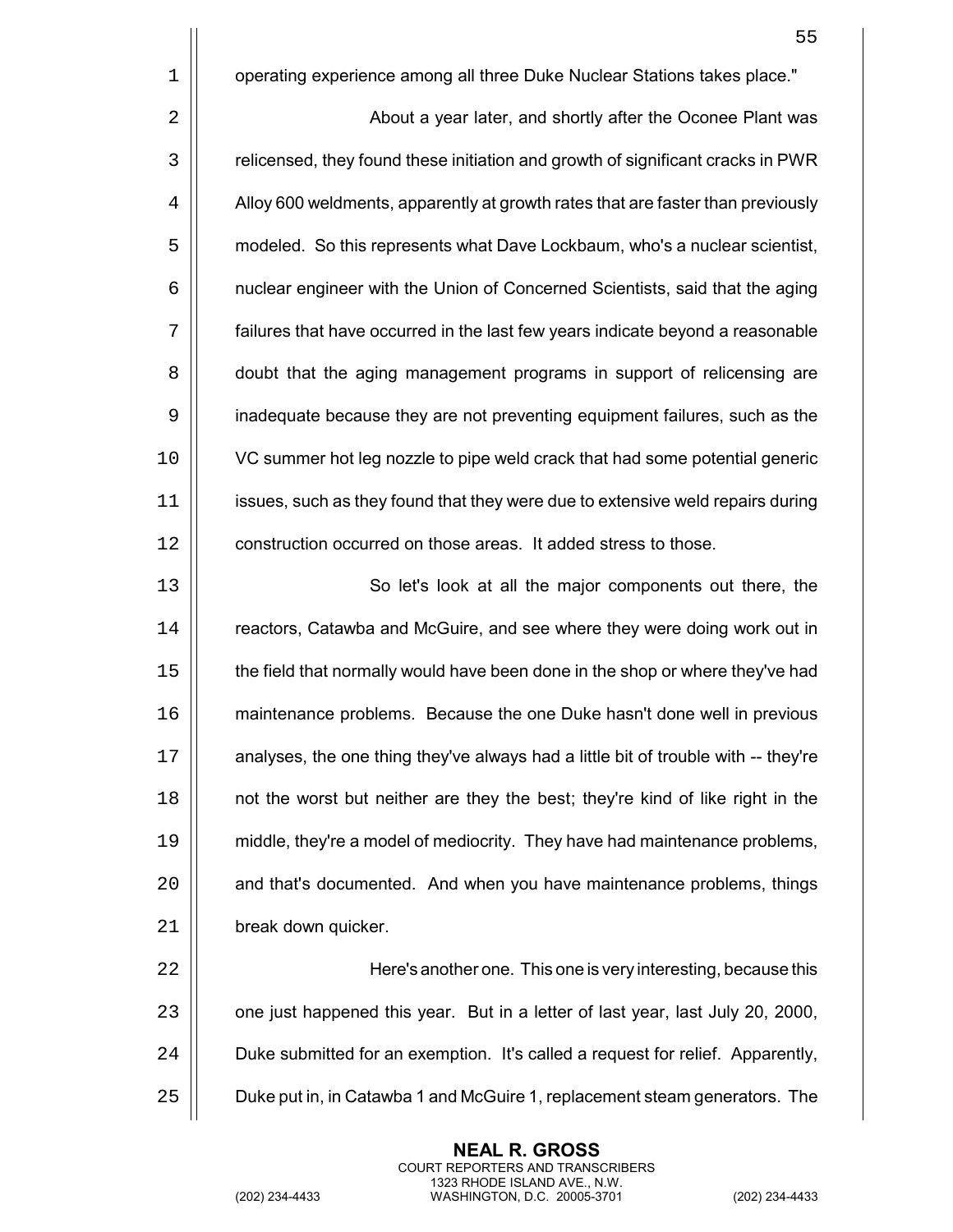operating experience among all three Duke Nuclear Stations takes place."

About a year later, and shortly after the Oconee Plant was relicensed, they found these initiation and growth of significant cracks in PWR Alloy 600 weldments, apparently at growth rates that are faster than previously modeled. So this represents what Dave Lockbaum, who's a nuclear scientist, nuclear engineer with the Union of Concerned Scientists, said that the aging failures that have occurred in the last few years indicate beyond a reasonable doubt that the aging management programs in support of relicensing are inadequate because they are not preventing equipment failures, such as the VC summer hot leg nozzle to pipe weld crack that had some potential generic issues, such as they found that they were due to extensive weld repairs during construction occurred on those areas. It added stress to those.

So let's look at all the major components out there, the reactors, Catawba and McGuire, and see where they were doing work out in the field that normally would have been done in the shop or where they've had maintenance problems. Because the one Duke hasn't done well in previous analyses, the one thing they've always had a little bit of trouble with -- they're not the worst but neither are they the best; they're kind of like right in the middle, they're a model of mediocrity. They have had maintenance problems, and that's documented. And when you have maintenance problems, things break down quicker.

Here's another one. This one is very interesting, because this one just happened this year. But in a letter of last year, last July 20, 2000, Duke submitted for an exemption. It's called a request for relief. Apparently, Duke put in, in Catawba 1 and McGuire 1, replacement steam generators. The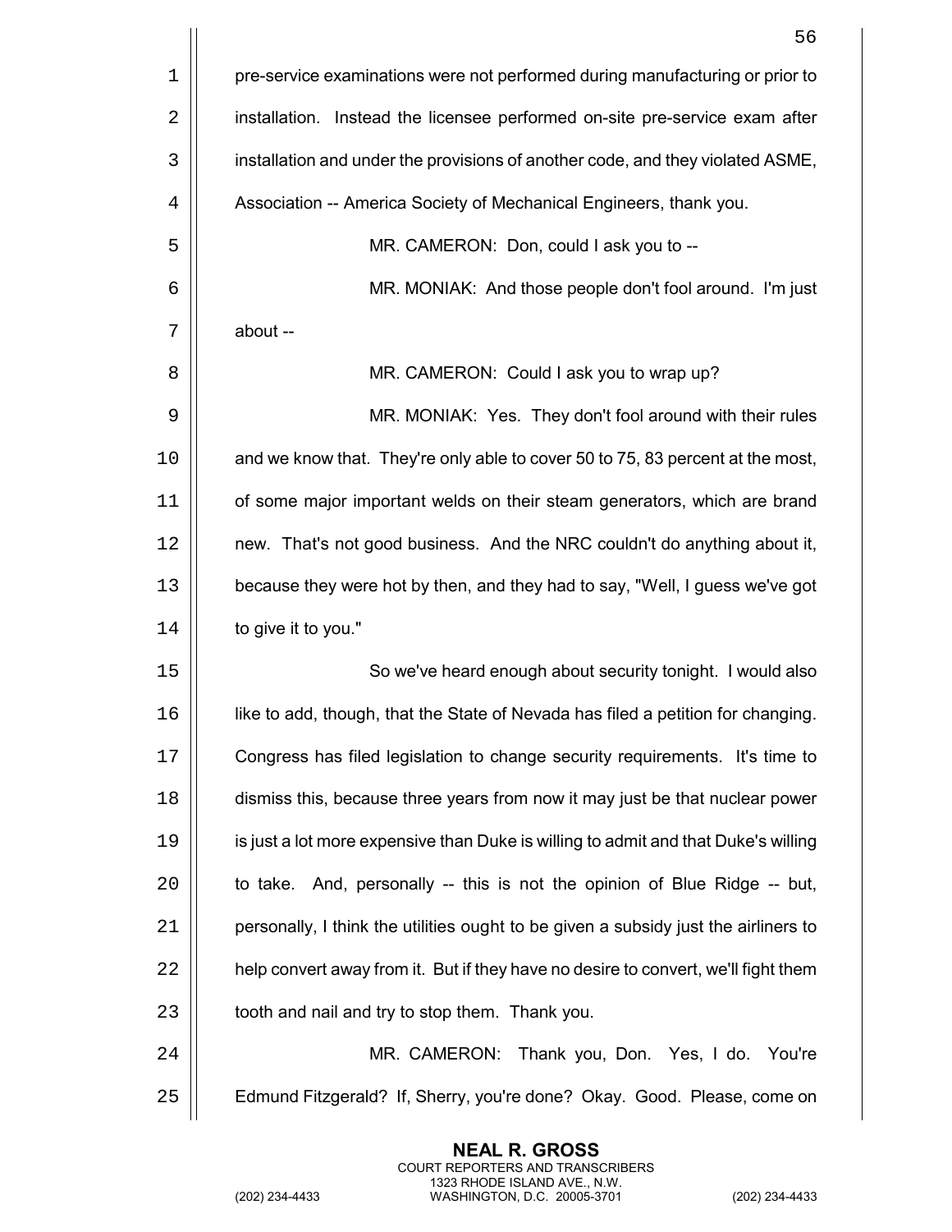pre-service examinations were not performed during manufacturing or prior to installation. Instead the licensee performed on-site pre-service exam after installation and under the provisions of another code, and they violated ASME, Association -- America Society of Mechanical Engineers, thank you.

MR. CAMERON: Don, could I ask you to --

MR. MONIAK: And those people don't fool around. I'm just about --

MR. CAMERON: Could I ask you to wrap up?

MR. MONIAK: Yes. They don't fool around with their rules and we know that. They're only able to cover 50 to 75, 83 percent at the most, of some major important welds on their steam generators, which are brand new. That's not good business. And the NRC couldn't do anything about it, because they were hot by then, and they had to say, "Well, I guess we've got to give it to you."

So we've heard enough about security tonight. I would also like to add, though, that the State of Nevada has filed a petition for changing. Congress has filed legislation to change security requirements. It's time to dismiss this, because three years from now it may just be that nuclear power is just a lot more expensive than Duke is willing to admit and that Duke's willing to take. And, personally -- this is not the opinion of Blue Ridge -- but, personally, I think the utilities ought to be given a subsidy just the airliners to help convert away from it. But if they have no desire to convert, we'll fight them tooth and nail and try to stop them. Thank you.

MR. CAMERON: Thank you, Don. Yes, I do. You're Edmund Fitzgerald? If, Sherry, you're done? Okay. Good. Please, come on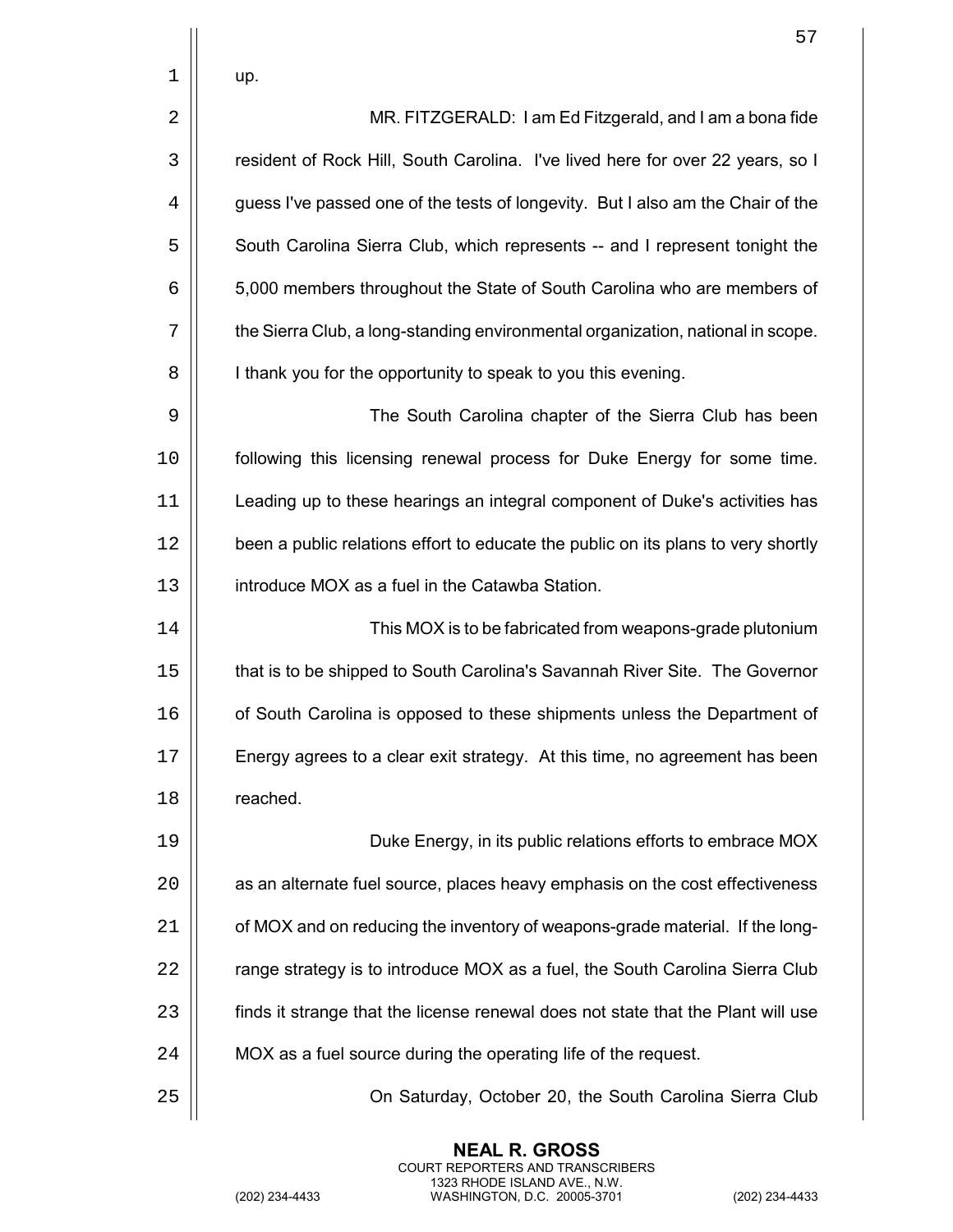up.

MR. FITZGERALD: I am Ed Fitzgerald, and I am a bona fide resident of Rock Hill, South Carolina. I've lived here for over 22 years, so I guess I've passed one of the tests of longevity. But I also am the Chair of the South Carolina Sierra Club, which represents -- and I represent tonight the 5,000 members throughout the State of South Carolina who are members of the Sierra Club, a long-standing environmental organization, national in scope. I thank you for the opportunity to speak to you this evening.

The South Carolina chapter of the Sierra Club has been following this licensing renewal process for Duke Energy for some time. Leading up to these hearings an integral component of Duke's activities has been a public relations effort to educate the public on its plans to very shortly introduce MOX as a fuel in the Catawba Station.

This MOX is to be fabricated from weapons-grade plutonium that is to be shipped to South Carolina's Savannah River Site. The Governor of South Carolina is opposed to these shipments unless the Department of Energy agrees to a clear exit strategy. At this time, no agreement has been reached.

Duke Energy, in its public relations efforts to embrace MOX as an alternate fuel source, places heavy emphasis on the cost effectiveness of MOX and on reducing the inventory of weapons-grade material. If the long-range strategy is to introduce MOX as a fuel, the South Carolina Sierra Club finds it strange that the license renewal does not state that the Plant will use MOX as a fuel source during the operating life of the request.

On Saturday, October 20, the South Carolina Sierra Club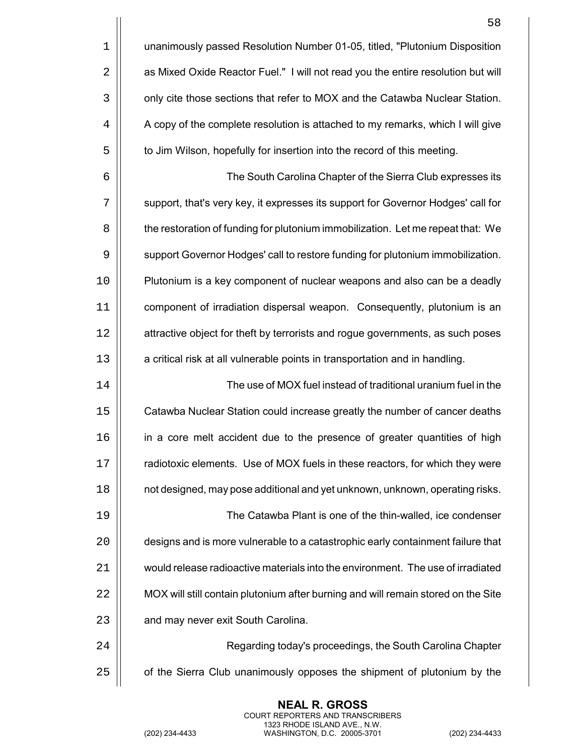unanimously passed Resolution Number 01-05, titled, "Plutonium Disposition as Mixed Oxide Reactor Fuel." I will not read you the entire resolution but will only cite those sections that refer to MOX and the Catawba Nuclear Station. A copy of the complete resolution is attached to my remarks, which I will give to Jim Wilson, hopefully for insertion into the record of this meeting.

The South Carolina Chapter of the Sierra Club expresses its support, that's very key, it expresses its support for Governor Hodges' call for the restoration of funding for plutonium immobilization. Let me repeat that: We support Governor Hodges' call to restore funding for plutonium immobilization. Plutonium is a key component of nuclear weapons and also can be a deadly component of irradiation dispersal weapon. Consequently, plutonium is an attractive object for theft by terrorists and rogue governments, as such poses a critical risk at all vulnerable points in transportation and in handling.

The use of MOX fuel instead of traditional uranium fuel in the Catawba Nuclear Station could increase greatly the number of cancer deaths in a core melt accident due to the presence of greater quantities of high radiotoxic elements. Use of MOX fuels in these reactors, for which they were not designed, may pose additional and yet unknown, unknown, operating risks.

The Catawba Plant is one of the thin-walled, ice condenser designs and is more vulnerable to a catastrophic early containment failure that would release radioactive materials into the environment. The use of irradiated MOX will still contain plutonium after burning and will remain stored on the Site and may never exit South Carolina.

Regarding today's proceedings, the South Carolina Chapter of the Sierra Club unanimously opposes the shipment of plutonium by the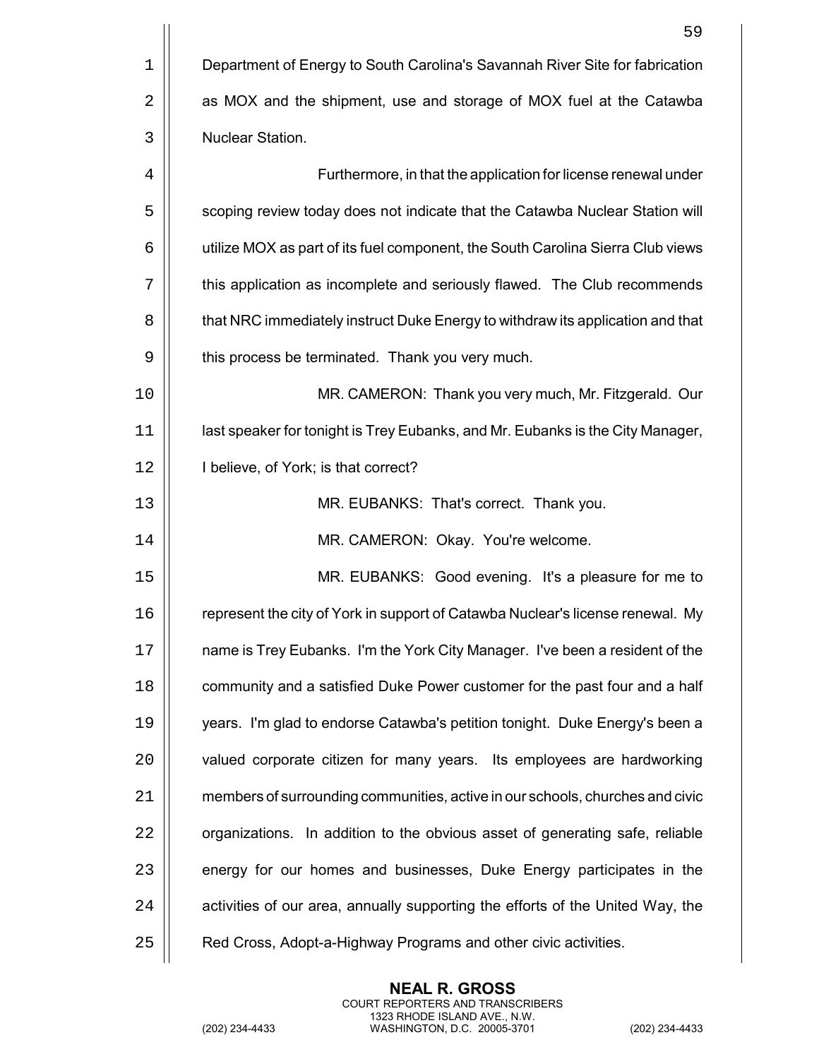Department of Energy to South Carolina's Savannah River Site for fabrication as MOX and the shipment, use and storage of MOX fuel at the Catawba Nuclear Station.

Furthermore, in that the application for license renewal under scoping review today does not indicate that the Catawba Nuclear Station will utilize MOX as part of its fuel component, the South Carolina Sierra Club views this application as incomplete and seriously flawed. The Club recommends that NRC immediately instruct Duke Energy to withdraw its application and that this process be terminated. Thank you very much.

MR. CAMERON: Thank you very much, Mr. Fitzgerald. Our last speaker for tonight is Trey Eubanks, and Mr. Eubanks is the City Manager, I believe, of York; is that correct?

MR. EUBANKS: That's correct. Thank you.

MR. CAMERON: Okay. You're welcome.

MR. EUBANKS: Good evening. It's a pleasure for me to represent the city of York in support of Catawba Nuclear's license renewal. My name is Trey Eubanks. I'm the York City Manager. I've been a resident of the community and a satisfied Duke Power customer for the past four and a half years. I'm glad to endorse Catawba's petition tonight. Duke Energy's been a valued corporate citizen for many years. Its employees are hardworking members of surrounding communities, active in our schools, churches and civic organizations. In addition to the obvious asset of generating safe, reliable energy for our homes and businesses, Duke Energy participates in the activities of our area, annually supporting the efforts of the United Way, the Red Cross, Adopt-a-Highway Programs and other civic activities.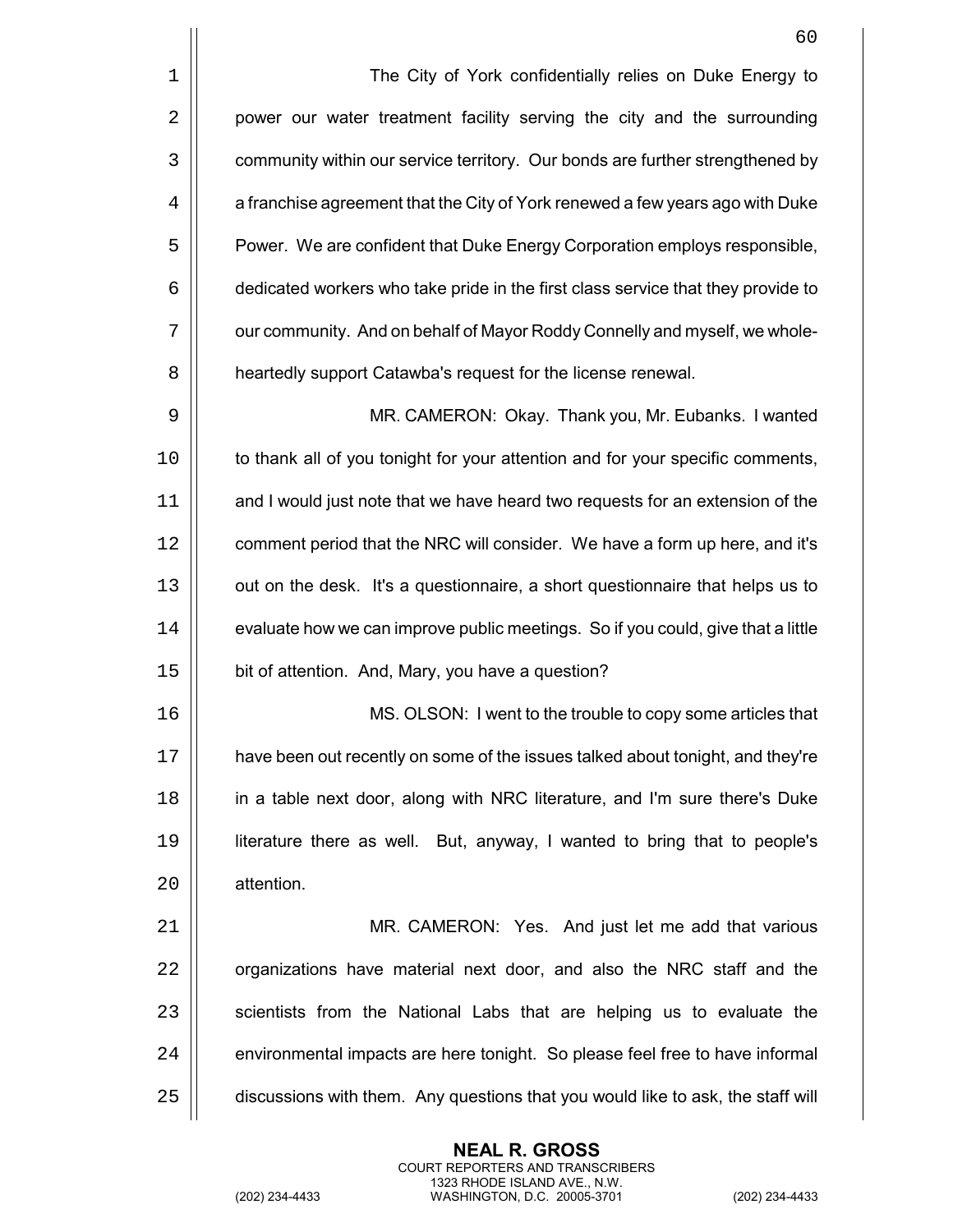The City of York confidentially relies on Duke Energy to power our water treatment facility serving the city and the surrounding community within our service territory. Our bonds are further strengthened by a franchise agreement that the City of York renewed a few years ago with Duke Power. We are confident that Duke Energy Corporation employs responsible, dedicated workers who take pride in the first class service that they provide to our community. And on behalf of Mayor Roddy Connelly and myself, we whole-heartedly support Catawba's request for the license renewal.

MR. CAMERON: Okay. Thank you, Mr. Eubanks. I wanted to thank all of you tonight for your attention and for your specific comments, and I would just note that we have heard two requests for an extension of the comment period that the NRC will consider. We have a form up here, and it's out on the desk. It's a questionnaire, a short questionnaire that helps us to evaluate how we can improve public meetings. So if you could, give that a little bit of attention. And, Mary, you have a question?

MS. OLSON: I went to the trouble to copy some articles that have been out recently on some of the issues talked about tonight, and they're in a table next door, along with NRC literature, and I'm sure there's Duke literature there as well. But, anyway, I wanted to bring that to people's attention.

MR. CAMERON: Yes. And just let me add that various organizations have material next door, and also the NRC staff and the scientists from the National Labs that are helping us to evaluate the environmental impacts are here tonight. So please feel free to have informal discussions with them. Any questions that you would like to ask, the staff will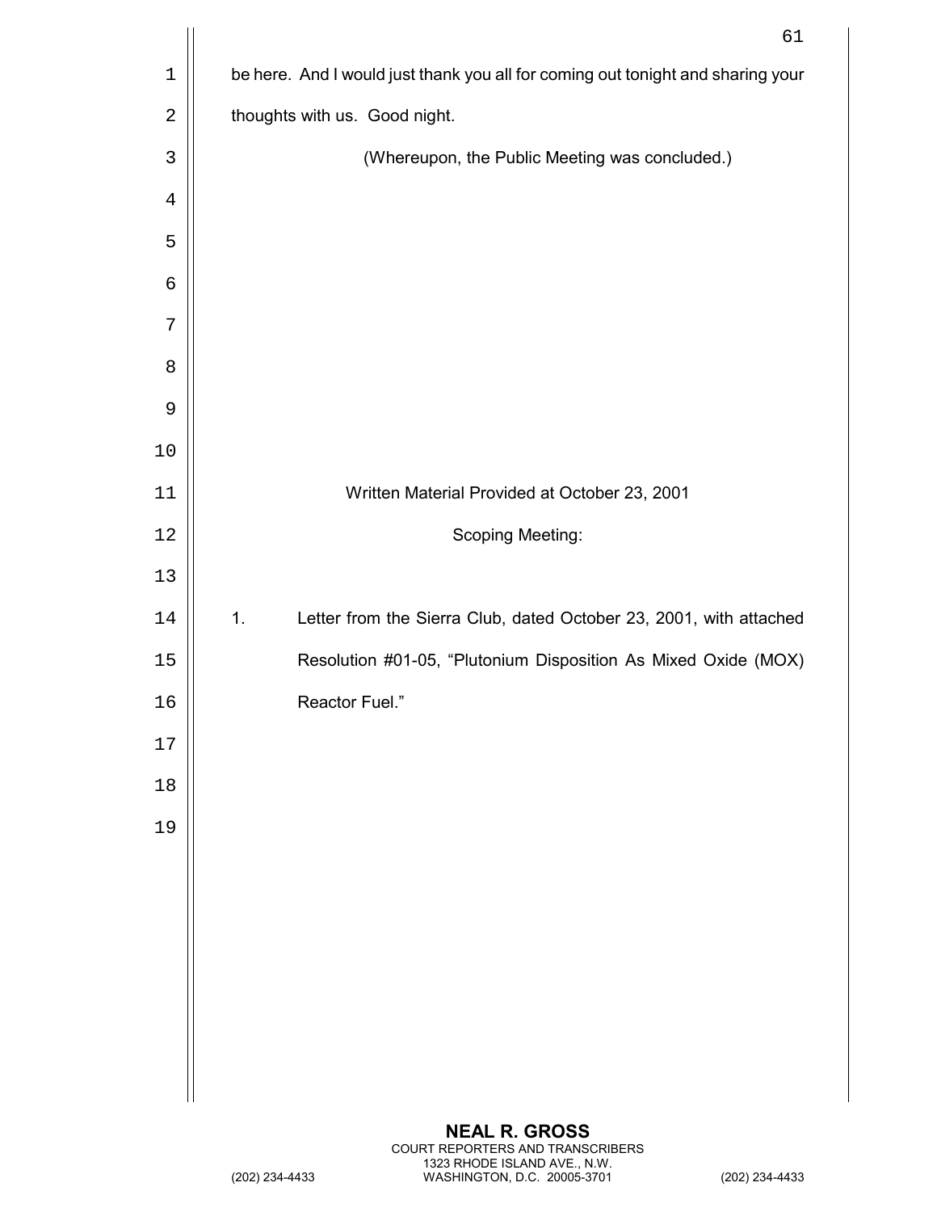be here. And I would just thank you all for coming out tonight and sharing your thoughts with us. Good night.

(Whereupon, the Public Meeting was concluded.)

Written Material Provided at October 23, 2001

Scoping Meeting:

1. Letter from the Sierra Club, dated October 23, 2001, with attached Resolution #01-05, "Plutonium Disposition As Mixed Oxide (MOX) Reactor Fuel."